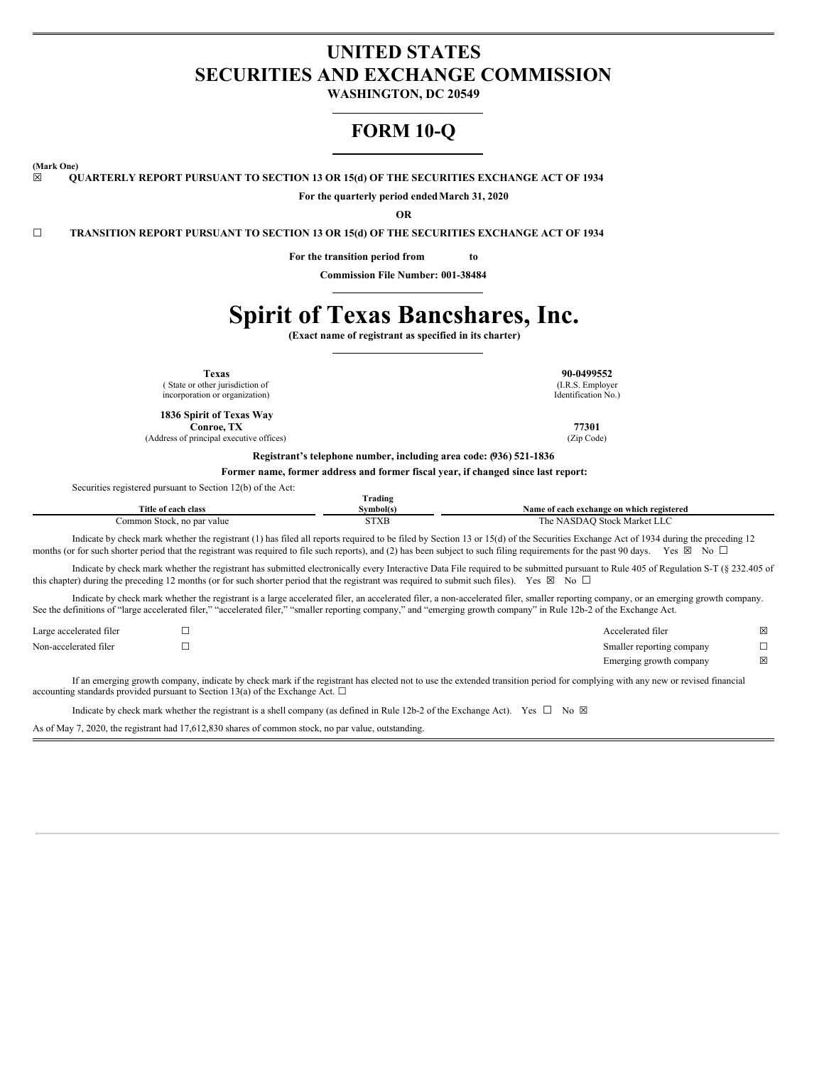# UNITED STATES
# SECURITIES AND EXCHANGE COMMISSION

**WASHINGTON, DC 20549**

## FORM 10-Q

**(Mark One)**

☒ **QUARTERLY REPORT PURSUANT TO SECTION 13 OR 15(d) OF THE SECURITIES EXCHANGE ACT OF 1934**

**For the quarterly period ended March 31, 2020**

**OR**

☐ **TRANSITION REPORT PURSUANT TO SECTION 13 OR 15(d) OF THE SECURITIES EXCHANGE ACT OF 1934**

**For the transition period from to**

**Commission File Number: 001-38484**

# Spirit of Texas Bancshares, Inc.

**(Exact name of registrant as specified in its charter)**

| | |
|---|---|
| **Texas**<br>( State or other jurisdiction of incorporation or organization) | **90-0499552**<br>(I.R.S. Employer Identification No.) |
| **1836 Spirit of Texas Way**<br>**Conroe, TX**<br>(Address of principal executive offices) | **77301**<br>(Zip Code) |

**Registrant's telephone number, including area code: (936) 521-1836**

**Former name, former address and former fiscal year, if changed since last report:**

Securities registered pursuant to Section 12(b) of the Act:

| Title of each class | Trading Symbol(s) | Name of each exchange on which registered |
|---|---|---|
| Common Stock, no par value | STXB | The NASDAQ Stock Market LLC |

Indicate by check mark whether the registrant (1) has filed all reports required to be filed by Section 13 or 15(d) of the Securities Exchange Act of 1934 during the preceding 12 months (or for such shorter period that the registrant was required to file such reports), and (2) has been subject to such filing requirements for the past 90 days. Yes ☒ No ☐

Indicate by check mark whether the registrant has submitted electronically every Interactive Data File required to be submitted pursuant to Rule 405 of Regulation S-T (§ 232.405 of this chapter) during the preceding 12 months (or for such shorter period that the registrant was required to submit such files). Yes ☒ No ☐

Indicate by check mark whether the registrant is a large accelerated filer, an accelerated filer, a non-accelerated filer, smaller reporting company, or an emerging growth company. See the definitions of "large accelerated filer," "accelerated filer," "smaller reporting company," and "emerging growth company" in Rule 12b-2 of the Exchange Act.

| | | | |
|---|---|---|---|
| Large accelerated filer | ☐ | Accelerated filer | ☒ |
| Non-accelerated filer | ☐ | Smaller reporting company | ☐ |
| | | Emerging growth company | ☒ |

If an emerging growth company, indicate by check mark if the registrant has elected not to use the extended transition period for complying with any new or revised financial accounting standards provided pursuant to Section 13(a) of the Exchange Act. ☐

Indicate by check mark whether the registrant is a shell company (as defined in Rule 12b-2 of the Exchange Act). Yes ☐ No ☒

As of May 7, 2020, the registrant had 17,612,830 shares of common stock, no par value, outstanding.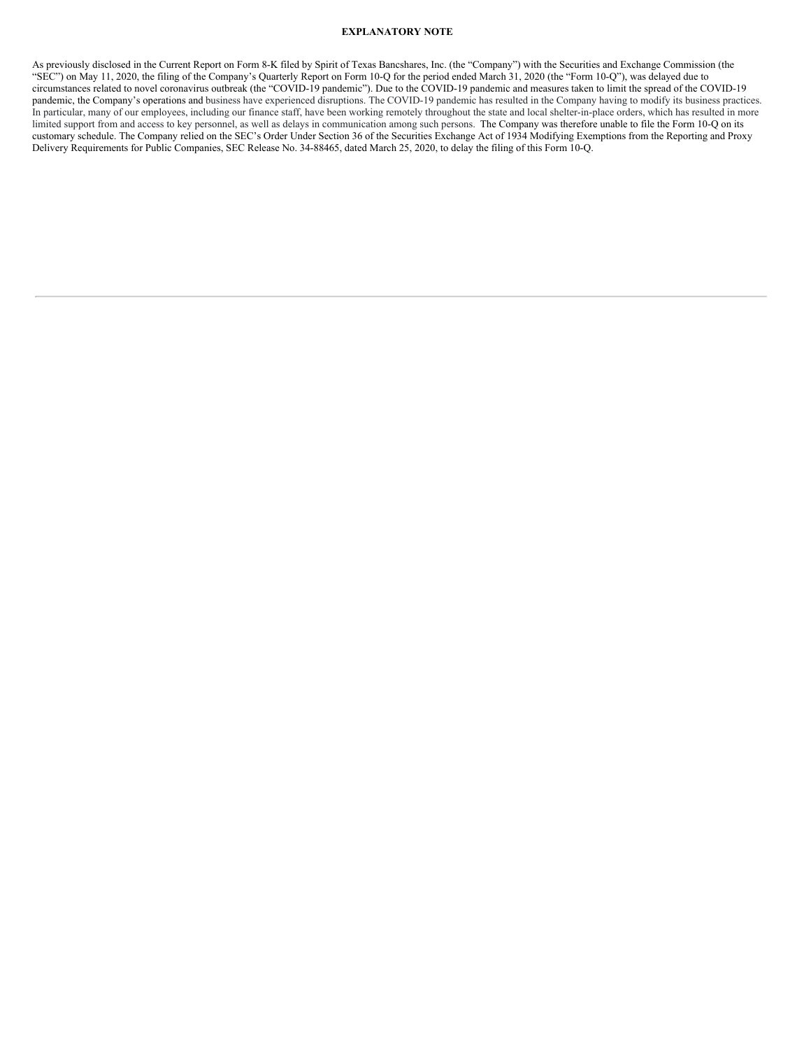**EXPLANATORY NOTE**

As previously disclosed in the Current Report on Form 8-K filed by Spirit of Texas Bancshares, Inc. (the “Company”) with the Securities and Exchange Commission (the “SEC”) on May 11, 2020, the filing of the Company’s Quarterly Report on Form 10-Q for the period ended March 31, 2020 (the “Form 10-Q”), was delayed due to circumstances related to novel coronavirus outbreak (the “COVID-19 pandemic”). Due to the COVID-19 pandemic and measures taken to limit the spread of the COVID-19 pandemic, the Company’s operations and business have experienced disruptions. The COVID-19 pandemic has resulted in the Company having to modify its business practices. In particular, many of our employees, including our finance staff, have been working remotely throughout the state and local shelter-in-place orders, which has resulted in more limited support from and access to key personnel, as well as delays in communication among such persons. The Company was therefore unable to file the Form 10-Q on its customary schedule. The Company relied on the SEC’s Order Under Section 36 of the Securities Exchange Act of 1934 Modifying Exemptions from the Reporting and Proxy Delivery Requirements for Public Companies, SEC Release No. 34-88465, dated March 25, 2020, to delay the filing of this Form 10-Q.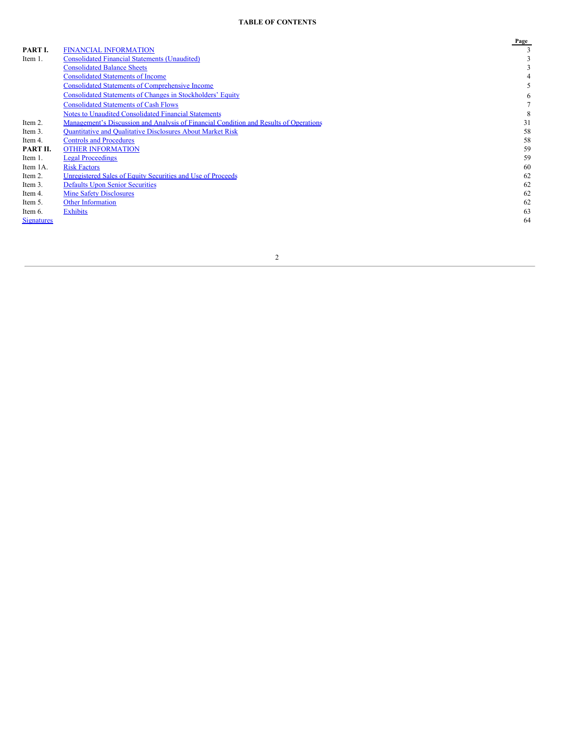**TABLE OF CONTENTS**

| | | Page |
|---|---|---|
| **PART I.** | FINANCIAL INFORMATION | 3 |
| Item 1. | Consolidated Financial Statements (Unaudited) | 3 |
| | Consolidated Balance Sheets | 3 |
| | Consolidated Statements of Income | 4 |
| | Consolidated Statements of Comprehensive Income | 5 |
| | Consolidated Statements of Changes in Stockholders' Equity | 6 |
| | Consolidated Statements of Cash Flows | 7 |
| | Notes to Unaudited Consolidated Financial Statements | 8 |
| Item 2. | Management's Discussion and Analysis of Financial Condition and Results of Operations | 31 |
| Item 3. | Quantitative and Qualitative Disclosures About Market Risk | 58 |
| Item 4. | Controls and Procedures | 58 |
| **PART II.** | OTHER INFORMATION | 59 |
| Item 1. | Legal Proceedings | 59 |
| Item 1A. | Risk Factors | 60 |
| Item 2. | Unregistered Sales of Equity Securities and Use of Proceeds | 62 |
| Item 3. | Defaults Upon Senior Securities | 62 |
| Item 4. | Mine Safety Disclosures | 62 |
| Item 5. | Other Information | 62 |
| Item 6. | Exhibits | 63 |
| Signatures | | 64 |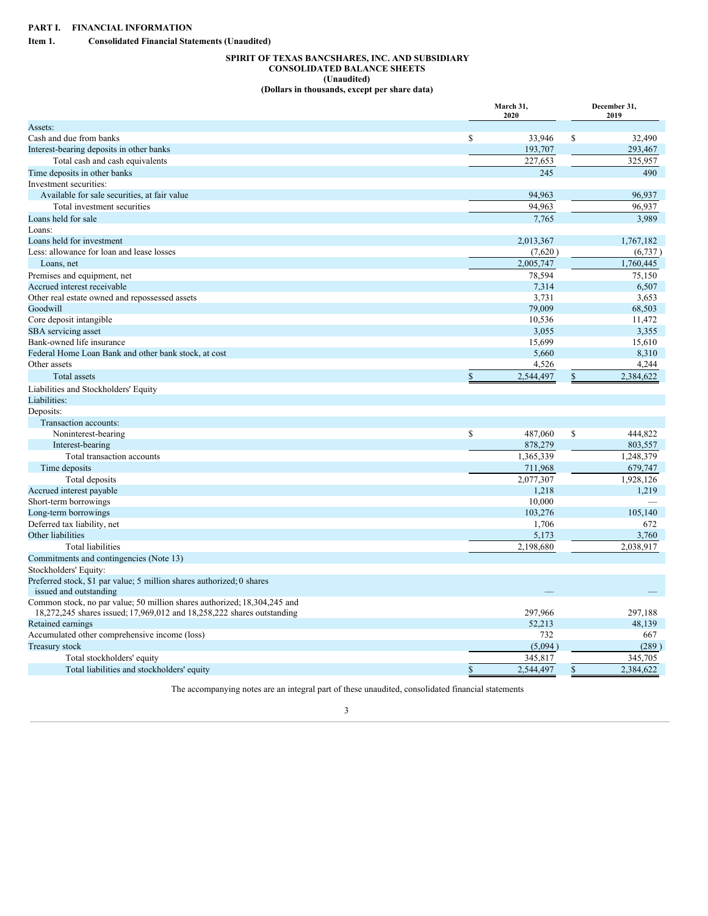**PART I. FINANCIAL INFORMATION**

**Item 1. Consolidated Financial Statements (Unaudited)**

**SPIRIT OF TEXAS BANCSHARES, INC. AND SUBSIDIARY**
**CONSOLIDATED BALANCE SHEETS**
**(Unaudited)**
**(Dollars in thousands, except per share data)**

| | March 31, 2020 | December 31, 2019 |
|---|---|---|
| Assets: | | |
| Cash and due from banks | $ 33,946 | $ 32,490 |
| Interest-bearing deposits in other banks | 193,707 | 293,467 |
| Total cash and cash equivalents | 227,653 | 325,957 |
| Time deposits in other banks | 245 | 490 |
| Investment securities: | | |
| Available for sale securities, at fair value | 94,963 | 96,937 |
| Total investment securities | 94,963 | 96,937 |
| Loans held for sale | 7,765 | 3,989 |
| Loans: | | |
| Loans held for investment | 2,013,367 | 1,767,182 |
| Less: allowance for loan and lease losses | (7,620) | (6,737) |
| Loans, net | 2,005,747 | 1,760,445 |
| Premises and equipment, net | 78,594 | 75,150 |
| Accrued interest receivable | 7,314 | 6,507 |
| Other real estate owned and repossessed assets | 3,731 | 3,653 |
| Goodwill | 79,009 | 68,503 |
| Core deposit intangible | 10,536 | 11,472 |
| SBA servicing asset | 3,055 | 3,355 |
| Bank-owned life insurance | 15,699 | 15,610 |
| Federal Home Loan Bank and other bank stock, at cost | 5,660 | 8,310 |
| Other assets | 4,526 | 4,244 |
| Total assets | $ 2,544,497 | $ 2,384,622 |
| Liabilities and Stockholders' Equity | | |
| Liabilities: | | |
| Deposits: | | |
| Transaction accounts: | | |
| Noninterest-bearing | $ 487,060 | $ 444,822 |
| Interest-bearing | 878,279 | 803,557 |
| Total transaction accounts | 1,365,339 | 1,248,379 |
| Time deposits | 711,968 | 679,747 |
| Total deposits | 2,077,307 | 1,928,126 |
| Accrued interest payable | 1,218 | 1,219 |
| Short-term borrowings | 10,000 | — |
| Long-term borrowings | 103,276 | 105,140 |
| Deferred tax liability, net | 1,706 | 672 |
| Other liabilities | 5,173 | 3,760 |
| Total liabilities | 2,198,680 | 2,038,917 |
| Commitments and contingencies (Note 13) | | |
| Stockholders' Equity: | | |
| Preferred stock, $1 par value; 5 million shares authorized; 0 shares issued and outstanding | — | — |
| Common stock, no par value; 50 million shares authorized; 18,304,245 and 18,272,245 shares issued; 17,969,012 and 18,258,222 shares outstanding | 297,966 | 297,188 |
| Retained earnings | 52,213 | 48,139 |
| Accumulated other comprehensive income (loss) | 732 | 667 |
| Treasury stock | (5,094) | (289) |
| Total stockholders' equity | 345,817 | 345,705 |
| Total liabilities and stockholders' equity | $ 2,544,497 | $ 2,384,622 |

The accompanying notes are an integral part of these unaudited, consolidated financial statements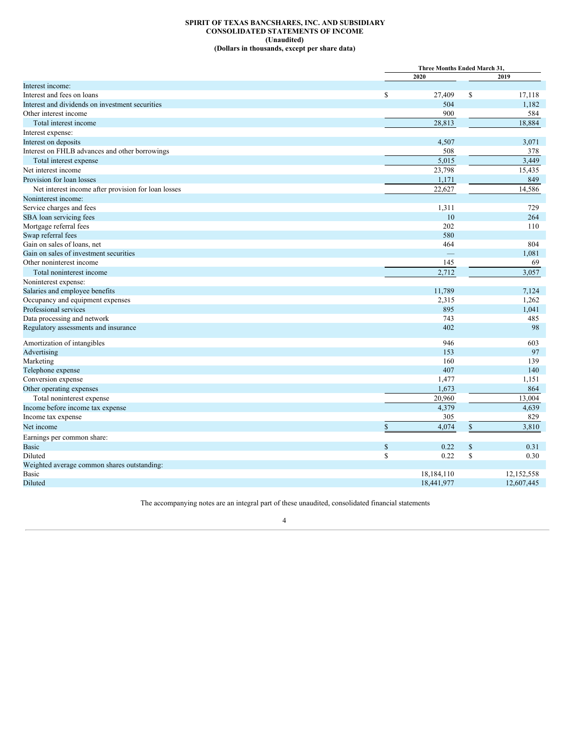**SPIRIT OF TEXAS BANCSHARES, INC. AND SUBSIDIARY**
**CONSOLIDATED STATEMENTS OF INCOME**
**(Unaudited)**
**(Dollars in thousands, except per share data)**

| | Three Months Ended March 31, | |
|---|---|---|
| | 2020 | 2019 |
| Interest income: | | |
| Interest and fees on loans | $ 27,409 | $ 17,118 |
| Interest and dividends on investment securities | 504 | 1,182 |
| Other interest income | 900 | 584 |
| Total interest income | 28,813 | 18,884 |
| Interest expense: | | |
| Interest on deposits | 4,507 | 3,071 |
| Interest on FHLB advances and other borrowings | 508 | 378 |
| Total interest expense | 5,015 | 3,449 |
| Net interest income | 23,798 | 15,435 |
| Provision for loan losses | 1,171 | 849 |
| Net interest income after provision for loan losses | 22,627 | 14,586 |
| Noninterest income: | | |
| Service charges and fees | 1,311 | 729 |
| SBA loan servicing fees | 10 | 264 |
| Mortgage referral fees | 202 | 110 |
| Swap referral fees | 580 | |
| Gain on sales of loans, net | 464 | 804 |
| Gain on sales of investment securities | — | 1,081 |
| Other noninterest income | 145 | 69 |
| Total noninterest income | 2,712 | 3,057 |
| Noninterest expense: | | |
| Salaries and employee benefits | 11,789 | 7,124 |
| Occupancy and equipment expenses | 2,315 | 1,262 |
| Professional services | 895 | 1,041 |
| Data processing and network | 743 | 485 |
| Regulatory assessments and insurance | 402 | 98 |
| Amortization of intangibles | 946 | 603 |
| Advertising | 153 | 97 |
| Marketing | 160 | 139 |
| Telephone expense | 407 | 140 |
| Conversion expense | 1,477 | 1,151 |
| Other operating expenses | 1,673 | 864 |
| Total noninterest expense | 20,960 | 13,004 |
| Income before income tax expense | 4,379 | 4,639 |
| Income tax expense | 305 | 829 |
| Net income | $ 4,074 | $ 3,810 |
| Earnings per common share: | | |
| Basic | $ 0.22 | $ 0.31 |
| Diluted | $ 0.22 | $ 0.30 |
| Weighted average common shares outstanding: | | |
| Basic | 18,184,110 | 12,152,558 |
| Diluted | 18,441,977 | 12,607,445 |

The accompanying notes are an integral part of these unaudited, consolidated financial statements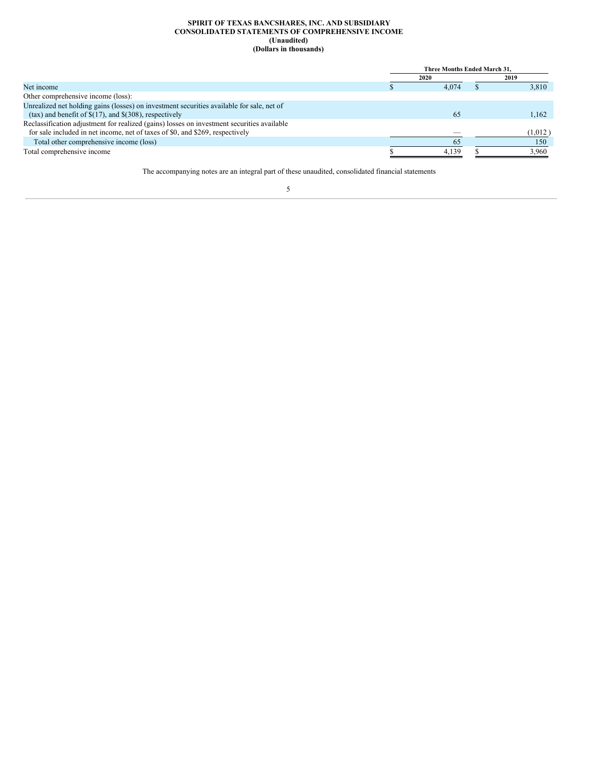**SPIRIT OF TEXAS BANCSHARES, INC. AND SUBSIDIARY**
**CONSOLIDATED STATEMENTS OF COMPREHENSIVE INCOME**
**(Unaudited)**
**(Dollars in thousands)**

| | Three Months Ended March 31, | |
|---|---|---|
| | 2020 | 2019 |
| Net income | $ 4,074 | $ 3,810 |
| Other comprehensive income (loss): | | |
| Unrealized net holding gains (losses) on investment securities available for sale, net of (tax) and benefit of $(17), and $(308), respectively | 65 | 1,162 |
| Reclassification adjustment for realized (gains) losses on investment securities available for sale included in net income, net of taxes of $0, and $269, respectively | — | (1,012 ) |
| Total other comprehensive income (loss) | 65 | 150 |
| Total comprehensive income | $ 4,139 | $ 3,960 |

The accompanying notes are an integral part of these unaudited, consolidated financial statements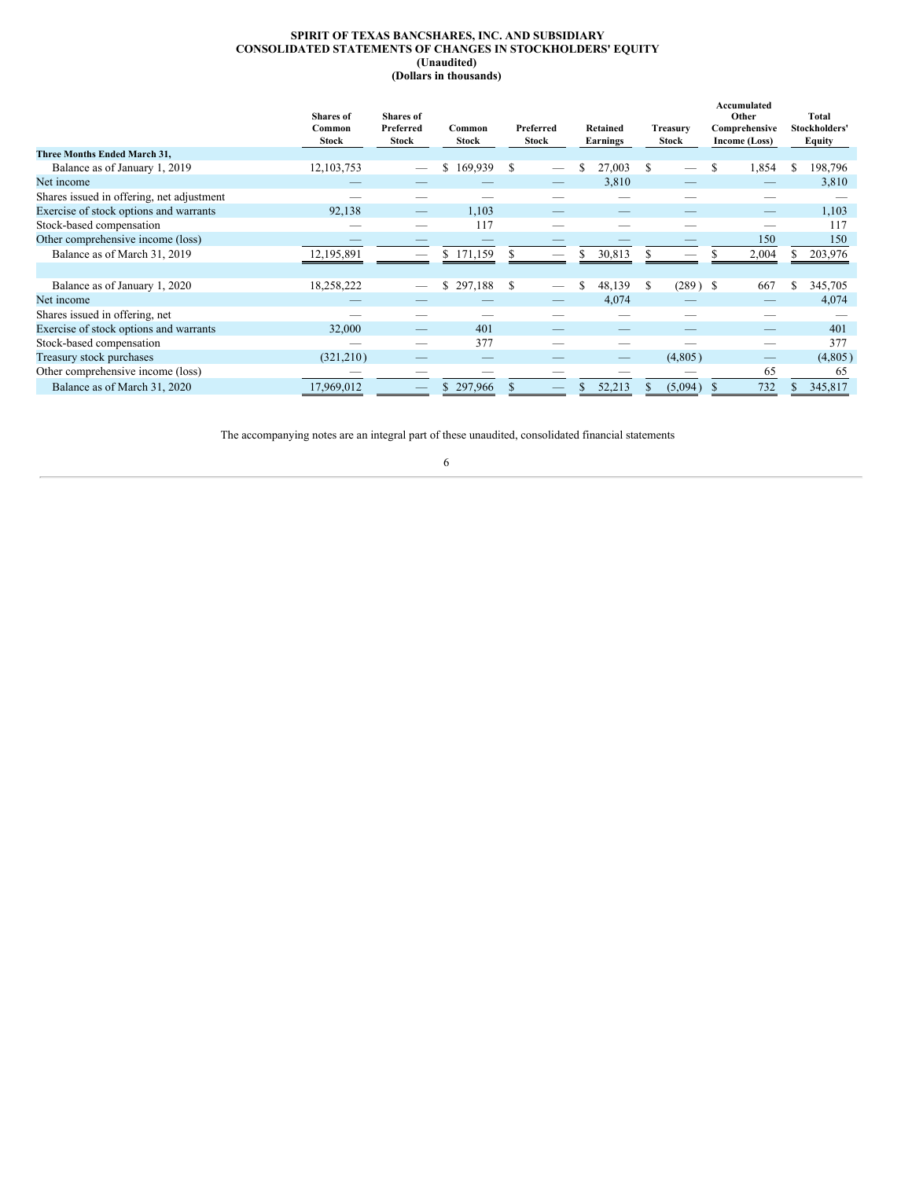**SPIRIT OF TEXAS BANCSHARES, INC. AND SUBSIDIARY**
**CONSOLIDATED STATEMENTS OF CHANGES IN STOCKHOLDERS' EQUITY**
**(Unaudited)**
**(Dollars in thousands)**

| | Shares of Common Stock | Shares of Preferred Stock | Common Stock | Preferred Stock | Retained Earnings | Treasury Stock | Accumulated Other Comprehensive Income (Loss) | Total Stockholders' Equity |
|---|---|---|---|---|---|---|---|---|
| **Three Months Ended March 31,** | | | | | | | | |
| Balance as of January 1, 2019 | 12,103,753 | — | $ 169,939 | $ — | $ 27,003 | $ — | $ 1,854 | $ 198,796 |
| Net income | — | — | — | — | 3,810 | — | — | 3,810 |
| Shares issued in offering, net adjustment | — | — | — | — | — | — | — | — |
| Exercise of stock options and warrants | 92,138 | — | 1,103 | — | — | — | — | 1,103 |
| Stock-based compensation | — | — | 117 | — | — | — | — | 117 |
| Other comprehensive income (loss) | — | — | — | — | — | — | 150 | 150 |
| Balance as of March 31, 2019 | 12,195,891 | — | $ 171,159 | $ — | $ 30,813 | $ — | $ 2,004 | $ 203,976 |
| | | | | | | | | |
| Balance as of January 1, 2020 | 18,258,222 | — | $ 297,188 | $ — | $ 48,139 | $ (289) | $ 667 | $ 345,705 |
| Net income | — | — | — | — | 4,074 | — | — | 4,074 |
| Shares issued in offering, net | — | — | — | — | — | — | — | — |
| Exercise of stock options and warrants | 32,000 | — | 401 | — | — | — | — | 401 |
| Stock-based compensation | — | — | 377 | — | — | — | — | 377 |
| Treasury stock purchases | (321,210) | — | — | — | — | (4,805) | — | (4,805) |
| Other comprehensive income (loss) | — | — | — | — | — | — | 65 | 65 |
| Balance as of March 31, 2020 | 17,969,012 | — | $ 297,966 | $ — | $ 52,213 | $ (5,094) | $ 732 | $ 345,817 |

The accompanying notes are an integral part of these unaudited, consolidated financial statements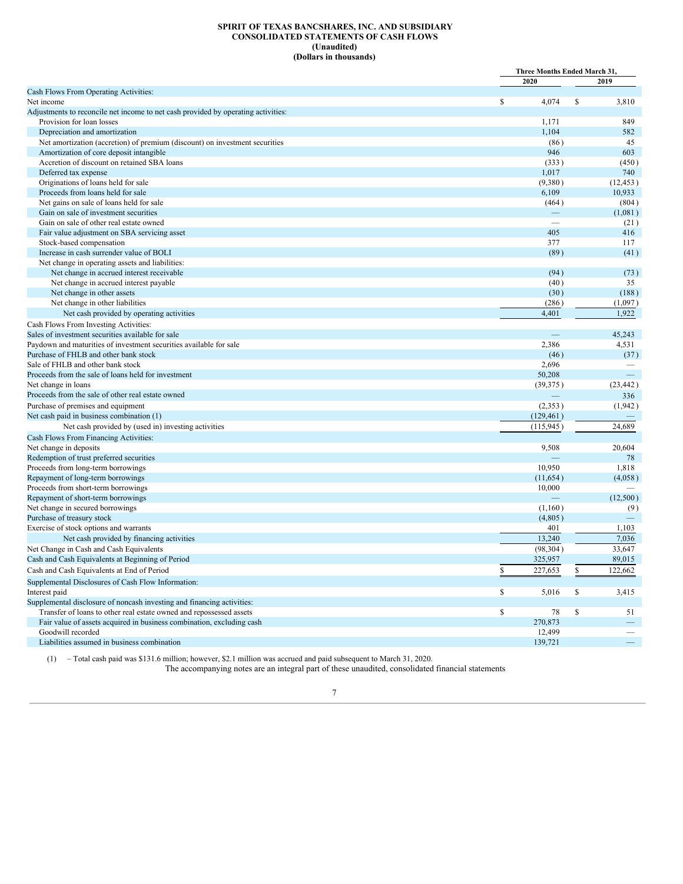**SPIRIT OF TEXAS BANCSHARES, INC. AND SUBSIDIARY**
**CONSOLIDATED STATEMENTS OF CASH FLOWS**
**(Unaudited)**
**(Dollars in thousands)**

| | Three Months Ended March 31, | |
|---|---|---|
| | 2020 | 2019 |
| Cash Flows From Operating Activities: | | |
| Net income | $ 4,074 | $ 3,810 |
| Adjustments to reconcile net income to net cash provided by operating activities: | | |
| Provision for loan losses | 1,171 | 849 |
| Depreciation and amortization | 1,104 | 582 |
| Net amortization (accretion) of premium (discount) on investment securities | (86) | 45 |
| Amortization of core deposit intangible | 946 | 603 |
| Accretion of discount on retained SBA loans | (333) | (450) |
| Deferred tax expense | 1,017 | 740 |
| Originations of loans held for sale | (9,380) | (12,453) |
| Proceeds from loans held for sale | 6,109 | 10,933 |
| Net gains on sale of loans held for sale | (464) | (804) |
| Gain on sale of investment securities | — | (1,081) |
| Gain on sale of other real estate owned | — | (21) |
| Fair value adjustment on SBA servicing asset | 405 | 416 |
| Stock-based compensation | 377 | 117 |
| Increase in cash surrender value of BOLI | (89) | (41) |
| Net change in operating assets and liabilities: | | |
| Net change in accrued interest receivable | (94) | (73) |
| Net change in accrued interest payable | (40) | 35 |
| Net change in other assets | (30) | (188) |
| Net change in other liabilities | (286) | (1,097) |
| Net cash provided by operating activities | 4,401 | 1,922 |
| Cash Flows From Investing Activities: | | |
| Sales of investment securities available for sale | — | 45,243 |
| Paydown and maturities of investment securities available for sale | 2,386 | 4,531 |
| Purchase of FHLB and other bank stock | (46) | (37) |
| Sale of FHLB and other bank stock | 2,696 | — |
| Proceeds from the sale of loans held for investment | 50,208 | — |
| Net change in loans | (39,375) | (23,442) |
| Proceeds from the sale of other real estate owned | — | 336 |
| Purchase of premises and equipment | (2,353) | (1,942) |
| Net cash paid in business combination (1) | (129,461) | — |
| Net cash provided by (used in) investing activities | (115,945) | 24,689 |
| Cash Flows From Financing Activities: | | |
| Net change in deposits | 9,508 | 20,604 |
| Redemption of trust preferred securities | — | 78 |
| Proceeds from long-term borrowings | 10,950 | 1,818 |
| Repayment of long-term borrowings | (11,654) | (4,058) |
| Proceeds from short-term borrowings | 10,000 | — |
| Repayment of short-term borrowings | — | (12,500) |
| Net change in secured borrowings | (1,160) | (9) |
| Purchase of treasury stock | (4,805) | — |
| Exercise of stock options and warrants | 401 | 1,103 |
| Net cash provided by financing activities | 13,240 | 7,036 |
| Net Change in Cash and Cash Equivalents | (98,304) | 33,647 |
| Cash and Cash Equivalents at Beginning of Period | 325,957 | 89,015 |
| Cash and Cash Equivalents at End of Period | $ 227,653 | $ 122,662 |
| Supplemental Disclosures of Cash Flow Information: | | |
| Interest paid | $ 5,016 | $ 3,415 |
| Supplemental disclosure of noncash investing and financing activities: | | |
| Transfer of loans to other real estate owned and repossessed assets | $ 78 | $ 51 |
| Fair value of assets acquired in business combination, excluding cash | 270,873 | — |
| Goodwill recorded | 12,499 | — |
| Liabilities assumed in business combination | 139,721 | — |

(1) – Total cash paid was $131.6 million; however, $2.1 million was accrued and paid subsequent to March 31, 2020.

The accompanying notes are an integral part of these unaudited, consolidated financial statements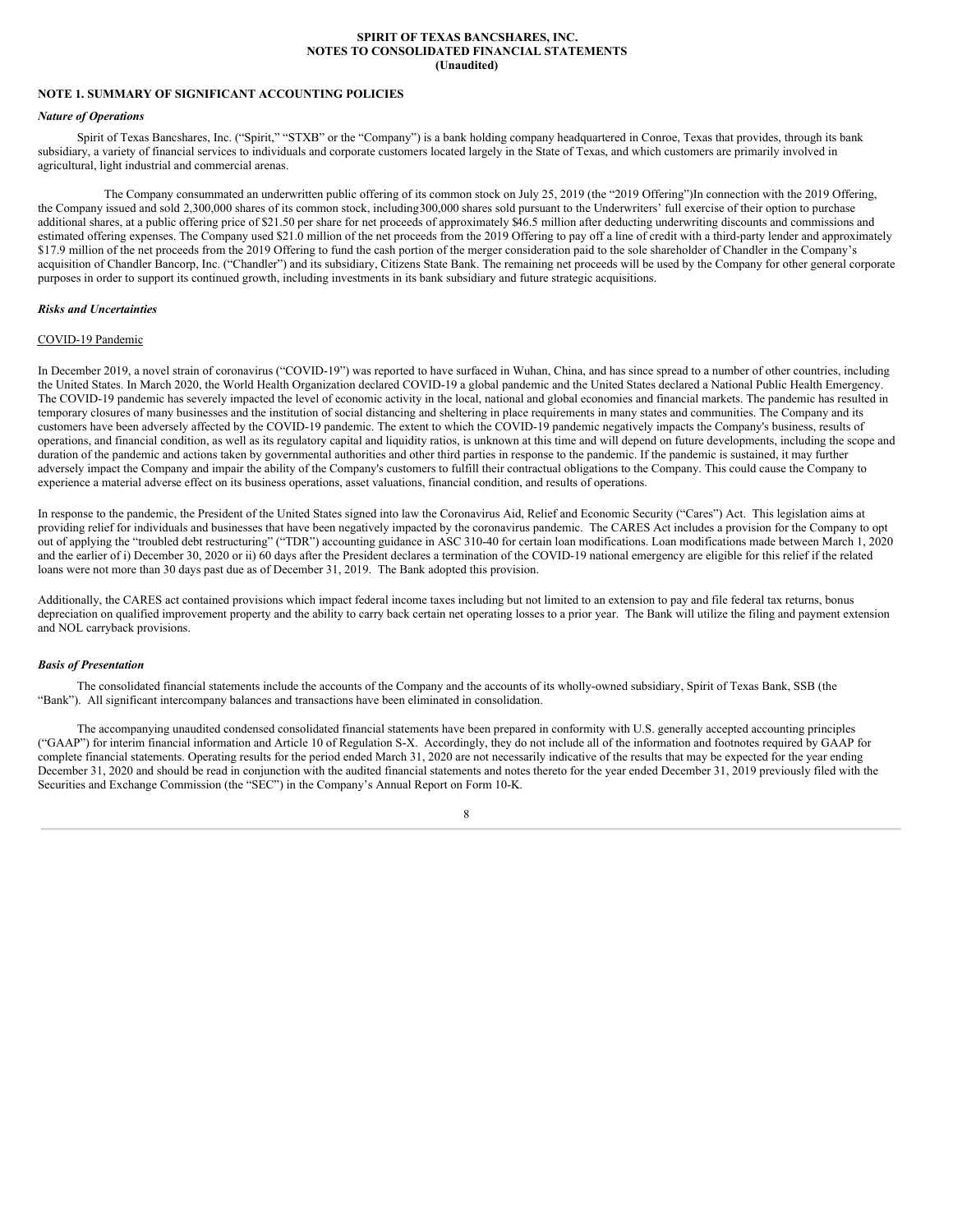SPIRIT OF TEXAS BANCSHARES, INC.
NOTES TO CONSOLIDATED FINANCIAL STATEMENTS
(Unaudited)

## NOTE 1. SUMMARY OF SIGNIFICANT ACCOUNTING POLICIES

### *Nature of Operations*

Spirit of Texas Bancshares, Inc. ("Spirit," "STXB" or the "Company") is a bank holding company headquartered in Conroe, Texas that provides, through its bank subsidiary, a variety of financial services to individuals and corporate customers located largely in the State of Texas, and which customers are primarily involved in agricultural, light industrial and commercial arenas.

The Company consummated an underwritten public offering of its common stock on July 25, 2019 (the "2019 Offering")In connection with the 2019 Offering, the Company issued and sold 2,300,000 shares of its common stock, including300,000 shares sold pursuant to the Underwriters' full exercise of their option to purchase additional shares, at a public offering price of $21.50 per share for net proceeds of approximately $46.5 million after deducting underwriting discounts and commissions and estimated offering expenses. The Company used $21.0 million of the net proceeds from the 2019 Offering to pay off a line of credit with a third-party lender and approximately $17.9 million of the net proceeds from the 2019 Offering to fund the cash portion of the merger consideration paid to the sole shareholder of Chandler in the Company's acquisition of Chandler Bancorp, Inc. ("Chandler") and its subsidiary, Citizens State Bank. The remaining net proceeds will be used by the Company for other general corporate purposes in order to support its continued growth, including investments in its bank subsidiary and future strategic acquisitions.

### *Risks and Uncertainties*

COVID-19 Pandemic

In December 2019, a novel strain of coronavirus ("COVID-19") was reported to have surfaced in Wuhan, China, and has since spread to a number of other countries, including the United States. In March 2020, the World Health Organization declared COVID-19 a global pandemic and the United States declared a National Public Health Emergency. The COVID-19 pandemic has severely impacted the level of economic activity in the local, national and global economies and financial markets. The pandemic has resulted in temporary closures of many businesses and the institution of social distancing and sheltering in place requirements in many states and communities. The Company and its customers have been adversely affected by the COVID-19 pandemic. The extent to which the COVID-19 pandemic negatively impacts the Company's business, results of operations, and financial condition, as well as its regulatory capital and liquidity ratios, is unknown at this time and will depend on future developments, including the scope and duration of the pandemic and actions taken by governmental authorities and other third parties in response to the pandemic. If the pandemic is sustained, it may further adversely impact the Company and impair the ability of the Company's customers to fulfill their contractual obligations to the Company. This could cause the Company to experience a material adverse effect on its business operations, asset valuations, financial condition, and results of operations.

In response to the pandemic, the President of the United States signed into law the Coronavirus Aid, Relief and Economic Security ("Cares") Act. This legislation aims at providing relief for individuals and businesses that have been negatively impacted by the coronavirus pandemic. The CARES Act includes a provision for the Company to opt out of applying the "troubled debt restructuring" ("TDR") accounting guidance in ASC 310-40 for certain loan modifications. Loan modifications made between March 1, 2020 and the earlier of i) December 30, 2020 or ii) 60 days after the President declares a termination of the COVID-19 national emergency are eligible for this relief if the related loans were not more than 30 days past due as of December 31, 2019. The Bank adopted this provision.

Additionally, the CARES act contained provisions which impact federal income taxes including but not limited to an extension to pay and file federal tax returns, bonus depreciation on qualified improvement property and the ability to carry back certain net operating losses to a prior year. The Bank will utilize the filing and payment extension and NOL carryback provisions.

### *Basis of Presentation*

The consolidated financial statements include the accounts of the Company and the accounts of its wholly-owned subsidiary, Spirit of Texas Bank, SSB (the "Bank"). All significant intercompany balances and transactions have been eliminated in consolidation.

The accompanying unaudited condensed consolidated financial statements have been prepared in conformity with U.S. generally accepted accounting principles ("GAAP") for interim financial information and Article 10 of Regulation S-X. Accordingly, they do not include all of the information and footnotes required by GAAP for complete financial statements. Operating results for the period ended March 31, 2020 are not necessarily indicative of the results that may be expected for the year ending December 31, 2020 and should be read in conjunction with the audited financial statements and notes thereto for the year ended December 31, 2019 previously filed with the Securities and Exchange Commission (the "SEC") in the Company's Annual Report on Form 10-K.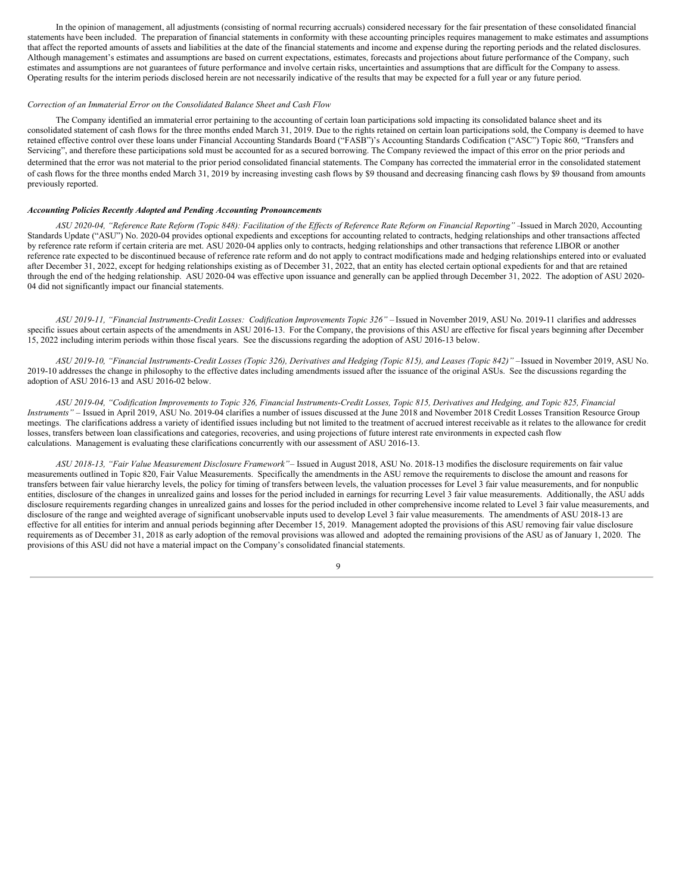In the opinion of management, all adjustments (consisting of normal recurring accruals) considered necessary for the fair presentation of these consolidated financial statements have been included. The preparation of financial statements in conformity with these accounting principles requires management to make estimates and assumptions that affect the reported amounts of assets and liabilities at the date of the financial statements and income and expense during the reporting periods and the related disclosures. Although management's estimates and assumptions are based on current expectations, estimates, forecasts and projections about future performance of the Company, such estimates and assumptions are not guarantees of future performance and involve certain risks, uncertainties and assumptions that are difficult for the Company to assess. Operating results for the interim periods disclosed herein are not necessarily indicative of the results that may be expected for a full year or any future period.

*Correction of an Immaterial Error on the Consolidated Balance Sheet and Cash Flow*

The Company identified an immaterial error pertaining to the accounting of certain loan participations sold impacting its consolidated balance sheet and its consolidated statement of cash flows for the three months ended March 31, 2019. Due to the rights retained on certain loan participations sold, the Company is deemed to have retained effective control over these loans under Financial Accounting Standards Board ("FASB")'s Accounting Standards Codification ("ASC") Topic 860, "Transfers and Servicing", and therefore these participations sold must be accounted for as a secured borrowing. The Company reviewed the impact of this error on the prior periods and determined that the error was not material to the prior period consolidated financial statements. The Company has corrected the immaterial error in the consolidated statement of cash flows for the three months ended March 31, 2019 by increasing investing cash flows by $9 thousand and decreasing financing cash flows by $9 thousand from amounts previously reported.

***Accounting Policies Recently Adopted and Pending Accounting Pronouncements***

*ASU 2020-04, "Reference Rate Reform (Topic 848): Facilitation of the Effects of Reference Rate Reform on Financial Reporting"* –Issued in March 2020, Accounting Standards Update ("ASU") No. 2020-04 provides optional expedients and exceptions for accounting related to contracts, hedging relationships and other transactions affected by reference rate reform if certain criteria are met. ASU 2020-04 applies only to contracts, hedging relationships and other transactions that reference LIBOR or another reference rate expected to be discontinued because of reference rate reform and do not apply to contract modifications made and hedging relationships entered into or evaluated after December 31, 2022, except for hedging relationships existing as of December 31, 2022, that an entity has elected certain optional expedients for and that are retained through the end of the hedging relationship. ASU 2020-04 was effective upon issuance and generally can be applied through December 31, 2022. The adoption of ASU 2020-04 did not significantly impact our financial statements.

*ASU 2019-11, "Financial Instruments-Credit Losses: Codification Improvements Topic 326"* – Issued in November 2019, ASU No. 2019-11 clarifies and addresses specific issues about certain aspects of the amendments in ASU 2016-13. For the Company, the provisions of this ASU are effective for fiscal years beginning after December 15, 2022 including interim periods within those fiscal years. See the discussions regarding the adoption of ASU 2016-13 below.

*ASU 2019-10, "Financial Instruments-Credit Losses (Topic 326), Derivatives and Hedging (Topic 815), and Leases (Topic 842)"* –Issued in November 2019, ASU No. 2019-10 addresses the change in philosophy to the effective dates including amendments issued after the issuance of the original ASUs. See the discussions regarding the adoption of ASU 2016-13 and ASU 2016-02 below.

*ASU 2019-04, "Codification Improvements to Topic 326, Financial Instruments-Credit Losses, Topic 815, Derivatives and Hedging, and Topic 825, Financial Instruments"* – Issued in April 2019, ASU No. 2019-04 clarifies a number of issues discussed at the June 2018 and November 2018 Credit Losses Transition Resource Group meetings. The clarifications address a variety of identified issues including but not limited to the treatment of accrued interest receivable as it relates to the allowance for credit losses, transfers between loan classifications and categories, recoveries, and using projections of future interest rate environments in expected cash flow calculations. Management is evaluating these clarifications concurrently with our assessment of ASU 2016-13.

*ASU 2018-13, "Fair Value Measurement Disclosure Framework"*– Issued in August 2018, ASU No. 2018-13 modifies the disclosure requirements on fair value measurements outlined in Topic 820, Fair Value Measurements. Specifically the amendments in the ASU remove the requirements to disclose the amount and reasons for transfers between fair value hierarchy levels, the policy for timing of transfers between levels, the valuation processes for Level 3 fair value measurements, and for nonpublic entities, disclosure of the changes in unrealized gains and losses for the period included in earnings for recurring Level 3 fair value measurements. Additionally, the ASU adds disclosure requirements regarding changes in unrealized gains and losses for the period included in other comprehensive income related to Level 3 fair value measurements, and disclosure of the range and weighted average of significant unobservable inputs used to develop Level 3 fair value measurements. The amendments of ASU 2018-13 are effective for all entities for interim and annual periods beginning after December 15, 2019. Management adopted the provisions of this ASU removing fair value disclosure requirements as of December 31, 2018 as early adoption of the removal provisions was allowed and adopted the remaining provisions of the ASU as of January 1, 2020. The provisions of this ASU did not have a material impact on the Company's consolidated financial statements.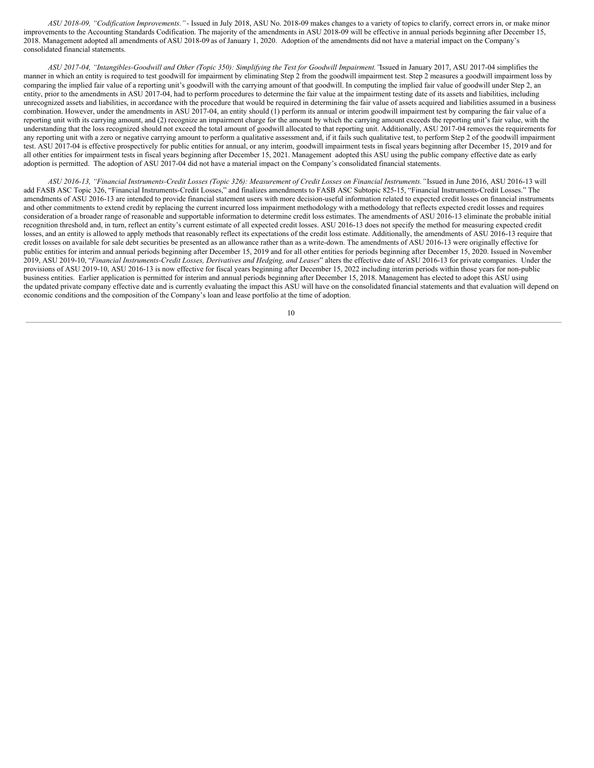*ASU 2018-09, "Codification Improvements."* - Issued in July 2018, ASU No. 2018-09 makes changes to a variety of topics to clarify, correct errors in, or make minor improvements to the Accounting Standards Codification. The majority of the amendments in ASU 2018-09 will be effective in annual periods beginning after December 15, 2018. Management adopted all amendments of ASU 2018-09 as of January 1, 2020. Adoption of the amendments did not have a material impact on the Company's consolidated financial statements.

*ASU 2017-04, "Intangibles-Goodwill and Other (Topic 350): Simplifying the Test for Goodwill Impairment."* Issued in January 2017, ASU 2017-04 simplifies the manner in which an entity is required to test goodwill for impairment by eliminating Step 2 from the goodwill impairment test. Step 2 measures a goodwill impairment loss by comparing the implied fair value of a reporting unit's goodwill with the carrying amount of that goodwill. In computing the implied fair value of goodwill under Step 2, an entity, prior to the amendments in ASU 2017-04, had to perform procedures to determine the fair value at the impairment testing date of its assets and liabilities, including unrecognized assets and liabilities, in accordance with the procedure that would be required in determining the fair value of assets acquired and liabilities assumed in a business combination. However, under the amendments in ASU 2017-04, an entity should (1) perform its annual or interim goodwill impairment test by comparing the fair value of a reporting unit with its carrying amount, and (2) recognize an impairment charge for the amount by which the carrying amount exceeds the reporting unit's fair value, with the understanding that the loss recognized should not exceed the total amount of goodwill allocated to that reporting unit. Additionally, ASU 2017-04 removes the requirements for any reporting unit with a zero or negative carrying amount to perform a qualitative assessment and, if it fails such qualitative test, to perform Step 2 of the goodwill impairment test. ASU 2017-04 is effective prospectively for public entities for annual, or any interim, goodwill impairment tests in fiscal years beginning after December 15, 2019 and for all other entities for impairment tests in fiscal years beginning after December 15, 2021. Management adopted this ASU using the public company effective date as early adoption is permitted. The adoption of ASU 2017-04 did not have a material impact on the Company's consolidated financial statements.

*ASU 2016-13, "Financial Instruments-Credit Losses (Topic 326): Measurement of Credit Losses on Financial Instruments."* Issued in June 2016, ASU 2016-13 will add FASB ASC Topic 326, "Financial Instruments-Credit Losses," and finalizes amendments to FASB ASC Subtopic 825-15, "Financial Instruments-Credit Losses." The amendments of ASU 2016-13 are intended to provide financial statement users with more decision-useful information related to expected credit losses on financial instruments and other commitments to extend credit by replacing the current incurred loss impairment methodology with a methodology that reflects expected credit losses and requires consideration of a broader range of reasonable and supportable information to determine credit loss estimates. The amendments of ASU 2016-13 eliminate the probable initial recognition threshold and, in turn, reflect an entity's current estimate of all expected credit losses. ASU 2016-13 does not specify the method for measuring expected credit losses, and an entity is allowed to apply methods that reasonably reflect its expectations of the credit loss estimate. Additionally, the amendments of ASU 2016-13 require that credit losses on available for sale debt securities be presented as an allowance rather than as a write-down. The amendments of ASU 2016-13 were originally effective for public entities for interim and annual periods beginning after December 15, 2019 and for all other entities for periods beginning after December 15, 2020. Issued in November 2019, ASU 2019-10, "*Financial Instruments-Credit Losses, Derivatives and Hedging, and Leases*" alters the effective date of ASU 2016-13 for private companies. Under the provisions of ASU 2019-10, ASU 2016-13 is now effective for fiscal years beginning after December 15, 2022 including interim periods within those years for non-public business entities. Earlier application is permitted for interim and annual periods beginning after December 15, 2018. Management has elected to adopt this ASU using the updated private company effective date and is currently evaluating the impact this ASU will have on the consolidated financial statements and that evaluation will depend on economic conditions and the composition of the Company's loan and lease portfolio at the time of adoption.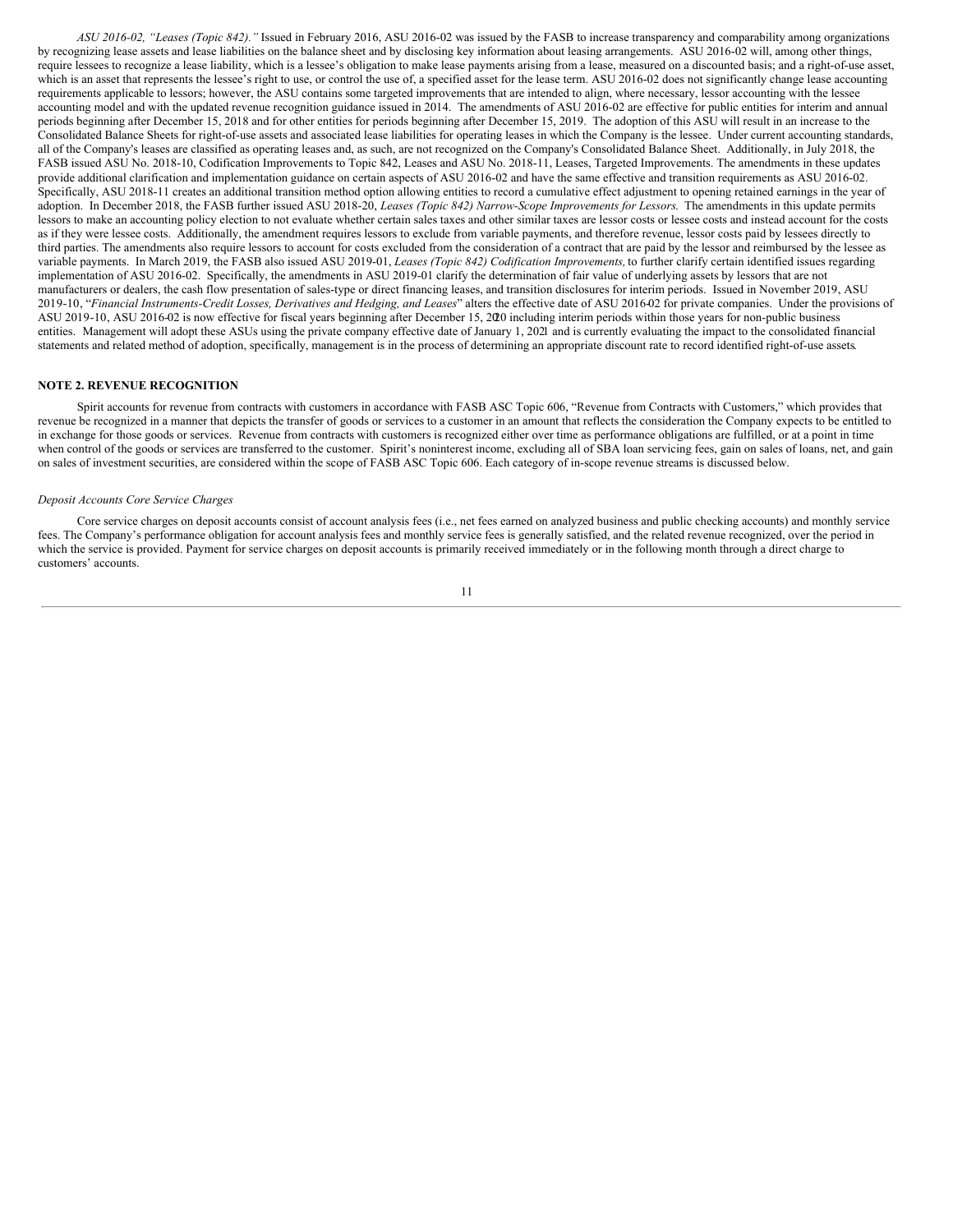*ASU 2016-02, "Leases (Topic 842)."* Issued in February 2016, ASU 2016-02 was issued by the FASB to increase transparency and comparability among organizations by recognizing lease assets and lease liabilities on the balance sheet and by disclosing key information about leasing arrangements. ASU 2016-02 will, among other things, require lessees to recognize a lease liability, which is a lessee's obligation to make lease payments arising from a lease, measured on a discounted basis; and a right-of-use asset, which is an asset that represents the lessee's right to use, or control the use of, a specified asset for the lease term. ASU 2016-02 does not significantly change lease accounting requirements applicable to lessors; however, the ASU contains some targeted improvements that are intended to align, where necessary, lessor accounting with the lessee accounting model and with the updated revenue recognition guidance issued in 2014. The amendments of ASU 2016-02 are effective for public entities for interim and annual periods beginning after December 15, 2018 and for other entities for periods beginning after December 15, 2019. The adoption of this ASU will result in an increase to the Consolidated Balance Sheets for right-of-use assets and associated lease liabilities for operating leases in which the Company is the lessee. Under current accounting standards, all of the Company's leases are classified as operating leases and, as such, are not recognized on the Company's Consolidated Balance Sheet. Additionally, in July 2018, the FASB issued ASU No. 2018-10, Codification Improvements to Topic 842, Leases and ASU No. 2018-11, Leases, Targeted Improvements. The amendments in these updates provide additional clarification and implementation guidance on certain aspects of ASU 2016-02 and have the same effective and transition requirements as ASU 2016-02. Specifically, ASU 2018-11 creates an additional transition method option allowing entities to record a cumulative effect adjustment to opening retained earnings in the year of adoption. In December 2018, the FASB further issued ASU 2018-20, *Leases (Topic 842) Narrow-Scope Improvements for Lessors.* The amendments in this update permits lessors to make an accounting policy election to not evaluate whether certain sales taxes and other similar taxes are lessor costs or lessee costs and instead account for the costs as if they were lessee costs. Additionally, the amendment requires lessors to exclude from variable payments, and therefore revenue, lessor costs paid by lessees directly to third parties. The amendments also require lessors to account for costs excluded from the consideration of a contract that are paid by the lessor and reimbursed by the lessee as variable payments. In March 2019, the FASB also issued ASU 2019-01, *Leases (Topic 842) Codification Improvements,* to further clarify certain identified issues regarding implementation of ASU 2016-02. Specifically, the amendments in ASU 2019-01 clarify the determination of fair value of underlying assets by lessors that are not manufacturers or dealers, the cash flow presentation of sales-type or direct financing leases, and transition disclosures for interim periods. Issued in November 2019, ASU 2019-10, "*Financial Instruments-Credit Losses, Derivatives and Hedging, and Leases*" alters the effective date of ASU 2016-02 for private companies. Under the provisions of ASU 2019-10, ASU 2016-02 is now effective for fiscal years beginning after December 15, 2020 including interim periods within those years for non-public business entities. Management will adopt these ASUs using the private company effective date of January 1, 2021 and is currently evaluating the impact to the consolidated financial statements and related method of adoption, specifically, management is in the process of determining an appropriate discount rate to record identified right-of-use assets.

## NOTE 2. REVENUE RECOGNITION

Spirit accounts for revenue from contracts with customers in accordance with FASB ASC Topic 606, "Revenue from Contracts with Customers," which provides that revenue be recognized in a manner that depicts the transfer of goods or services to a customer in an amount that reflects the consideration the Company expects to be entitled to in exchange for those goods or services. Revenue from contracts with customers is recognized either over time as performance obligations are fulfilled, or at a point in time when control of the goods or services are transferred to the customer. Spirit's noninterest income, excluding all of SBA loan servicing fees, gain on sales of loans, net, and gain on sales of investment securities, are considered within the scope of FASB ASC Topic 606. Each category of in-scope revenue streams is discussed below.

*Deposit Accounts Core Service Charges*

Core service charges on deposit accounts consist of account analysis fees (i.e., net fees earned on analyzed business and public checking accounts) and monthly service fees. The Company's performance obligation for account analysis fees and monthly service fees is generally satisfied, and the related revenue recognized, over the period in which the service is provided. Payment for service charges on deposit accounts is primarily received immediately or in the following month through a direct charge to customers' accounts.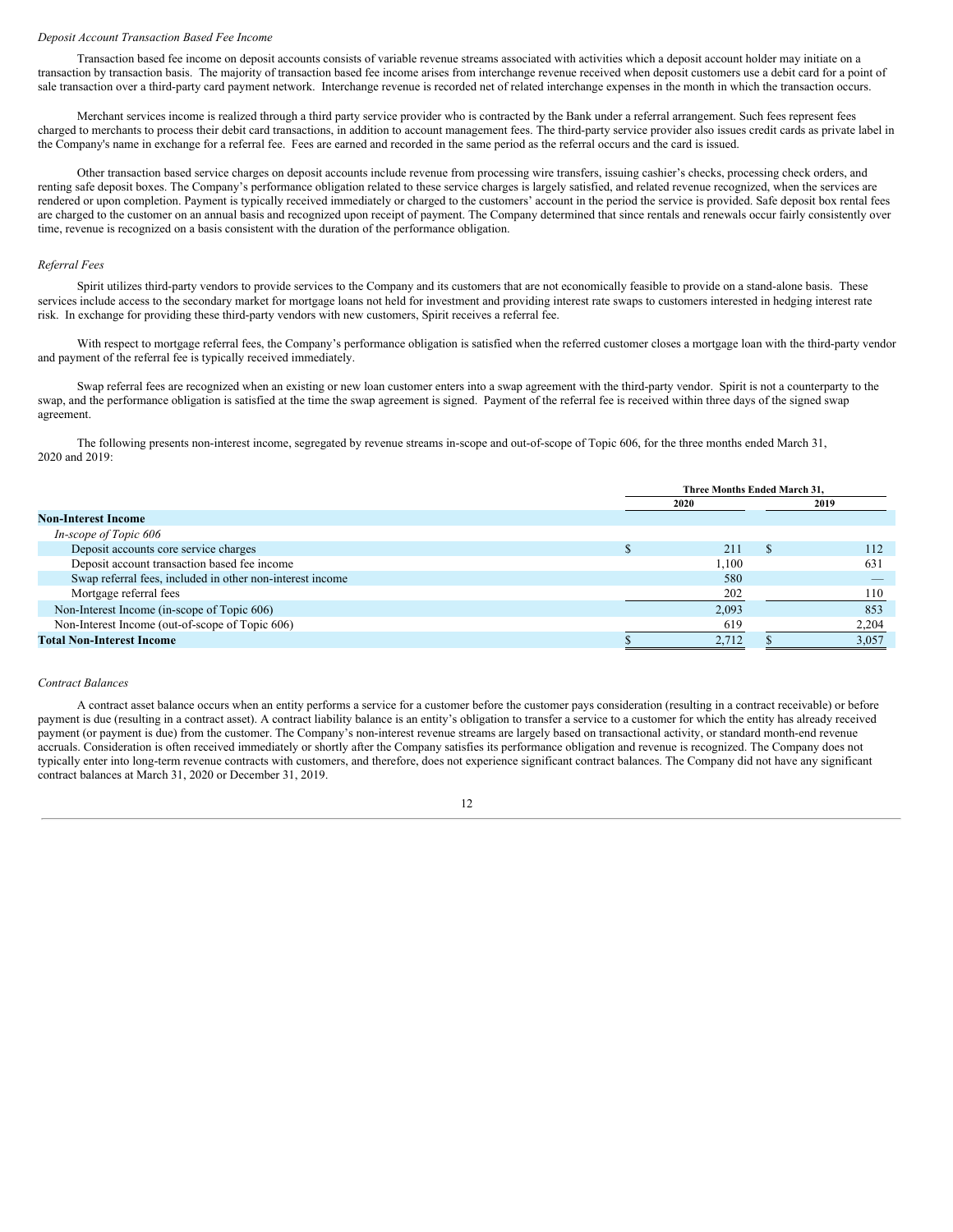*Deposit Account Transaction Based Fee Income*

Transaction based fee income on deposit accounts consists of variable revenue streams associated with activities which a deposit account holder may initiate on a transaction by transaction basis. The majority of transaction based fee income arises from interchange revenue received when deposit customers use a debit card for a point of sale transaction over a third-party card payment network. Interchange revenue is recorded net of related interchange expenses in the month in which the transaction occurs.

Merchant services income is realized through a third party service provider who is contracted by the Bank under a referral arrangement. Such fees represent fees charged to merchants to process their debit card transactions, in addition to account management fees. The third-party service provider also issues credit cards as private label in the Company's name in exchange for a referral fee. Fees are earned and recorded in the same period as the referral occurs and the card is issued.

Other transaction based service charges on deposit accounts include revenue from processing wire transfers, issuing cashier's checks, processing check orders, and renting safe deposit boxes. The Company's performance obligation related to these service charges is largely satisfied, and related revenue recognized, when the services are rendered or upon completion. Payment is typically received immediately or charged to the customers' account in the period the service is provided. Safe deposit box rental fees are charged to the customer on an annual basis and recognized upon receipt of payment. The Company determined that since rentals and renewals occur fairly consistently over time, revenue is recognized on a basis consistent with the duration of the performance obligation.

*Referral Fees*

Spirit utilizes third-party vendors to provide services to the Company and its customers that are not economically feasible to provide on a stand-alone basis. These services include access to the secondary market for mortgage loans not held for investment and providing interest rate swaps to customers interested in hedging interest rate risk. In exchange for providing these third-party vendors with new customers, Spirit receives a referral fee.

With respect to mortgage referral fees, the Company's performance obligation is satisfied when the referred customer closes a mortgage loan with the third-party vendor and payment of the referral fee is typically received immediately.

Swap referral fees are recognized when an existing or new loan customer enters into a swap agreement with the third-party vendor. Spirit is not a counterparty to the swap, and the performance obligation is satisfied at the time the swap agreement is signed. Payment of the referral fee is received within three days of the signed swap agreement.

The following presents non-interest income, segregated by revenue streams in-scope and out-of-scope of Topic 606, for the three months ended March 31, 2020 and 2019:

| | Three Months Ended March 31, | |
|---|---|---|
| | 2020 | 2019 |
| **Non-Interest Income** | | |
| *In-scope of Topic 606* | | |
| Deposit accounts core service charges | $ 211 | $ 112 |
| Deposit account transaction based fee income | 1,100 | 631 |
| Swap referral fees, included in other non-interest income | 580 | — |
| Mortgage referral fees | 202 | 110 |
| Non-Interest Income (in-scope of Topic 606) | 2,093 | 853 |
| Non-Interest Income (out-of-scope of Topic 606) | 619 | 2,204 |
| **Total Non-Interest Income** | $ 2,712 | $ 3,057 |

*Contract Balances*

A contract asset balance occurs when an entity performs a service for a customer before the customer pays consideration (resulting in a contract receivable) or before payment is due (resulting in a contract asset). A contract liability balance is an entity's obligation to transfer a service to a customer for which the entity has already received payment (or payment is due) from the customer. The Company's non-interest revenue streams are largely based on transactional activity, or standard month-end revenue accruals. Consideration is often received immediately or shortly after the Company satisfies its performance obligation and revenue is recognized. The Company does not typically enter into long-term revenue contracts with customers, and therefore, does not experience significant contract balances. The Company did not have any significant contract balances at March 31, 2020 or December 31, 2019.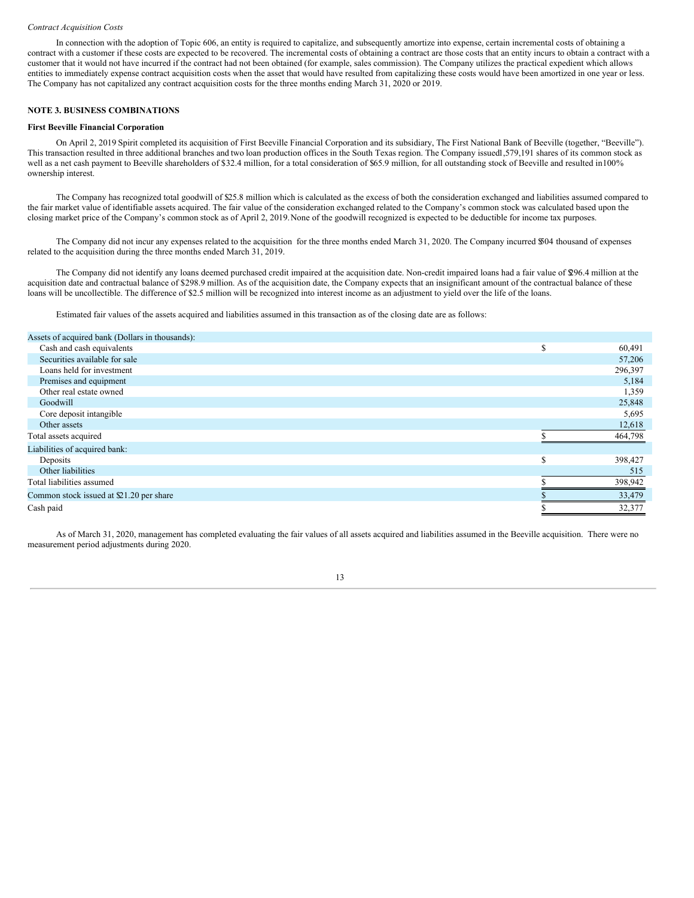*Contract Acquisition Costs*

In connection with the adoption of Topic 606, an entity is required to capitalize, and subsequently amortize into expense, certain incremental costs of obtaining a contract with a customer if these costs are expected to be recovered. The incremental costs of obtaining a contract are those costs that an entity incurs to obtain a contract with a customer that it would not have incurred if the contract had not been obtained (for example, sales commission). The Company utilizes the practical expedient which allows entities to immediately expense contract acquisition costs when the asset that would have resulted from capitalizing these costs would have been amortized in one year or less. The Company has not capitalized any contract acquisition costs for the three months ending March 31, 2020 or 2019.

## NOTE 3. BUSINESS COMBINATIONS

**First Beeville Financial Corporation**

On April 2, 2019 Spirit completed its acquisition of First Beeville Financial Corporation and its subsidiary, The First National Bank of Beeville (together, "Beeville"). This transaction resulted in three additional branches and two loan production offices in the South Texas region. The Company issued 1,579,191 shares of its common stock as well as a net cash payment to Beeville shareholders of $32.4 million, for a total consideration of $65.9 million, for all outstanding stock of Beeville and resulted in 100% ownership interest.

The Company has recognized total goodwill of $25.8 million which is calculated as the excess of both the consideration exchanged and liabilities assumed compared to the fair market value of identifiable assets acquired. The fair value of the consideration exchanged related to the Company's common stock was calculated based upon the closing market price of the Company's common stock as of April 2, 2019. None of the goodwill recognized is expected to be deductible for income tax purposes.

The Company did not incur any expenses related to the acquisition for the three months ended March 31, 2020. The Company incurred $504 thousand of expenses related to the acquisition during the three months ended March 31, 2019.

The Company did not identify any loans deemed purchased credit impaired at the acquisition date. Non-credit impaired loans had a fair value of $296.4 million at the acquisition date and contractual balance of $298.9 million. As of the acquisition date, the Company expects that an insignificant amount of the contractual balance of these loans will be uncollectible. The difference of $2.5 million will be recognized into interest income as an adjustment to yield over the life of the loans.

Estimated fair values of the assets acquired and liabilities assumed in this transaction as of the closing date are as follows:

| Assets of acquired bank (Dollars in thousands): | |
|---|---|
| Cash and cash equivalents | $ 60,491 |
| Securities available for sale | 57,206 |
| Loans held for investment | 296,397 |
| Premises and equipment | 5,184 |
| Other real estate owned | 1,359 |
| Goodwill | 25,848 |
| Core deposit intangible | 5,695 |
| Other assets | 12,618 |
| Total assets acquired | $ 464,798 |
| Liabilities of acquired bank: | |
| Deposits | $ 398,427 |
| Other liabilities | 515 |
| Total liabilities assumed | $ 398,942 |
| Common stock issued at $21.20 per share | $ 33,479 |
| Cash paid | $ 32,377 |

As of March 31, 2020, management has completed evaluating the fair values of all assets acquired and liabilities assumed in the Beeville acquisition. There were no measurement period adjustments during 2020.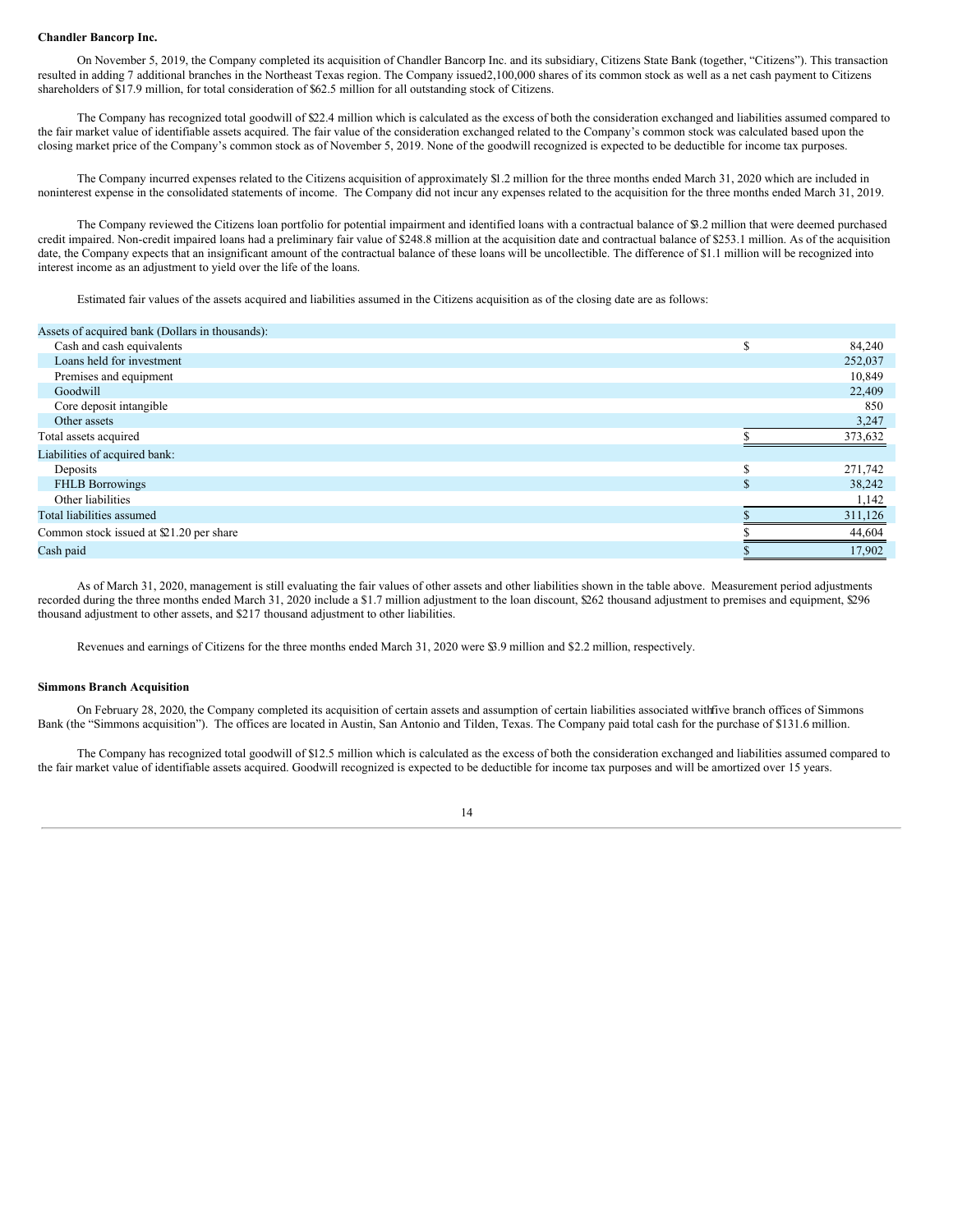**Chandler Bancorp Inc.**

On November 5, 2019, the Company completed its acquisition of Chandler Bancorp Inc. and its subsidiary, Citizens State Bank (together, "Citizens"). This transaction resulted in adding 7 additional branches in the Northeast Texas region. The Company issued 2,100,000 shares of its common stock as well as a net cash payment to Citizens shareholders of $17.9 million, for total consideration of $62.5 million for all outstanding stock of Citizens.

The Company has recognized total goodwill of $22.4 million which is calculated as the excess of both the consideration exchanged and liabilities assumed compared to the fair market value of identifiable assets acquired. The fair value of the consideration exchanged related to the Company's common stock was calculated based upon the closing market price of the Company's common stock as of November 5, 2019. None of the goodwill recognized is expected to be deductible for income tax purposes.

The Company incurred expenses related to the Citizens acquisition of approximately $1.2 million for the three months ended March 31, 2020 which are included in noninterest expense in the consolidated statements of income. The Company did not incur any expenses related to the acquisition for the three months ended March 31, 2019.

The Company reviewed the Citizens loan portfolio for potential impairment and identified loans with a contractual balance of $3.2 million that were deemed purchased credit impaired. Non-credit impaired loans had a preliminary fair value of $248.8 million at the acquisition date and contractual balance of $253.1 million. As of the acquisition date, the Company expects that an insignificant amount of the contractual balance of these loans will be uncollectible. The difference of $1.1 million will be recognized into interest income as an adjustment to yield over the life of the loans.

Estimated fair values of the assets acquired and liabilities assumed in the Citizens acquisition as of the closing date are as follows:

| | | |
|---|---|---|
| Assets of acquired bank (Dollars in thousands): | | |
| Cash and cash equivalents | $ | 84,240 |
| Loans held for investment | | 252,037 |
| Premises and equipment | | 10,849 |
| Goodwill | | 22,409 |
| Core deposit intangible | | 850 |
| Other assets | | 3,247 |
| Total assets acquired | $ | 373,632 |
| Liabilities of acquired bank: | | |
| Deposits | $ | 271,742 |
| FHLB Borrowings | $ | 38,242 |
| Other liabilities | | 1,142 |
| Total liabilities assumed | $ | 311,126 |
| Common stock issued at $21.20 per share | $ | 44,604 |
| Cash paid | $ | 17,902 |

As of March 31, 2020, management is still evaluating the fair values of other assets and other liabilities shown in the table above. Measurement period adjustments recorded during the three months ended March 31, 2020 include a $1.7 million adjustment to the loan discount, $262 thousand adjustment to premises and equipment, $296 thousand adjustment to other assets, and $217 thousand adjustment to other liabilities.

Revenues and earnings of Citizens for the three months ended March 31, 2020 were $3.9 million and $2.2 million, respectively.

**Simmons Branch Acquisition**

On February 28, 2020, the Company completed its acquisition of certain assets and assumption of certain liabilities associated with five branch offices of Simmons Bank (the "Simmons acquisition"). The offices are located in Austin, San Antonio and Tilden, Texas. The Company paid total cash for the purchase of $131.6 million.

The Company has recognized total goodwill of $12.5 million which is calculated as the excess of both the consideration exchanged and liabilities assumed compared to the fair market value of identifiable assets acquired. Goodwill recognized is expected to be deductible for income tax purposes and will be amortized over 15 years.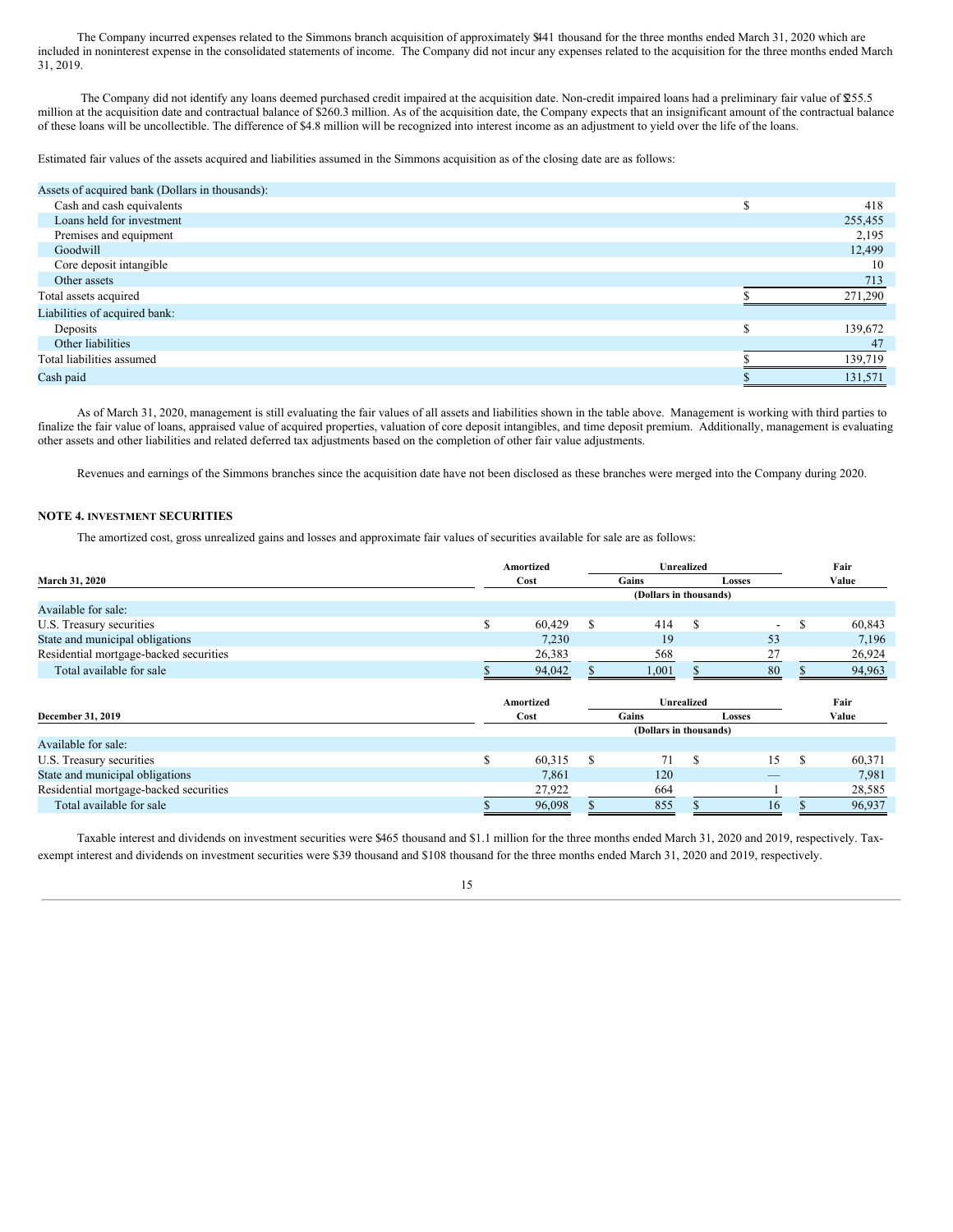The Company incurred expenses related to the Simmons branch acquisition of approximately $441 thousand for the three months ended March 31, 2020 which are included in noninterest expense in the consolidated statements of income. The Company did not incur any expenses related to the acquisition for the three months ended March 31, 2019.

The Company did not identify any loans deemed purchased credit impaired at the acquisition date. Non-credit impaired loans had a preliminary fair value of $255.5 million at the acquisition date and contractual balance of $260.3 million. As of the acquisition date, the Company expects that an insignificant amount of the contractual balance of these loans will be uncollectible. The difference of $4.8 million will be recognized into interest income as an adjustment to yield over the life of the loans.

Estimated fair values of the assets acquired and liabilities assumed in the Simmons acquisition as of the closing date are as follows:

| | | |
|---|---|---|
| Assets of acquired bank (Dollars in thousands): | | |
| Cash and cash equivalents | $ | 418 |
| Loans held for investment | | 255,455 |
| Premises and equipment | | 2,195 |
| Goodwill | | 12,499 |
| Core deposit intangible | | 10 |
| Other assets | | 713 |
| Total assets acquired | $ | 271,290 |
| Liabilities of acquired bank: | | |
| Deposits | $ | 139,672 |
| Other liabilities | | 47 |
| Total liabilities assumed | $ | 139,719 |
| Cash paid | $ | 131,571 |

As of March 31, 2020, management is still evaluating the fair values of all assets and liabilities shown in the table above. Management is working with third parties to finalize the fair value of loans, appraised value of acquired properties, valuation of core deposit intangibles, and time deposit premium. Additionally, management is evaluating other assets and other liabilities and related deferred tax adjustments based on the completion of other fair value adjustments.

Revenues and earnings of the Simmons branches since the acquisition date have not been disclosed as these branches were merged into the Company during 2020.

## NOTE 4. INVESTMENT SECURITIES

The amortized cost, gross unrealized gains and losses and approximate fair values of securities available for sale are as follows:

| March 31, 2020 | Amortized Cost | Unrealized Gains | Unrealized Losses | Fair Value |
|---|---|---|---|---|
| | (Dollars in thousands) | | | |
| Available for sale: | | | | |
| U.S. Treasury securities | $ 60,429 | $ 414 | $ - | $ 60,843 |
| State and municipal obligations | 7,230 | 19 | 53 | 7,196 |
| Residential mortgage-backed securities | 26,383 | 568 | 27 | 26,924 |
| Total available for sale | $ 94,042 | $ 1,001 | $ 80 | $ 94,963 |

| December 31, 2019 | Amortized Cost | Unrealized Gains | Unrealized Losses | Fair Value |
|---|---|---|---|---|
| | (Dollars in thousands) | | | |
| Available for sale: | | | | |
| U.S. Treasury securities | $ 60,315 | $ 71 | $ 15 | $ 60,371 |
| State and municipal obligations | 7,861 | 120 | — | 7,981 |
| Residential mortgage-backed securities | 27,922 | 664 | 1 | 28,585 |
| Total available for sale | $ 96,098 | $ 855 | $ 16 | $ 96,937 |

Taxable interest and dividends on investment securities were $465 thousand and $1.1 million for the three months ended March 31, 2020 and 2019, respectively. Tax-exempt interest and dividends on investment securities were $39 thousand and $108 thousand for the three months ended March 31, 2020 and 2019, respectively.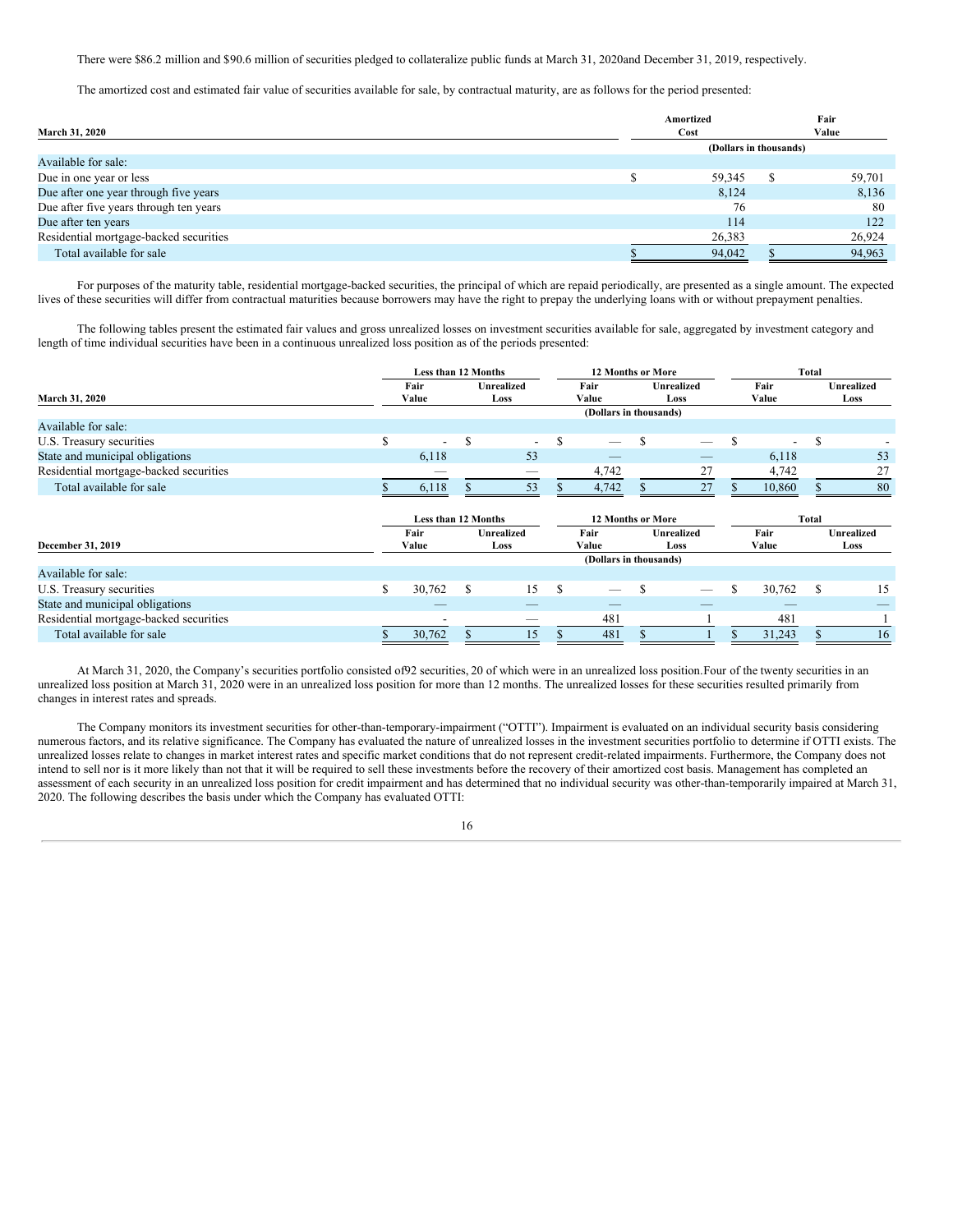There were $86.2 million and $90.6 million of securities pledged to collateralize public funds at March 31, 2020and December 31, 2019, respectively.

The amortized cost and estimated fair value of securities available for sale, by contractual maturity, are as follows for the period presented:

| March 31, 2020 | Amortized Cost | Fair Value |
|---|---|---|
| | (Dollars in thousands) | |
| Available for sale: | | |
| Due in one year or less | $ 59,345 | $ 59,701 |
| Due after one year through five years | 8,124 | 8,136 |
| Due after five years through ten years | 76 | 80 |
| Due after ten years | 114 | 122 |
| Residential mortgage-backed securities | 26,383 | 26,924 |
| Total available for sale | $ 94,042 | $ 94,963 |

For purposes of the maturity table, residential mortgage-backed securities, the principal of which are repaid periodically, are presented as a single amount. The expected lives of these securities will differ from contractual maturities because borrowers may have the right to prepay the underlying loans with or without prepayment penalties.

The following tables present the estimated fair values and gross unrealized losses on investment securities available for sale, aggregated by investment category and length of time individual securities have been in a continuous unrealized loss position as of the periods presented:

| | Less than 12 Months | | 12 Months or More | | Total | |
|---|---|---|---|---|---|---|
| March 31, 2020 | Fair Value | Unrealized Loss | Fair Value | Unrealized Loss | Fair Value | Unrealized Loss |
| | | | (Dollars in thousands) | | | |
| Available for sale: | | | | | | |
| U.S. Treasury securities | $ - | $ - | $ — | $ — | $ - | $ - |
| State and municipal obligations | 6,118 | 53 | — | — | 6,118 | 53 |
| Residential mortgage-backed securities | — | — | 4,742 | 27 | 4,742 | 27 |
| Total available for sale | $ 6,118 | $ 53 | $ 4,742 | $ 27 | $ 10,860 | $ 80 |

| | Less than 12 Months | | 12 Months or More | | Total | |
|---|---|---|---|---|---|---|
| December 31, 2019 | Fair Value | Unrealized Loss | Fair Value | Unrealized Loss | Fair Value | Unrealized Loss |
| | | | (Dollars in thousands) | | | |
| Available for sale: | | | | | | |
| U.S. Treasury securities | $ 30,762 | $ 15 | $ — | $ — | $ 30,762 | $ 15 |
| State and municipal obligations | — | — | — | — | — | — |
| Residential mortgage-backed securities | - | — | 481 | 1 | 481 | 1 |
| Total available for sale | $ 30,762 | $ 15 | $ 481 | $ 1 | $ 31,243 | $ 16 |

At March 31, 2020, the Company's securities portfolio consisted of92 securities, 20 of which were in an unrealized loss position.Four of the twenty securities in an unrealized loss position at March 31, 2020 were in an unrealized loss position for more than 12 months. The unrealized losses for these securities resulted primarily from changes in interest rates and spreads.

The Company monitors its investment securities for other-than-temporary-impairment ("OTTI"). Impairment is evaluated on an individual security basis considering numerous factors, and its relative significance. The Company has evaluated the nature of unrealized losses in the investment securities portfolio to determine if OTTI exists. The unrealized losses relate to changes in market interest rates and specific market conditions that do not represent credit-related impairments. Furthermore, the Company does not intend to sell nor is it more likely than not that it will be required to sell these investments before the recovery of their amortized cost basis. Management has completed an assessment of each security in an unrealized loss position for credit impairment and has determined that no individual security was other-than-temporarily impaired at March 31, 2020. The following describes the basis under which the Company has evaluated OTTI: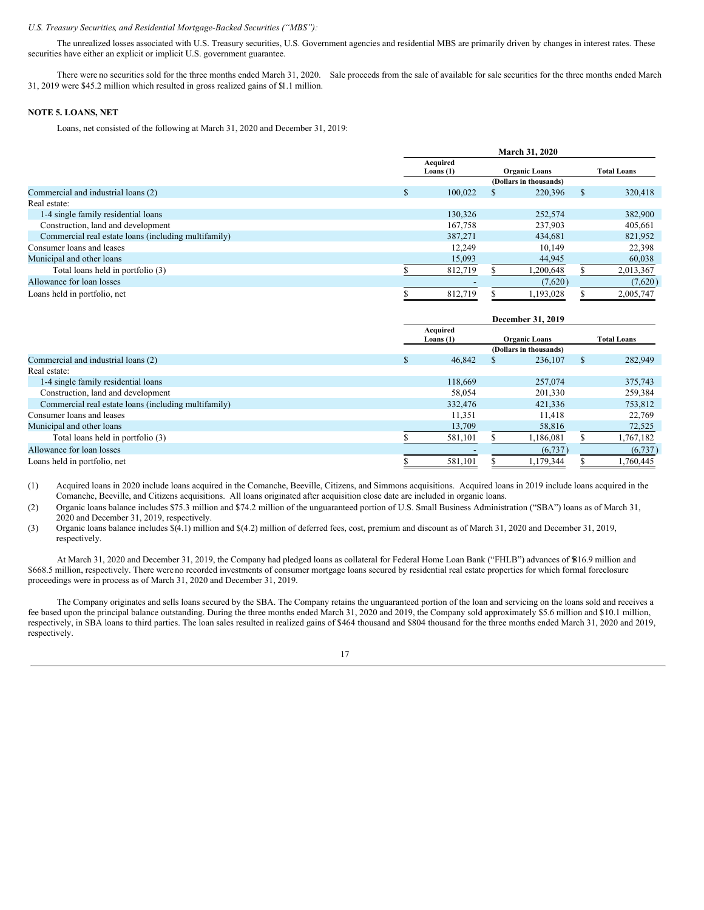*U.S. Treasury Securities, and Residential Mortgage-Backed Securities ("MBS"):*

The unrealized losses associated with U.S. Treasury securities, U.S. Government agencies and residential MBS are primarily driven by changes in interest rates. These securities have either an explicit or implicit U.S. government guarantee.

There were no securities sold for the three months ended March 31, 2020. Sale proceeds from the sale of available for sale securities for the three months ended March 31, 2019 were $45.2 million which resulted in gross realized gains of $1.1 million.

**NOTE 5. LOANS, NET**

Loans, net consisted of the following at March 31, 2020 and December 31, 2019:

| | March 31, 2020 | | |
|---|---|---|---|
| | Acquired Loans (1) | Organic Loans | Total Loans |
| | | (Dollars in thousands) | |
| Commercial and industrial loans (2) | $ 100,022 | $ 220,396 | $ 320,418 |
| Real estate: | | | |
| 1-4 single family residential loans | 130,326 | 252,574 | 382,900 |
| Construction, land and development | 167,758 | 237,903 | 405,661 |
| Commercial real estate loans (including multifamily) | 387,271 | 434,681 | 821,952 |
| Consumer loans and leases | 12,249 | 10,149 | 22,398 |
| Municipal and other loans | 15,093 | 44,945 | 60,038 |
| Total loans held in portfolio (3) | $ 812,719 | $ 1,200,648 | $ 2,013,367 |
| Allowance for loan losses | - | (7,620) | (7,620) |
| Loans held in portfolio, net | $ 812,719 | $ 1,193,028 | $ 2,005,747 |

| | December 31, 2019 | | |
|---|---|---|---|
| | Acquired Loans (1) | Organic Loans | Total Loans |
| | | (Dollars in thousands) | |
| Commercial and industrial loans (2) | $ 46,842 | $ 236,107 | $ 282,949 |
| Real estate: | | | |
| 1-4 single family residential loans | 118,669 | 257,074 | 375,743 |
| Construction, land and development | 58,054 | 201,330 | 259,384 |
| Commercial real estate loans (including multifamily) | 332,476 | 421,336 | 753,812 |
| Consumer loans and leases | 11,351 | 11,418 | 22,769 |
| Municipal and other loans | 13,709 | 58,816 | 72,525 |
| Total loans held in portfolio (3) | $ 581,101 | $ 1,186,081 | $ 1,767,182 |
| Allowance for loan losses | - | (6,737) | (6,737) |
| Loans held in portfolio, net | $ 581,101 | $ 1,179,344 | $ 1,760,445 |

(1) Acquired loans in 2020 include loans acquired in the Comanche, Beeville, Citizens, and Simmons acquisitions. Acquired loans in 2019 include loans acquired in the Comanche, Beeville, and Citizens acquisitions. All loans originated after acquisition close date are included in organic loans.

(2) Organic loans balance includes $75.3 million and $74.2 million of the unguaranteed portion of U.S. Small Business Administration ("SBA") loans as of March 31, 2020 and December 31, 2019, respectively.

(3) Organic loans balance includes $(4.1) million and $(4.2) million of deferred fees, cost, premium and discount as of March 31, 2020 and December 31, 2019, respectively.

At March 31, 2020 and December 31, 2019, the Company had pledged loans as collateral for Federal Home Loan Bank ("FHLB") advances of $816.9 million and $668.5 million, respectively. There were no recorded investments of consumer mortgage loans secured by residential real estate properties for which formal foreclosure proceedings were in process as of March 31, 2020 and December 31, 2019.

The Company originates and sells loans secured by the SBA. The Company retains the unguaranteed portion of the loan and servicing on the loans sold and receives a fee based upon the principal balance outstanding. During the three months ended March 31, 2020 and 2019, the Company sold approximately $5.6 million and $10.1 million, respectively, in SBA loans to third parties. The loan sales resulted in realized gains of $464 thousand and $804 thousand for the three months ended March 31, 2020 and 2019, respectively.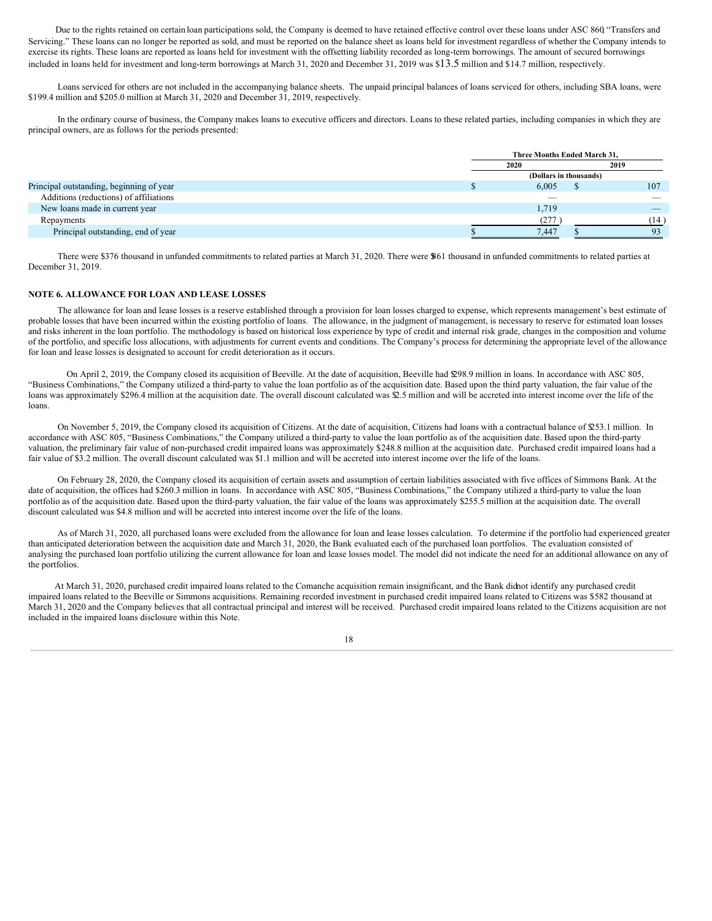Due to the rights retained on certain loan participations sold, the Company is deemed to have retained effective control over these loans under ASC 860, "Transfers and Servicing." These loans can no longer be reported as sold, and must be reported on the balance sheet as loans held for investment regardless of whether the Company intends to exercise its rights. These loans are reported as loans held for investment with the offsetting liability recorded as long-term borrowings. The amount of secured borrowings included in loans held for investment and long-term borrowings at March 31, 2020 and December 31, 2019 was $13.5 million and $14.7 million, respectively.

Loans serviced for others are not included in the accompanying balance sheets. The unpaid principal balances of loans serviced for others, including SBA loans, were $199.4 million and $205.0 million at March 31, 2020 and December 31, 2019, respectively.

In the ordinary course of business, the Company makes loans to executive officers and directors. Loans to these related parties, including companies in which they are principal owners, are as follows for the periods presented:

| | Three Months Ended March 31, | |
|---|---|---|
| | 2020 | 2019 |
| | (Dollars in thousands) | |
| Principal outstanding, beginning of year | $ 6,005 | $ 107 |
| Additions (reductions) of affiliations | — | — |
| New loans made in current year | 1,719 | — |
| Repayments | (277 ) | (14 ) |
| Principal outstanding, end of year | $ 7,447 | $ 93 |

There were $376 thousand in unfunded commitments to related parties at March 31, 2020. There were $861 thousand in unfunded commitments to related parties at December 31, 2019.

## NOTE 6. ALLOWANCE FOR LOAN AND LEASE LOSSES

The allowance for loan and lease losses is a reserve established through a provision for loan losses charged to expense, which represents management's best estimate of probable losses that have been incurred within the existing portfolio of loans. The allowance, in the judgment of management, is necessary to reserve for estimated loan losses and risks inherent in the loan portfolio. The methodology is based on historical loss experience by type of credit and internal risk grade, changes in the composition and volume of the portfolio, and specific loss allocations, with adjustments for current events and conditions. The Company's process for determining the appropriate level of the allowance for loan and lease losses is designated to account for credit deterioration as it occurs.

On April 2, 2019, the Company closed its acquisition of Beeville. At the date of acquisition, Beeville had $298.9 million in loans. In accordance with ASC 805, "Business Combinations," the Company utilized a third-party to value the loan portfolio as of the acquisition date. Based upon the third party valuation, the fair value of the loans was approximately $296.4 million at the acquisition date. The overall discount calculated was $2.5 million and will be accreted into interest income over the life of the loans.

On November 5, 2019, the Company closed its acquisition of Citizens. At the date of acquisition, Citizens had loans with a contractual balance of $253.1 million. In accordance with ASC 805, "Business Combinations," the Company utilized a third-party to value the loan portfolio as of the acquisition date. Based upon the third-party valuation, the preliminary fair value of non-purchased credit impaired loans was approximately $248.8 million at the acquisition date. Purchased credit impaired loans had a fair value of $3.2 million. The overall discount calculated was $1.1 million and will be accreted into interest income over the life of the loans.

On February 28, 2020, the Company closed its acquisition of certain assets and assumption of certain liabilities associated with five offices of Simmons Bank. At the date of acquisition, the offices had $260.3 million in loans. In accordance with ASC 805, "Business Combinations," the Company utilized a third-party to value the loan portfolio as of the acquisition date. Based upon the third-party valuation, the fair value of the loans was approximately $255.5 million at the acquisition date. The overall discount calculated was $4.8 million and will be accreted into interest income over the life of the loans.

As of March 31, 2020, all purchased loans were excluded from the allowance for loan and lease losses calculation. To determine if the portfolio had experienced greater than anticipated deterioration between the acquisition date and March 31, 2020, the Bank evaluated each of the purchased loan portfolios. The evaluation consisted of analysing the purchased loan portfolio utilizing the current allowance for loan and lease losses model. The model did not indicate the need for an additional allowance on any of the portfolios.

At March 31, 2020, purchased credit impaired loans related to the Comanche acquisition remain insignificant, and the Bank did not identify any purchased credit impaired loans related to the Beeville or Simmons acquisitions. Remaining recorded investment in purchased credit impaired loans related to Citizens was $582 thousand at March 31, 2020 and the Company believes that all contractual principal and interest will be received. Purchased credit impaired loans related to the Citizens acquisition are not included in the impaired loans disclosure within this Note.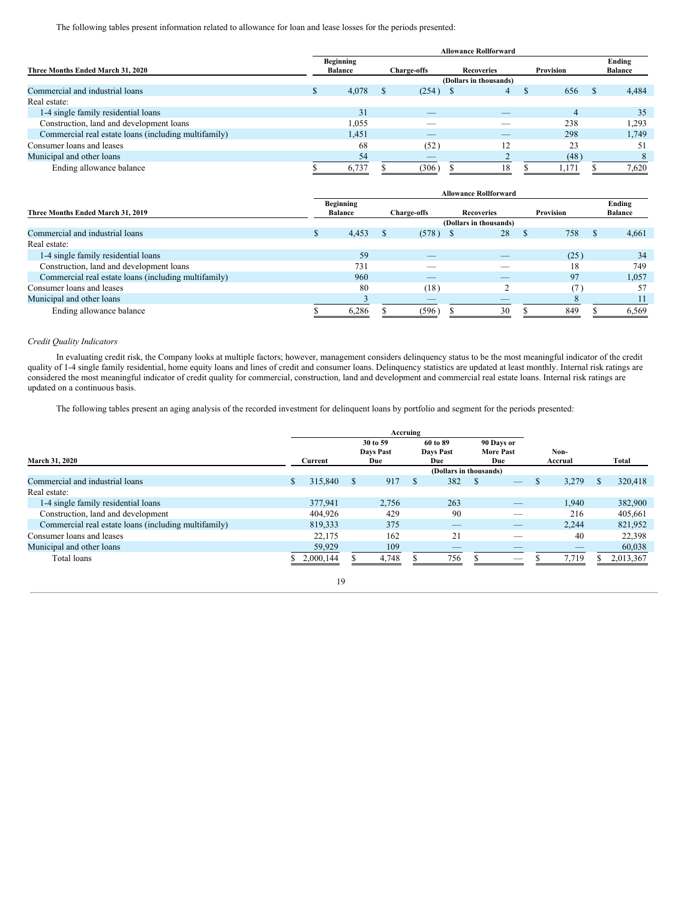The following tables present information related to allowance for loan and lease losses for the periods presented:

| Three Months Ended March 31, 2020 | Allowance Rollforward | | | | |
|---|---|---|---|---|---|
| | Beginning Balance | Charge-offs | Recoveries | Provision | Ending Balance |
| | (Dollars in thousands) | | | | |
| Commercial and industrial loans | $ 4,078 | $ (254) | $ 4 | $ 656 | $ 4,484 |
| Real estate: | | | | | |
| 1-4 single family residential loans | 31 | — | — | 4 | 35 |
| Construction, land and development loans | 1,055 | — | — | 238 | 1,293 |
| Commercial real estate loans (including multifamily) | 1,451 | — | — | 298 | 1,749 |
| Consumer loans and leases | 68 | (52) | 12 | 23 | 51 |
| Municipal and other loans | 54 | — | 2 | (48) | 8 |
| Ending allowance balance | $ 6,737 | $ (306) | $ 18 | $ 1,171 | $ 7,620 |

| Three Months Ended March 31, 2019 | Allowance Rollforward | | | | |
|---|---|---|---|---|---|
| | Beginning Balance | Charge-offs | Recoveries | Provision | Ending Balance |
| | (Dollars in thousands) | | | | |
| Commercial and industrial loans | $ 4,453 | $ (578) | $ 28 | $ 758 | $ 4,661 |
| Real estate: | | | | | |
| 1-4 single family residential loans | 59 | — | — | (25) | 34 |
| Construction, land and development loans | 731 | — | — | 18 | 749 |
| Commercial real estate loans (including multifamily) | 960 | — | — | 97 | 1,057 |
| Consumer loans and leases | 80 | (18) | 2 | (7) | 57 |
| Municipal and other loans | 3 | — | — | 8 | 11 |
| Ending allowance balance | $ 6,286 | $ (596) | $ 30 | $ 849 | $ 6,569 |

*Credit Quality Indicators*

In evaluating credit risk, the Company looks at multiple factors; however, management considers delinquency status to be the most meaningful indicator of the credit quality of 1-4 single family residential, home equity loans and lines of credit and consumer loans. Delinquency statistics are updated at least monthly. Internal risk ratings are considered the most meaningful indicator of credit quality for commercial, construction, land and development and commercial real estate loans. Internal risk ratings are updated on a continuous basis.

The following tables present an aging analysis of the recorded investment for delinquent loans by portfolio and segment for the periods presented:

| March 31, 2020 | | Accruing | | | | |
|---|---|---|---|---|---|---|
| | Current | 30 to 59 Days Past Due | 60 to 89 Days Past Due | 90 Days or More Past Due | Non-Accrual | Total |
| | (Dollars in thousands) | | | | | |
| Commercial and industrial loans | $ 315,840 | $ 917 | $ 382 | $ — | $ 3,279 | $ 320,418 |
| Real estate: | | | | | | |
| 1-4 single family residential loans | 377,941 | 2,756 | 263 | — | 1,940 | 382,900 |
| Construction, land and development | 404,926 | 429 | 90 | — | 216 | 405,661 |
| Commercial real estate loans (including multifamily) | 819,333 | 375 | — | — | 2,244 | 821,952 |
| Consumer loans and leases | 22,175 | 162 | 21 | — | 40 | 22,398 |
| Municipal and other loans | 59,929 | 109 | — | — | — | 60,038 |
| Total loans | $ 2,000,144 | $ 4,748 | $ 756 | $ — | $ 7,719 | $ 2,013,367 |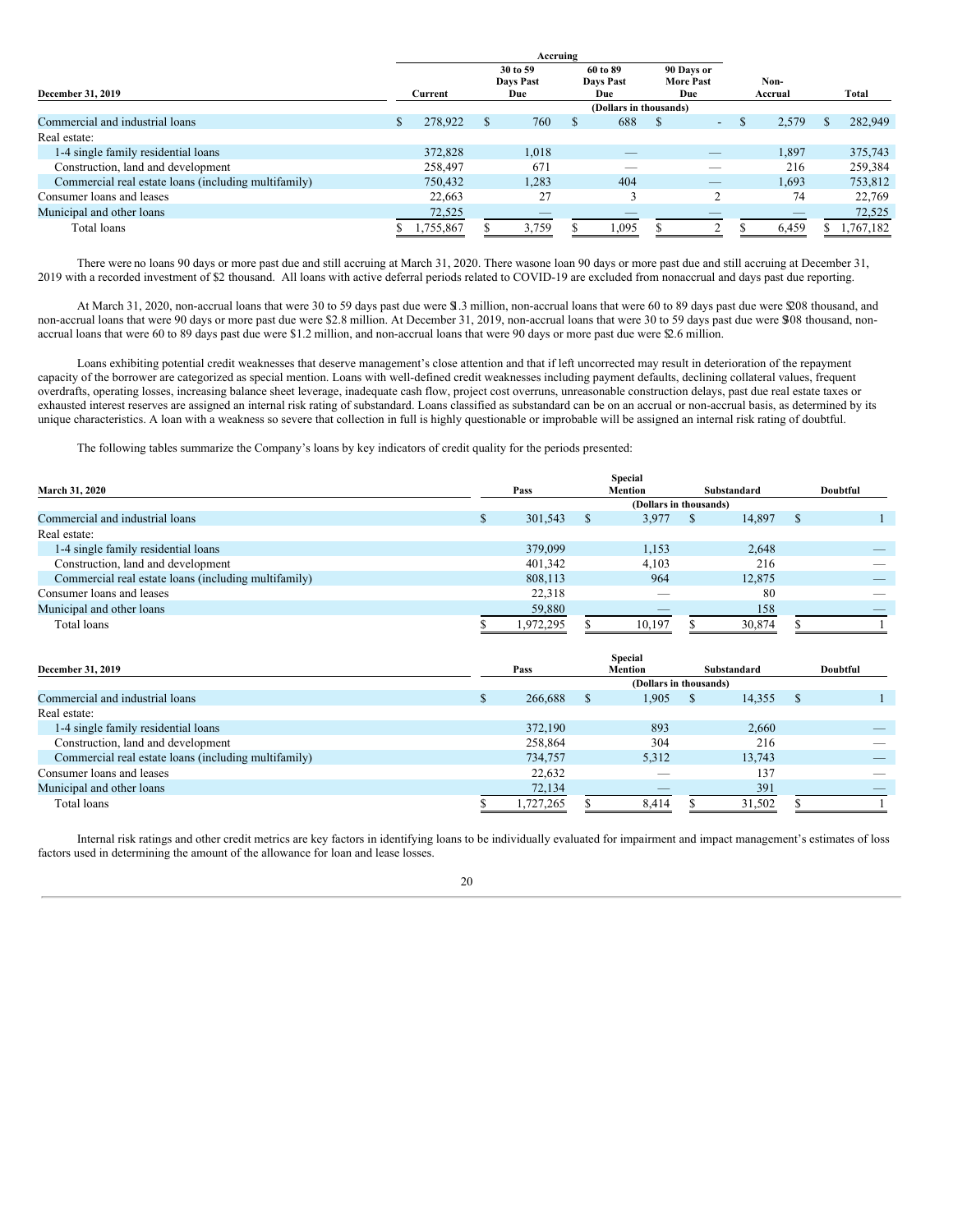| December 31, 2019 | Accruing | | | | | |
|---|---|---|---|---|---|---|
| | Current | 30 to 59 Days Past Due | 60 to 89 Days Past Due | 90 Days or More Past Due | Non-Accrual | Total |
| | (Dollars in thousands) | | | | | |
| Commercial and industrial loans | $ 278,922 | $ 760 | $ 688 | $ - | $ 2,579 | $ 282,949 |
| Real estate: | | | | | | |
| 1-4 single family residential loans | 372,828 | 1,018 | — | — | 1,897 | 375,743 |
| Construction, land and development | 258,497 | 671 | — | — | 216 | 259,384 |
| Commercial real estate loans (including multifamily) | 750,432 | 1,283 | 404 | — | 1,693 | 753,812 |
| Consumer loans and leases | 22,663 | 27 | 3 | 2 | 74 | 22,769 |
| Municipal and other loans | 72,525 | — | — | — | — | 72,525 |
| Total loans | $ 1,755,867 | $ 3,759 | $ 1,095 | $ 2 | $ 6,459 | $ 1,767,182 |

There were no loans 90 days or more past due and still accruing at March 31, 2020. There was one loan 90 days or more past due and still accruing at December 31, 2019 with a recorded investment of $2 thousand. All loans with active deferral periods related to COVID-19 are excluded from nonaccrual and days past due reporting.

At March 31, 2020, non-accrual loans that were 30 to 59 days past due were $1.3 million, non-accrual loans that were 60 to 89 days past due were $208 thousand, and non-accrual loans that were 90 days or more past due were $2.8 million. At December 31, 2019, non-accrual loans that were 30 to 59 days past due were $308 thousand, non-accrual loans that were 60 to 89 days past due were $1.2 million, and non-accrual loans that were 90 days or more past due were $2.6 million.

Loans exhibiting potential credit weaknesses that deserve management's close attention and that if left uncorrected may result in deterioration of the repayment capacity of the borrower are categorized as special mention. Loans with well-defined credit weaknesses including payment defaults, declining collateral values, frequent overdrafts, operating losses, increasing balance sheet leverage, inadequate cash flow, project cost overruns, unreasonable construction delays, past due real estate taxes or exhausted interest reserves are assigned an internal risk rating of substandard. Loans classified as substandard can be on an accrual or non-accrual basis, as determined by its unique characteristics. A loan with a weakness so severe that collection in full is highly questionable or improbable will be assigned an internal risk rating of doubtful.

The following tables summarize the Company's loans by key indicators of credit quality for the periods presented:

| March 31, 2020 | Pass | Special Mention | Substandard | Doubtful |
|---|---|---|---|---|
| | (Dollars in thousands) | | | |
| Commercial and industrial loans | $ 301,543 | $ 3,977 | $ 14,897 | $ 1 |
| Real estate: | | | | |
| 1-4 single family residential loans | 379,099 | 1,153 | 2,648 | — |
| Construction, land and development | 401,342 | 4,103 | 216 | — |
| Commercial real estate loans (including multifamily) | 808,113 | 964 | 12,875 | — |
| Consumer loans and leases | 22,318 | — | 80 | — |
| Municipal and other loans | 59,880 | — | 158 | — |
| Total loans | $ 1,972,295 | $ 10,197 | $ 30,874 | $ 1 |

| December 31, 2019 | Pass | Special Mention | Substandard | Doubtful |
|---|---|---|---|---|
| | (Dollars in thousands) | | | |
| Commercial and industrial loans | $ 266,688 | $ 1,905 | $ 14,355 | $ 1 |
| Real estate: | | | | |
| 1-4 single family residential loans | 372,190 | 893 | 2,660 | — |
| Construction, land and development | 258,864 | 304 | 216 | — |
| Commercial real estate loans (including multifamily) | 734,757 | 5,312 | 13,743 | — |
| Consumer loans and leases | 22,632 | — | 137 | — |
| Municipal and other loans | 72,134 | — | 391 | — |
| Total loans | $ 1,727,265 | $ 8,414 | $ 31,502 | $ 1 |

Internal risk ratings and other credit metrics are key factors in identifying loans to be individually evaluated for impairment and impact management's estimates of loss factors used in determining the amount of the allowance for loan and lease losses.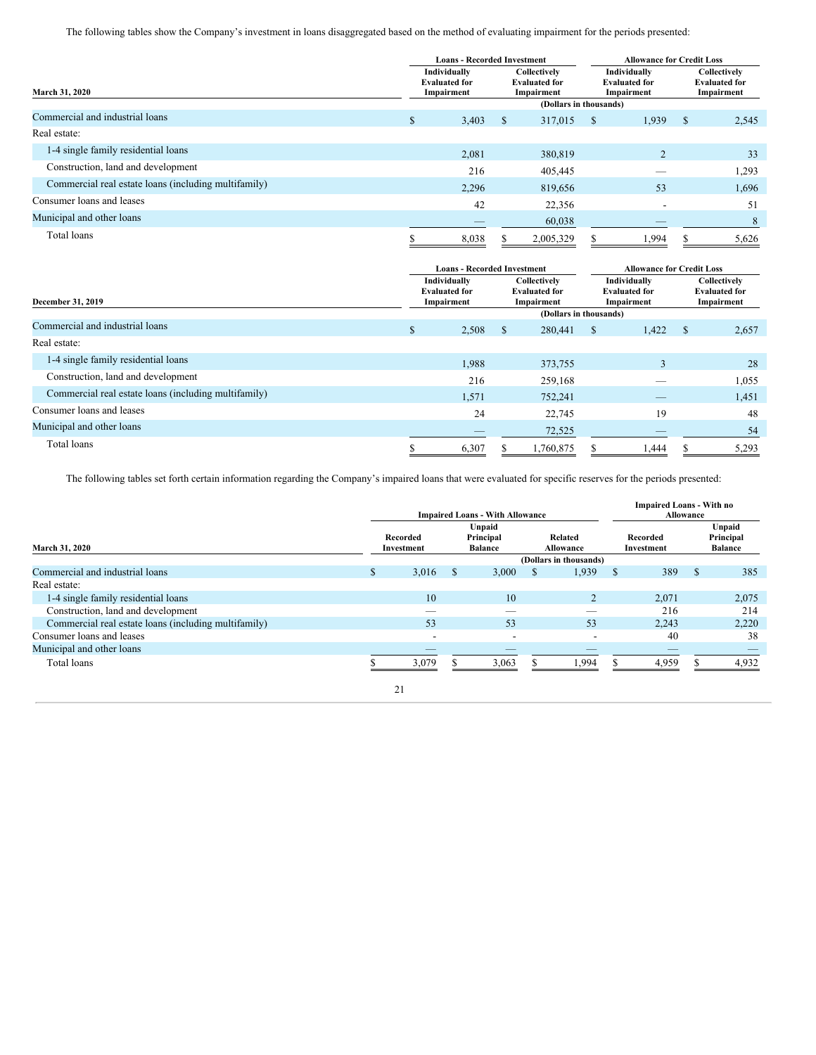The following tables show the Company's investment in loans disaggregated based on the method of evaluating impairment for the periods presented:

| March 31, 2020 | Loans - Recorded Investment | | Allowance for Credit Loss | |
|---|---|---|---|---|
| | Individually Evaluated for Impairment | Collectively Evaluated for Impairment | Individually Evaluated for Impairment | Collectively Evaluated for Impairment |
| | (Dollars in thousands) | | | |
| Commercial and industrial loans | $ 3,403 | $ 317,015 | $ 1,939 | $ 2,545 |
| Real estate: | | | | |
| 1-4 single family residential loans | 2,081 | 380,819 | 2 | 33 |
| Construction, land and development | 216 | 405,445 | — | 1,293 |
| Commercial real estate loans (including multifamily) | 2,296 | 819,656 | 53 | 1,696 |
| Consumer loans and leases | 42 | 22,356 | - | 51 |
| Municipal and other loans | — | 60,038 | — | 8 |
| Total loans | $ 8,038 | $ 2,005,329 | $ 1,994 | $ 5,626 |

| December 31, 2019 | Loans - Recorded Investment | | Allowance for Credit Loss | |
|---|---|---|---|---|
| | Individually Evaluated for Impairment | Collectively Evaluated for Impairment | Individually Evaluated for Impairment | Collectively Evaluated for Impairment |
| | (Dollars in thousands) | | | |
| Commercial and industrial loans | $ 2,508 | $ 280,441 | $ 1,422 | $ 2,657 |
| Real estate: | | | | |
| 1-4 single family residential loans | 1,988 | 373,755 | 3 | 28 |
| Construction, land and development | 216 | 259,168 | — | 1,055 |
| Commercial real estate loans (including multifamily) | 1,571 | 752,241 | — | 1,451 |
| Consumer loans and leases | 24 | 22,745 | 19 | 48 |
| Municipal and other loans | — | 72,525 | — | 54 |
| Total loans | $ 6,307 | $ 1,760,875 | $ 1,444 | $ 5,293 |

The following tables set forth certain information regarding the Company's impaired loans that were evaluated for specific reserves for the periods presented:

| March 31, 2020 | Impaired Loans - With Allowance | | | Impaired Loans - With no Allowance | |
|---|---|---|---|---|---|
| | Recorded Investment | Unpaid Principal Balance | Related Allowance | Recorded Investment | Unpaid Principal Balance |
| | (Dollars in thousands) | | | | |
| Commercial and industrial loans | $ 3,016 | $ 3,000 | $ 1,939 | $ 389 | $ 385 |
| Real estate: | | | | | |
| 1-4 single family residential loans | 10 | 10 | 2 | 2,071 | 2,075 |
| Construction, land and development | — | — | — | 216 | 214 |
| Commercial real estate loans (including multifamily) | 53 | 53 | 53 | 2,243 | 2,220 |
| Consumer loans and leases | - | - | - | 40 | 38 |
| Municipal and other loans | — | — | — | — | — |
| Total loans | $ 3,079 | $ 3,063 | $ 1,994 | $ 4,959 | $ 4,932 |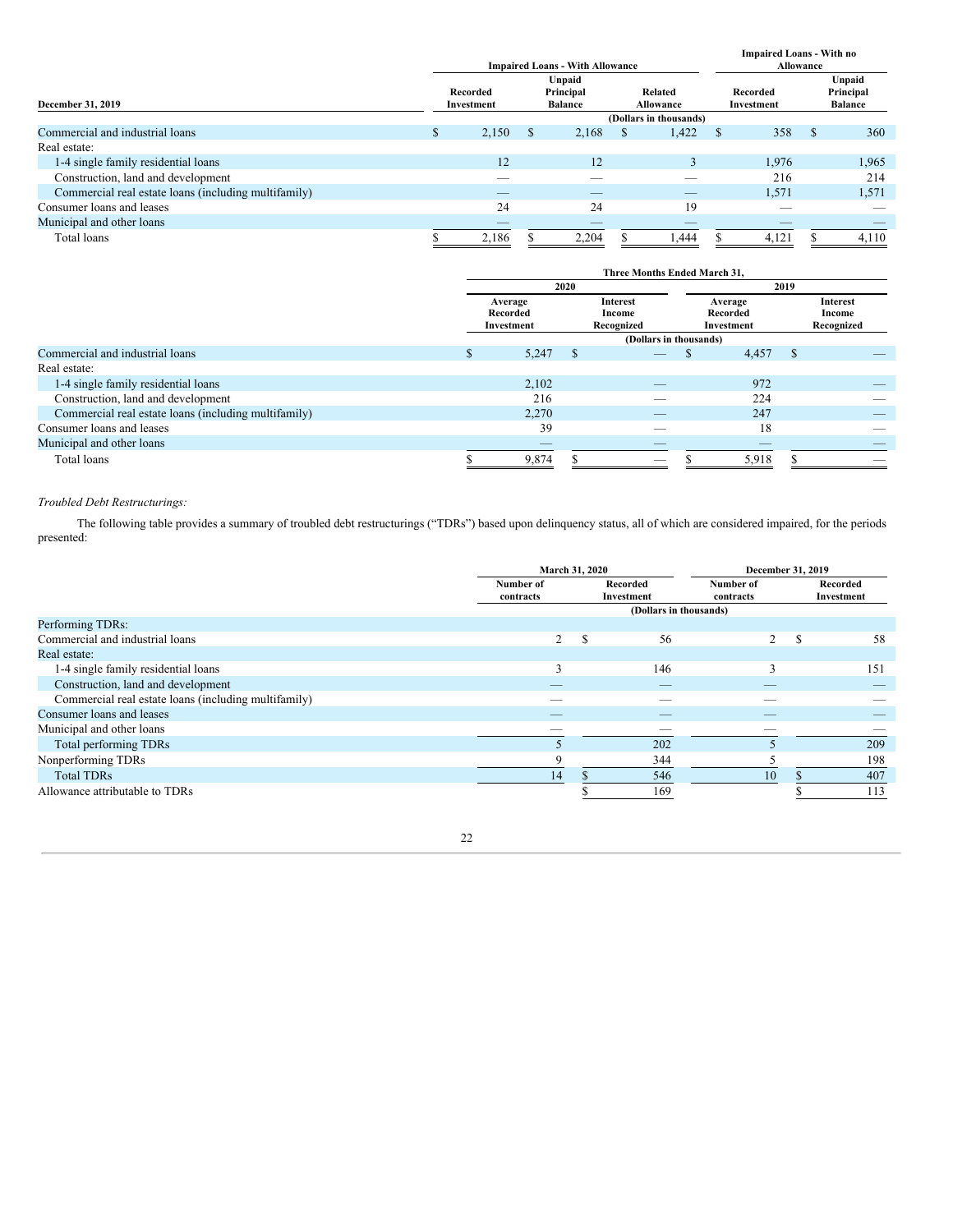| December 31, 2019 | Impaired Loans - With Allowance | | | Impaired Loans - With no Allowance | |
|---|---|---|---|---|---|
| | Recorded Investment | Unpaid Principal Balance | Related Allowance | Recorded Investment | Unpaid Principal Balance |
| | (Dollars in thousands) | | | | |
| Commercial and industrial loans | $ 2,150 | $ 2,168 | $ 1,422 | $ 358 | $ 360 |
| Real estate: | | | | | |
| 1-4 single family residential loans | 12 | 12 | 3 | 1,976 | 1,965 |
| Construction, land and development | — | — | — | 216 | 214 |
| Commercial real estate loans (including multifamily) | — | — | — | 1,571 | 1,571 |
| Consumer loans and leases | 24 | 24 | 19 | — | — |
| Municipal and other loans | — | — | — | — | — |
| Total loans | $ 2,186 | $ 2,204 | $ 1,444 | $ 4,121 | $ 4,110 |

| | Three Months Ended March 31, | | | |
|---|---|---|---|---|
| | 2020 | | 2019 | |
| | Average Recorded Investment | Interest Income Recognized | Average Recorded Investment | Interest Income Recognized |
| | (Dollars in thousands) | | | |
| Commercial and industrial loans | $ 5,247 | $ — | $ 4,457 | $ — |
| Real estate: | | | | |
| 1-4 single family residential loans | 2,102 | — | 972 | — |
| Construction, land and development | 216 | — | 224 | — |
| Commercial real estate loans (including multifamily) | 2,270 | — | 247 | — |
| Consumer loans and leases | 39 | — | 18 | — |
| Municipal and other loans | — | — | — | — |
| Total loans | $ 9,874 | $ — | $ 5,918 | $ — |

*Troubled Debt Restructurings:*

The following table provides a summary of troubled debt restructurings ("TDRs") based upon delinquency status, all of which are considered impaired, for the periods presented:

| | March 31, 2020 | | December 31, 2019 | |
|---|---|---|---|---|
| | Number of contracts | Recorded Investment | Number of contracts | Recorded Investment |
| | (Dollars in thousands) | | | |
| Performing TDRs: | | | | |
| Commercial and industrial loans | 2 | $ 56 | 2 | $ 58 |
| Real estate: | | | | |
| 1-4 single family residential loans | 3 | 146 | 3 | 151 |
| Construction, land and development | — | — | — | — |
| Commercial real estate loans (including multifamily) | — | — | — | — |
| Consumer loans and leases | — | — | — | — |
| Municipal and other loans | — | — | — | — |
| Total performing TDRs | 5 | 202 | 5 | 209 |
| Nonperforming TDRs | 9 | 344 | 5 | 198 |
| Total TDRs | 14 | $ 546 | 10 | $ 407 |
| Allowance attributable to TDRs | | $ 169 | | $ 113 |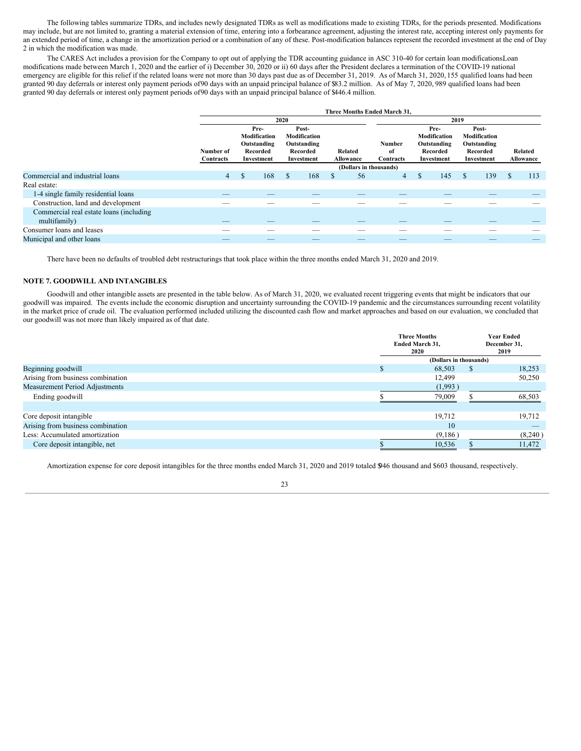The following tables summarize TDRs, and includes newly designated TDRs as well as modifications made to existing TDRs, for the periods presented. Modifications may include, but are not limited to, granting a material extension of time, entering into a forbearance agreement, adjusting the interest rate, accepting interest only payments for an extended period of time, a change in the amortization period or a combination of any of these. Post-modification balances represent the recorded investment at the end of Day 2 in which the modification was made.

The CARES Act includes a provision for the Company to opt out of applying the TDR accounting guidance in ASC 310-40 for certain loan modificationsLoan modifications made between March 1, 2020 and the earlier of i) December 30, 2020 or ii) 60 days after the President declares a termination of the COVID-19 national emergency are eligible for this relief if the related loans were not more than 30 days past due as of December 31, 2019. As of March 31, 2020, 155 qualified loans had been granted 90 day deferrals or interest only payment periods of90 days with an unpaid principal balance of $83.2 million. As of May 7, 2020, 989 qualified loans had been granted 90 day deferrals or interest only payment periods of90 days with an unpaid principal balance of $446.4 million.

| | Three Months Ended March 31, | | | | | | | |
|---|---|---|---|---|---|---|---|---|
| | 2020 | | | | 2019 | | | |
| | Number of Contracts | Pre-Modification Outstanding Recorded Investment | Post-Modification Outstanding Recorded Investment | Related Allowance | Number of Contracts | Pre-Modification Outstanding Recorded Investment | Post-Modification Outstanding Recorded Investment | Related Allowance |
| | (Dollars in thousands) | | | | | | | |
| Commercial and industrial loans | 4 | $ 168 | $ 168 | $ 56 | 4 | $ 145 | $ 139 | $ 113 |
| Real estate: | | | | | | | | |
| 1-4 single family residential loans | — | — | — | — | — | — | — | — |
| Construction, land and development | — | — | — | — | — | — | — | — |
| Commercial real estate loans (including multifamily) | — | — | — | — | — | — | — | — |
| Consumer loans and leases | — | — | — | — | — | — | — | — |
| Municipal and other loans | — | — | — | — | — | — | — | — |

There have been no defaults of troubled debt restructurings that took place within the three months ended March 31, 2020 and 2019.

## NOTE 7. GOODWILL AND INTANGIBLES

Goodwill and other intangible assets are presented in the table below. As of March 31, 2020, we evaluated recent triggering events that might be indicators that our goodwill was impaired. The events include the economic disruption and uncertainty surrounding the COVID-19 pandemic and the circumstances surrounding recent volatility in the market price of crude oil. The evaluation performed included utilizing the discounted cash flow and market approaches and based on our evaluation, we concluded that our goodwill was not more than likely impaired as of that date.

| | Three Months Ended March 31, 2020 | Year Ended December 31, 2019 |
|---|---|---|
| | (Dollars in thousands) | |
| Beginning goodwill | $ 68,503 | $ 18,253 |
| Arising from business combination | 12,499 | 50,250 |
| Measurement Period Adjustments | (1,993) | |
| Ending goodwill | $ 79,009 | $ 68,503 |
| | | |
| Core deposit intangible | 19,712 | 19,712 |
| Arising from business combination | 10 | — |
| Less: Accumulated amortization | (9,186) | (8,240) |
| Core deposit intangible, net | $ 10,536 | $ 11,472 |

Amortization expense for core deposit intangibles for the three months ended March 31, 2020 and 2019 totaled $946 thousand and $603 thousand, respectively.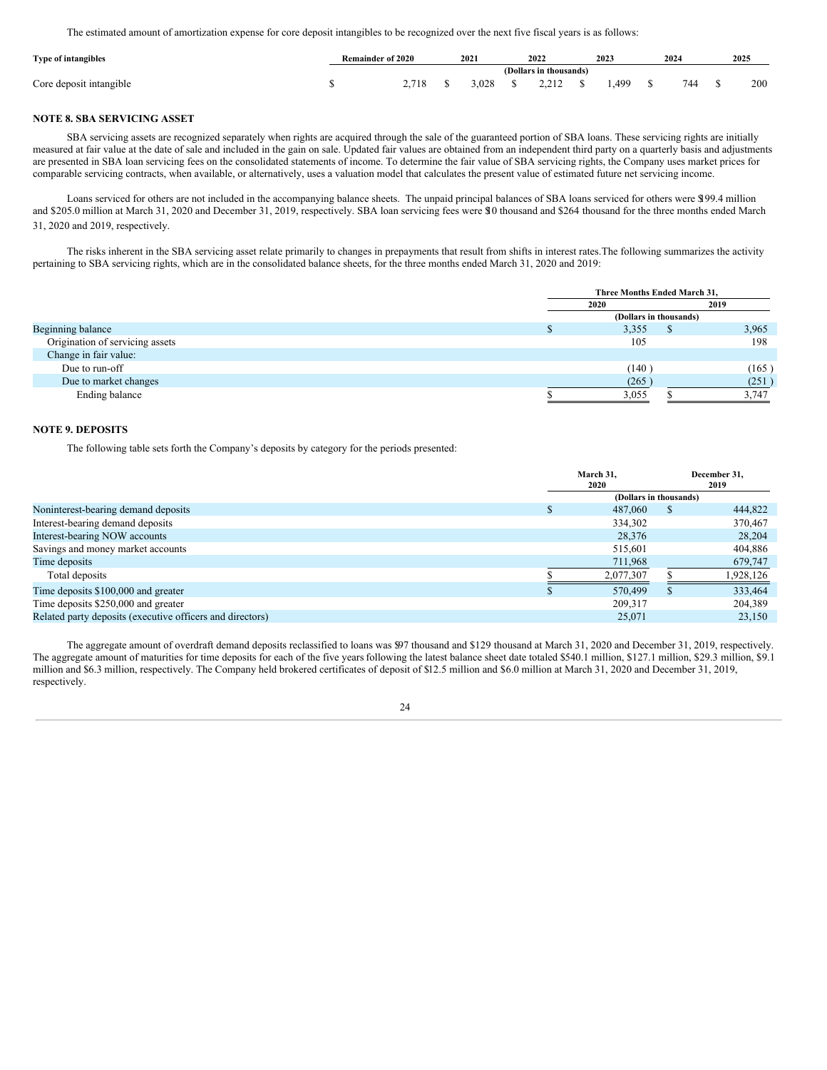The estimated amount of amortization expense for core deposit intangibles to be recognized over the next five fiscal years is as follows:

| Type of intangibles | Remainder of 2020 | 2021 | 2022 | 2023 | 2024 | 2025 |
|---|---|---|---|---|---|---|
| | (Dollars in thousands) | | | | | |
| Core deposit intangible | $ 2,718 | $ 3,028 | $ 2,212 | $ 1,499 | $ 744 | $ 200 |

**NOTE 8. SBA SERVICING ASSET**

SBA servicing assets are recognized separately when rights are acquired through the sale of the guaranteed portion of SBA loans. These servicing rights are initially measured at fair value at the date of sale and included in the gain on sale. Updated fair values are obtained from an independent third party on a quarterly basis and adjustments are presented in SBA loan servicing fees on the consolidated statements of income. To determine the fair value of SBA servicing rights, the Company uses market prices for comparable servicing contracts, when available, or alternatively, uses a valuation model that calculates the present value of estimated future net servicing income.

Loans serviced for others are not included in the accompanying balance sheets. The unpaid principal balances of SBA loans serviced for others were $199.4 million and $205.0 million at March 31, 2020 and December 31, 2019, respectively. SBA loan servicing fees were $10 thousand and $264 thousand for the three months ended March 31, 2020 and 2019, respectively.

The risks inherent in the SBA servicing asset relate primarily to changes in prepayments that result from shifts in interest rates.The following summarizes the activity pertaining to SBA servicing rights, which are in the consolidated balance sheets, for the three months ended March 31, 2020 and 2019:

| | Three Months Ended March 31, | |
|---|---|---|
| | 2020 | 2019 |
| | (Dollars in thousands) | |
| Beginning balance | $ 3,355 | $ 3,965 |
| Origination of servicing assets | 105 | 198 |
| Change in fair value: | | |
| Due to run-off | (140) | (165) |
| Due to market changes | (265) | (251) |
| Ending balance | $ 3,055 | $ 3,747 |

**NOTE 9. DEPOSITS**

The following table sets forth the Company's deposits by category for the periods presented:

| | March 31, 2020 | December 31, 2019 |
|---|---|---|
| | (Dollars in thousands) | |
| Noninterest-bearing demand deposits | $ 487,060 | $ 444,822 |
| Interest-bearing demand deposits | 334,302 | 370,467 |
| Interest-bearing NOW accounts | 28,376 | 28,204 |
| Savings and money market accounts | 515,601 | 404,886 |
| Time deposits | 711,968 | 679,747 |
| Total deposits | $ 2,077,307 | $ 1,928,126 |
| Time deposits $100,000 and greater | $ 570,499 | $ 333,464 |
| Time deposits $250,000 and greater | 209,317 | 204,389 |
| Related party deposits (executive officers and directors) | 25,071 | 23,150 |

The aggregate amount of overdraft demand deposits reclassified to loans was $97 thousand and $129 thousand at March 31, 2020 and December 31, 2019, respectively. The aggregate amount of maturities for time deposits for each of the five years following the latest balance sheet date totaled $540.1 million, $127.1 million, $29.3 million, $9.1 million and $6.3 million, respectively. The Company held brokered certificates of deposit of $12.5 million and $6.0 million at March 31, 2020 and December 31, 2019, respectively.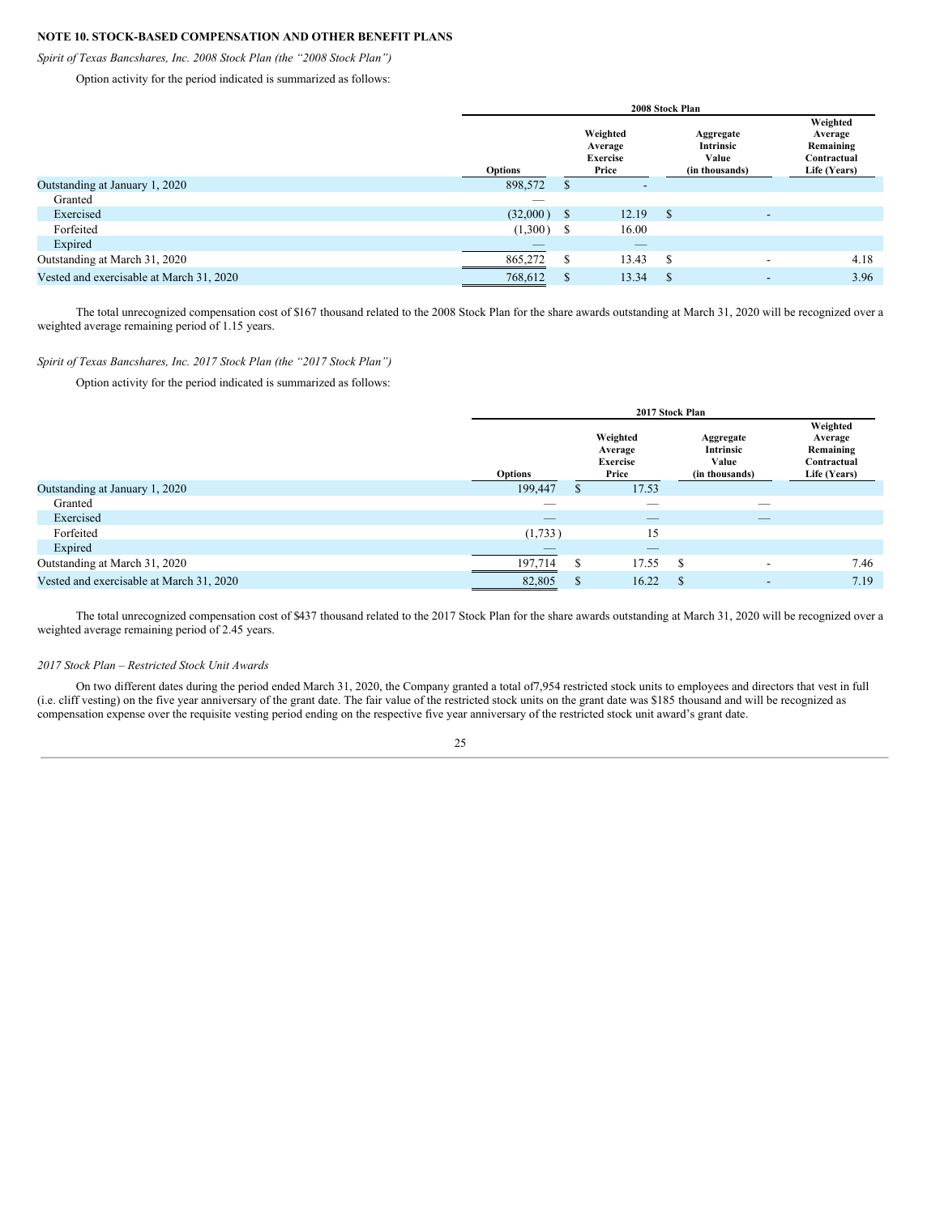## NOTE 10. STOCK-BASED COMPENSATION AND OTHER BENEFIT PLANS

*Spirit of Texas Bancshares, Inc. 2008 Stock Plan (the "2008 Stock Plan")*

Option activity for the period indicated is summarized as follows:

| | 2008 Stock Plan | | | |
|---|---|---|---|---|
| | Options | Weighted Average Exercise Price | Aggregate Intrinsic Value (in thousands) | Weighted Average Remaining Contractual Life (Years) |
| Outstanding at January 1, 2020 | 898,572 | $ - | | |
| Granted | — | | | |
| Exercised | (32,000) | $ 12.19 | $ - | |
| Forfeited | (1,300) | $ 16.00 | | |
| Expired | — | — | | |
| Outstanding at March 31, 2020 | 865,272 | $ 13.43 | $ - | 4.18 |
| Vested and exercisable at March 31, 2020 | 768,612 | $ 13.34 | $ - | 3.96 |

The total unrecognized compensation cost of $167 thousand related to the 2008 Stock Plan for the share awards outstanding at March 31, 2020 will be recognized over a weighted average remaining period of 1.15 years.

*Spirit of Texas Bancshares, Inc. 2017 Stock Plan (the "2017 Stock Plan")*

Option activity for the period indicated is summarized as follows:

| | 2017 Stock Plan | | | |
|---|---|---|---|---|
| | Options | Weighted Average Exercise Price | Aggregate Intrinsic Value (in thousands) | Weighted Average Remaining Contractual Life (Years) |
| Outstanding at January 1, 2020 | 199,447 | $ 17.53 | | |
| Granted | — | — | — | |
| Exercised | — | — | — | |
| Forfeited | (1,733) | 15 | | |
| Expired | — | — | | |
| Outstanding at March 31, 2020 | 197,714 | $ 17.55 | $ - | 7.46 |
| Vested and exercisable at March 31, 2020 | 82,805 | $ 16.22 | $ - | 7.19 |

The total unrecognized compensation cost of $437 thousand related to the 2017 Stock Plan for the share awards outstanding at March 31, 2020 will be recognized over a weighted average remaining period of 2.45 years.

*2017 Stock Plan – Restricted Stock Unit Awards*

On two different dates during the period ended March 31, 2020, the Company granted a total of7,954 restricted stock units to employees and directors that vest in full (i.e. cliff vesting) on the five year anniversary of the grant date. The fair value of the restricted stock units on the grant date was $185 thousand and will be recognized as compensation expense over the requisite vesting period ending on the respective five year anniversary of the restricted stock unit award's grant date.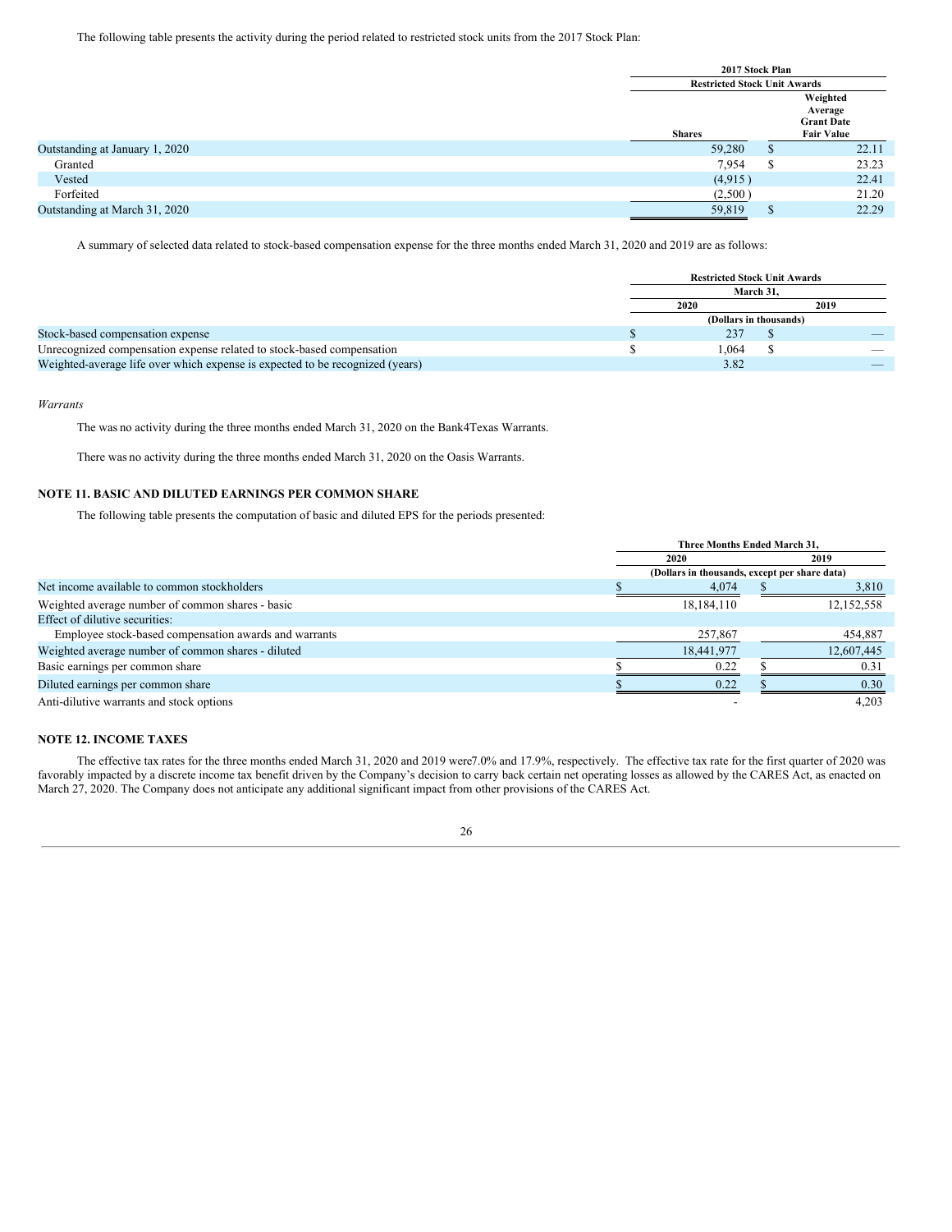The following table presents the activity during the period related to restricted stock units from the 2017 Stock Plan:

| | 2017 Stock Plan | |
|---|---|---|
| | Restricted Stock Unit Awards | |
| | Shares | Weighted Average Grant Date Fair Value |
| Outstanding at January 1, 2020 | 59,280 | $ 22.11 |
| Granted | 7,954 | $ 23.23 |
| Vested | (4,915 ) | 22.41 |
| Forfeited | (2,500 ) | 21.20 |
| Outstanding at March 31, 2020 | 59,819 | $ 22.29 |

A summary of selected data related to stock-based compensation expense for the three months ended March 31, 2020 and 2019 are as follows:

| | Restricted Stock Unit Awards | |
|---|---|---|
| | March 31, | |
| | 2020 | 2019 |
| | (Dollars in thousands) | |
| Stock-based compensation expense | $ 237 | $ — |
| Unrecognized compensation expense related to stock-based compensation | $ 1,064 | $ — |
| Weighted-average life over which expense is expected to be recognized (years) | 3.82 | — |

*Warrants*

The was no activity during the three months ended March 31, 2020 on the Bank4Texas Warrants.

There was no activity during the three months ended March 31, 2020 on the Oasis Warrants.

## NOTE 11. BASIC AND DILUTED EARNINGS PER COMMON SHARE

The following table presents the computation of basic and diluted EPS for the periods presented:

| | Three Months Ended March 31, | |
|---|---|---|
| | 2020 | 2019 |
| | (Dollars in thousands, except per share data) | |
| Net income available to common stockholders | $ 4,074 | $ 3,810 |
| Weighted average number of common shares - basic | 18,184,110 | 12,152,558 |
| Effect of dilutive securities: | | |
| Employee stock-based compensation awards and warrants | 257,867 | 454,887 |
| Weighted average number of common shares - diluted | 18,441,977 | 12,607,445 |
| Basic earnings per common share | $ 0.22 | $ 0.31 |
| Diluted earnings per common share | $ 0.22 | $ 0.30 |
| Anti-dilutive warrants and stock options | - | 4,203 |

## NOTE 12. INCOME TAXES

The effective tax rates for the three months ended March 31, 2020 and 2019 were7.0% and 17.9%, respectively. The effective tax rate for the first quarter of 2020 was favorably impacted by a discrete income tax benefit driven by the Company's decision to carry back certain net operating losses as allowed by the CARES Act, as enacted on March 27, 2020. The Company does not anticipate any additional significant impact from other provisions of the CARES Act.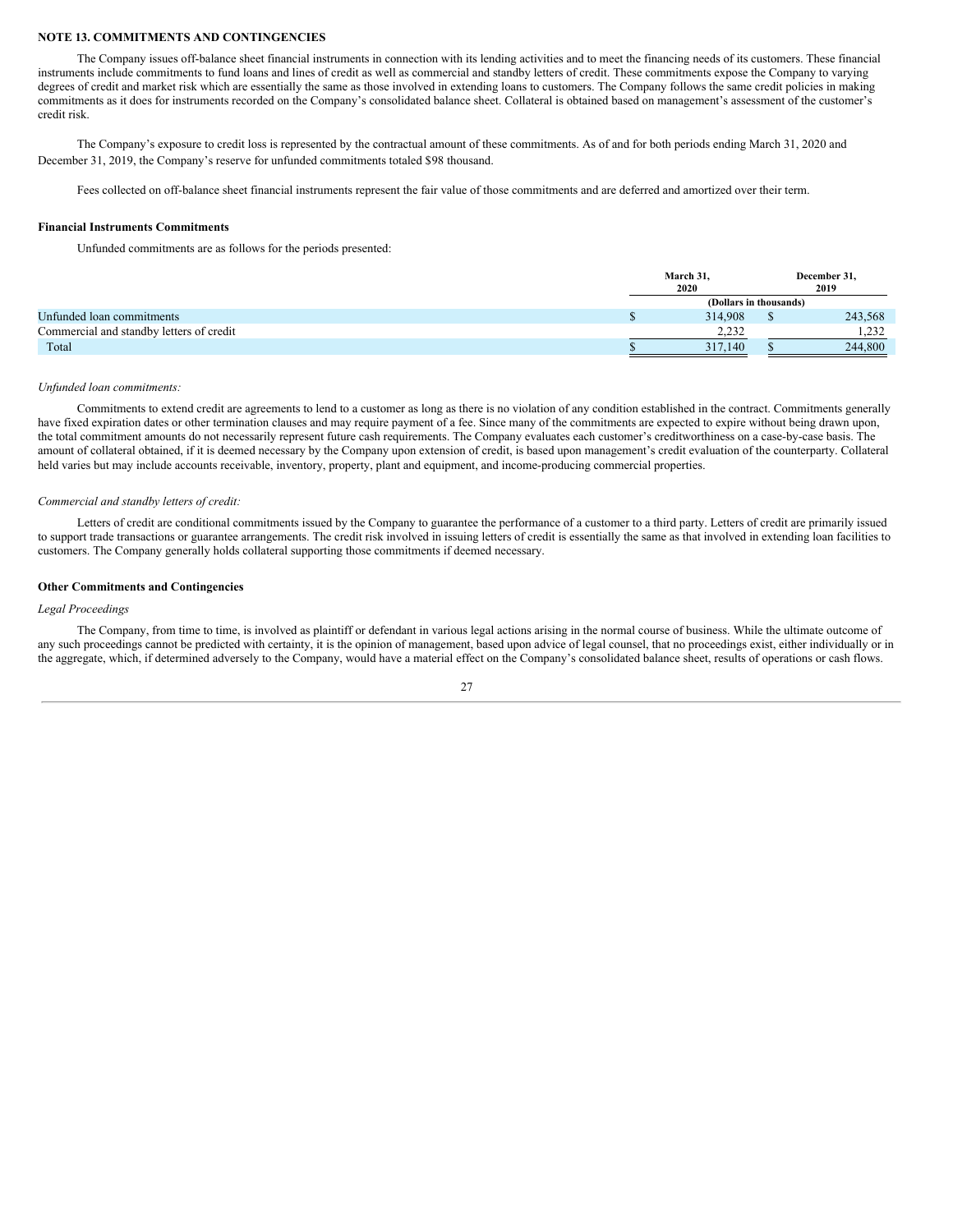## NOTE 13. COMMITMENTS AND CONTINGENCIES

The Company issues off-balance sheet financial instruments in connection with its lending activities and to meet the financing needs of its customers. These financial instruments include commitments to fund loans and lines of credit as well as commercial and standby letters of credit. These commitments expose the Company to varying degrees of credit and market risk which are essentially the same as those involved in extending loans to customers. The Company follows the same credit policies in making commitments as it does for instruments recorded on the Company's consolidated balance sheet. Collateral is obtained based on management's assessment of the customer's credit risk.

The Company's exposure to credit loss is represented by the contractual amount of these commitments. As of and for both periods ending March 31, 2020 and December 31, 2019, the Company's reserve for unfunded commitments totaled $98 thousand.

Fees collected on off-balance sheet financial instruments represent the fair value of those commitments and are deferred and amortized over their term.

### Financial Instruments Commitments

Unfunded commitments are as follows for the periods presented:

| | March 31, 2020 | December 31, 2019 |
|---|---|---|
| | (Dollars in thousands) | |
| Unfunded loan commitments | $ 314,908 | $ 243,568 |
| Commercial and standby letters of credit | 2,232 | 1,232 |
| Total | $ 317,140 | $ 244,800 |

*Unfunded loan commitments:*

Commitments to extend credit are agreements to lend to a customer as long as there is no violation of any condition established in the contract. Commitments generally have fixed expiration dates or other termination clauses and may require payment of a fee. Since many of the commitments are expected to expire without being drawn upon, the total commitment amounts do not necessarily represent future cash requirements. The Company evaluates each customer's creditworthiness on a case-by-case basis. The amount of collateral obtained, if it is deemed necessary by the Company upon extension of credit, is based upon management's credit evaluation of the counterparty. Collateral held varies but may include accounts receivable, inventory, property, plant and equipment, and income-producing commercial properties.

*Commercial and standby letters of credit:*

Letters of credit are conditional commitments issued by the Company to guarantee the performance of a customer to a third party. Letters of credit are primarily issued to support trade transactions or guarantee arrangements. The credit risk involved in issuing letters of credit is essentially the same as that involved in extending loan facilities to customers. The Company generally holds collateral supporting those commitments if deemed necessary.

### Other Commitments and Contingencies

*Legal Proceedings*

The Company, from time to time, is involved as plaintiff or defendant in various legal actions arising in the normal course of business. While the ultimate outcome of any such proceedings cannot be predicted with certainty, it is the opinion of management, based upon advice of legal counsel, that no proceedings exist, either individually or in the aggregate, which, if determined adversely to the Company, would have a material effect on the Company's consolidated balance sheet, results of operations or cash flows.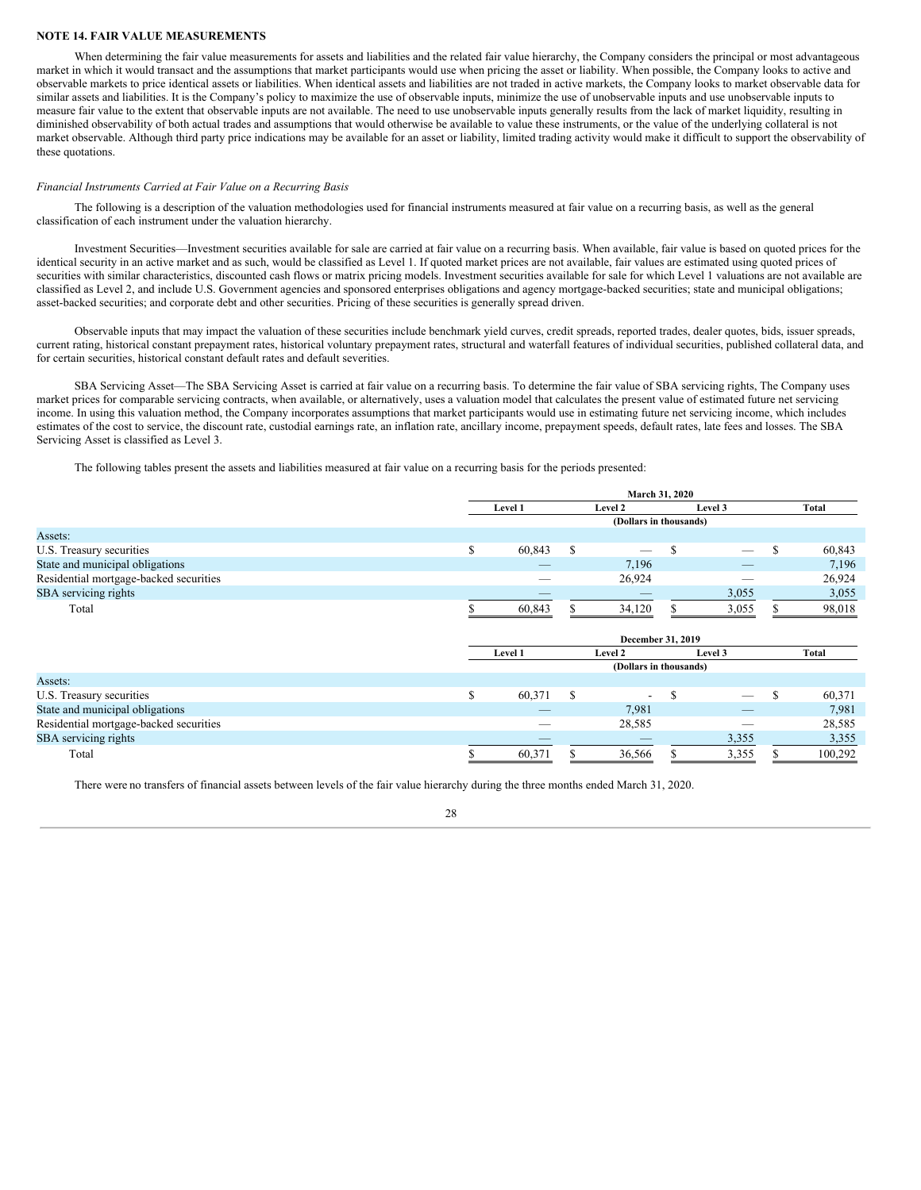**NOTE 14. FAIR VALUE MEASUREMENTS**

When determining the fair value measurements for assets and liabilities and the related fair value hierarchy, the Company considers the principal or most advantageous market in which it would transact and the assumptions that market participants would use when pricing the asset or liability. When possible, the Company looks to active and observable markets to price identical assets or liabilities. When identical assets and liabilities are not traded in active markets, the Company looks to market observable data for similar assets and liabilities. It is the Company's policy to maximize the use of observable inputs, minimize the use of unobservable inputs and use unobservable inputs to measure fair value to the extent that observable inputs are not available. The need to use unobservable inputs generally results from the lack of market liquidity, resulting in diminished observability of both actual trades and assumptions that would otherwise be available to value these instruments, or the value of the underlying collateral is not market observable. Although third party price indications may be available for an asset or liability, limited trading activity would make it difficult to support the observability of these quotations.

*Financial Instruments Carried at Fair Value on a Recurring Basis*

The following is a description of the valuation methodologies used for financial instruments measured at fair value on a recurring basis, as well as the general classification of each instrument under the valuation hierarchy.

Investment Securities—Investment securities available for sale are carried at fair value on a recurring basis. When available, fair value is based on quoted prices for the identical security in an active market and as such, would be classified as Level 1. If quoted market prices are not available, fair values are estimated using quoted prices of securities with similar characteristics, discounted cash flows or matrix pricing models. Investment securities available for sale for which Level 1 valuations are not available are classified as Level 2, and include U.S. Government agencies and sponsored enterprises obligations and agency mortgage-backed securities; state and municipal obligations; asset-backed securities; and corporate debt and other securities. Pricing of these securities is generally spread driven.

Observable inputs that may impact the valuation of these securities include benchmark yield curves, credit spreads, reported trades, dealer quotes, bids, issuer spreads, current rating, historical constant prepayment rates, historical voluntary prepayment rates, structural and waterfall features of individual securities, published collateral data, and for certain securities, historical constant default rates and default severities.

SBA Servicing Asset—The SBA Servicing Asset is carried at fair value on a recurring basis. To determine the fair value of SBA servicing rights, The Company uses market prices for comparable servicing contracts, when available, or alternatively, uses a valuation model that calculates the present value of estimated future net servicing income. In using this valuation method, the Company incorporates assumptions that market participants would use in estimating future net servicing income, which includes estimates of the cost to service, the discount rate, custodial earnings rate, an inflation rate, ancillary income, prepayment speeds, default rates, late fees and losses. The SBA Servicing Asset is classified as Level 3.

The following tables present the assets and liabilities measured at fair value on a recurring basis for the periods presented:

| | March 31, 2020 | | | |
|---|---|---|---|---|
| | Level 1 | Level 2 | Level 3 | Total |
| | (Dollars in thousands) | | | |
| Assets: | | | | |
| U.S. Treasury securities | $ 60,843 | $ — | $ — | $ 60,843 |
| State and municipal obligations | — | 7,196 | — | 7,196 |
| Residential mortgage-backed securities | — | 26,924 | — | 26,924 |
| SBA servicing rights | — | — | 3,055 | 3,055 |
| Total | $ 60,843 | $ 34,120 | $ 3,055 | $ 98,018 |

| | December 31, 2019 | | | |
|---|---|---|---|---|
| | Level 1 | Level 2 | Level 3 | Total |
| | (Dollars in thousands) | | | |
| Assets: | | | | |
| U.S. Treasury securities | $ 60,371 | $ - | $ — | $ 60,371 |
| State and municipal obligations | — | 7,981 | — | 7,981 |
| Residential mortgage-backed securities | — | 28,585 | — | 28,585 |
| SBA servicing rights | — | — | 3,355 | 3,355 |
| Total | $ 60,371 | $ 36,566 | $ 3,355 | $ 100,292 |

There were no transfers of financial assets between levels of the fair value hierarchy during the three months ended March 31, 2020.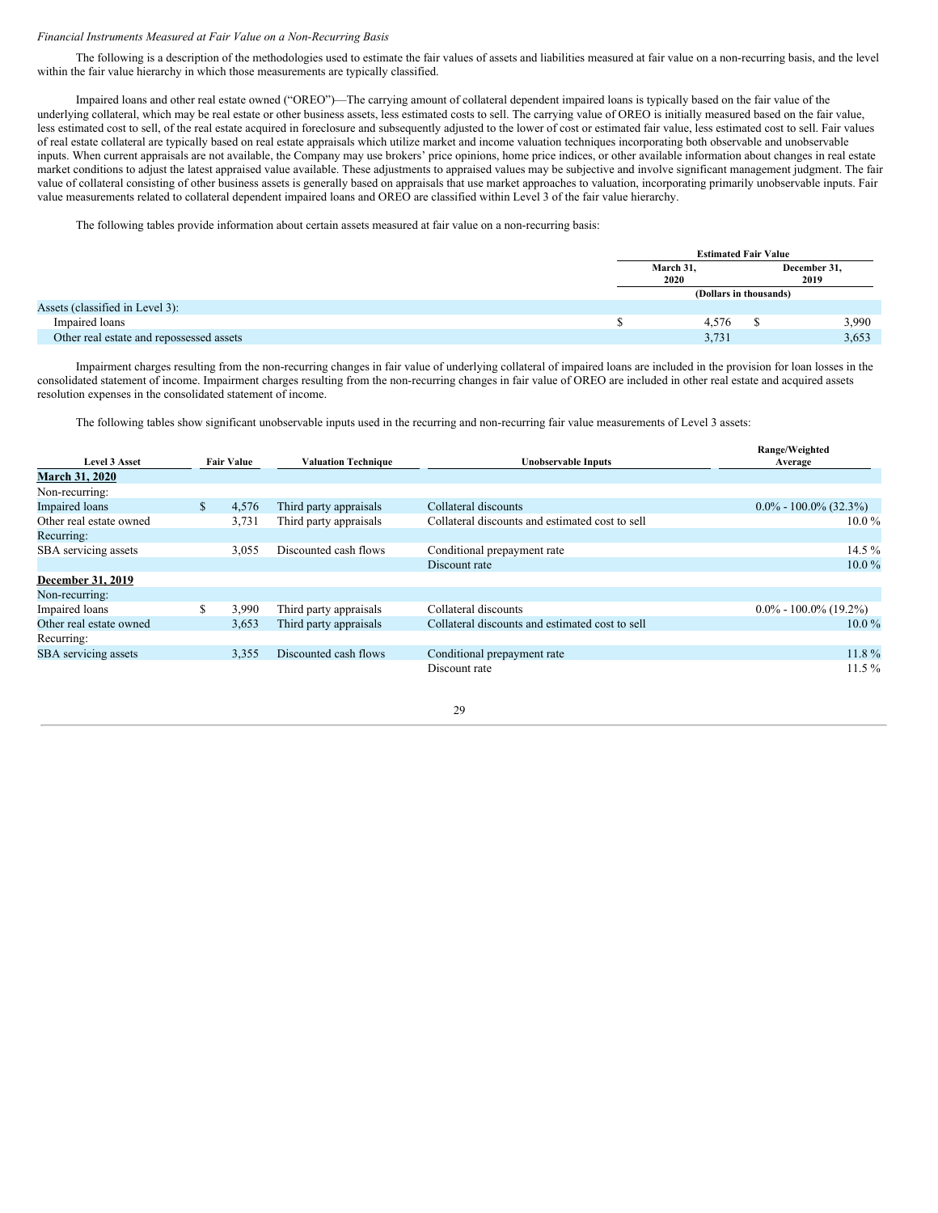*Financial Instruments Measured at Fair Value on a Non-Recurring Basis*

The following is a description of the methodologies used to estimate the fair values of assets and liabilities measured at fair value on a non-recurring basis, and the level within the fair value hierarchy in which those measurements are typically classified.

Impaired loans and other real estate owned ("OREO")—The carrying amount of collateral dependent impaired loans is typically based on the fair value of the underlying collateral, which may be real estate or other business assets, less estimated costs to sell. The carrying value of OREO is initially measured based on the fair value, less estimated cost to sell, of the real estate acquired in foreclosure and subsequently adjusted to the lower of cost or estimated fair value, less estimated cost to sell. Fair values of real estate collateral are typically based on real estate appraisals which utilize market and income valuation techniques incorporating both observable and unobservable inputs. When current appraisals are not available, the Company may use brokers' price opinions, home price indices, or other available information about changes in real estate market conditions to adjust the latest appraised value available. These adjustments to appraised values may be subjective and involve significant management judgment. The fair value of collateral consisting of other business assets is generally based on appraisals that use market approaches to valuation, incorporating primarily unobservable inputs. Fair value measurements related to collateral dependent impaired loans and OREO are classified within Level 3 of the fair value hierarchy.

The following tables provide information about certain assets measured at fair value on a non-recurring basis:

| | Estimated Fair Value | |
|---|---|---|
| | March 31, 2020 | December 31, 2019 |
| | (Dollars in thousands) | |
| Assets (classified in Level 3): | | |
| Impaired loans | $ 4,576 | $ 3,990 |
| Other real estate and repossessed assets | 3,731 | 3,653 |

Impairment charges resulting from the non-recurring changes in fair value of underlying collateral of impaired loans are included in the provision for loan losses in the consolidated statement of income. Impairment charges resulting from the non-recurring changes in fair value of OREO are included in other real estate and acquired assets resolution expenses in the consolidated statement of income.

The following tables show significant unobservable inputs used in the recurring and non-recurring fair value measurements of Level 3 assets:

| Level 3 Asset | Fair Value | Valuation Technique | Unobservable Inputs | Range/Weighted Average |
|---|---|---|---|---|
| **March 31, 2020** | | | | |
| Non-recurring: | | | | |
| Impaired loans | $ 4,576 | Third party appraisals | Collateral discounts | 0.0% - 100.0% (32.3%) |
| Other real estate owned | 3,731 | Third party appraisals | Collateral discounts and estimated cost to sell | 10.0 % |
| Recurring: | | | | |
| SBA servicing assets | 3,055 | Discounted cash flows | Conditional prepayment rate | 14.5 % |
| | | | Discount rate | 10.0 % |
| **December 31, 2019** | | | | |
| Non-recurring: | | | | |
| Impaired loans | $ 3,990 | Third party appraisals | Collateral discounts | 0.0% - 100.0% (19.2%) |
| Other real estate owned | 3,653 | Third party appraisals | Collateral discounts and estimated cost to sell | 10.0 % |
| Recurring: | | | | |
| SBA servicing assets | 3,355 | Discounted cash flows | Conditional prepayment rate | 11.8 % |
| | | | Discount rate | 11.5 % |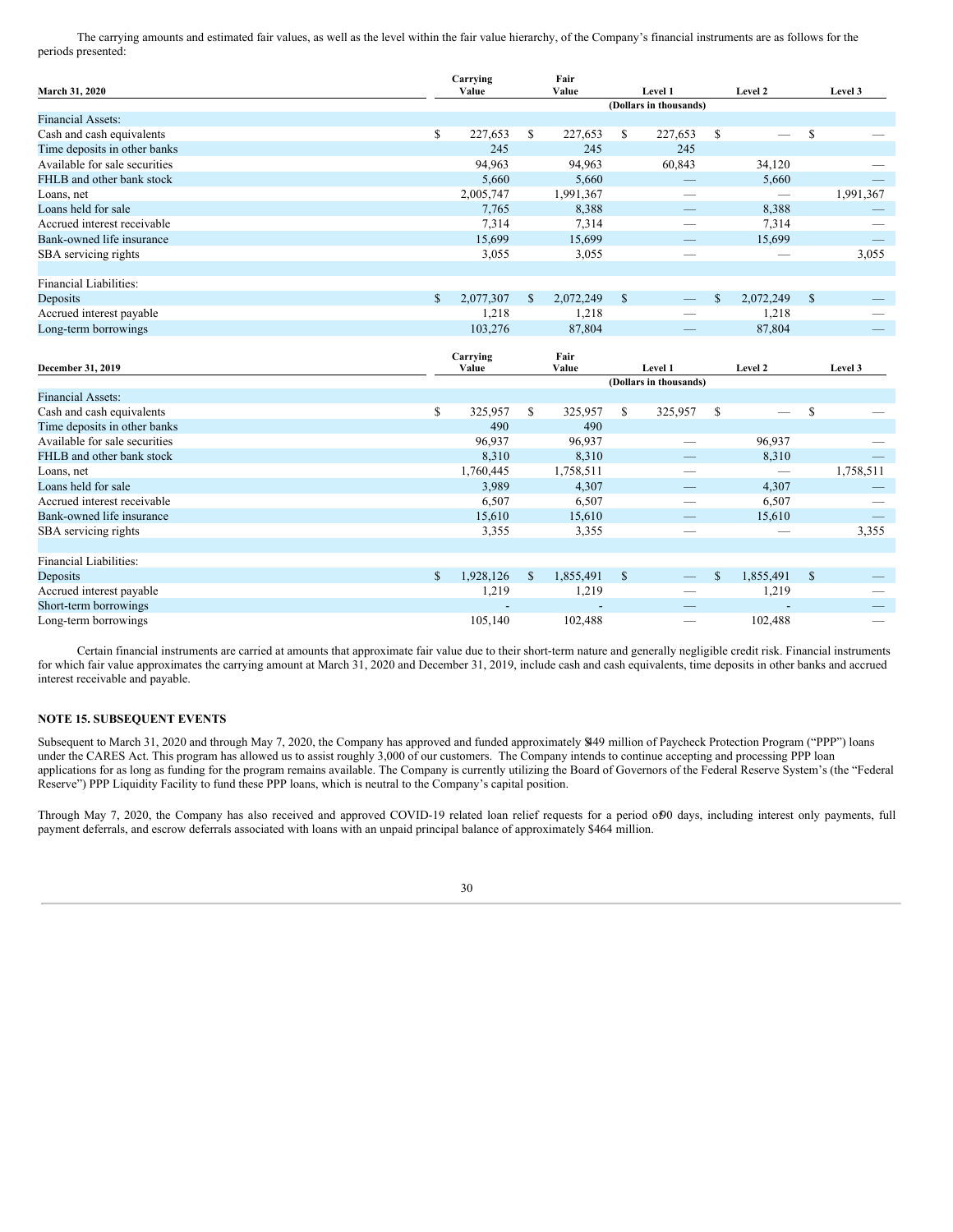The carrying amounts and estimated fair values, as well as the level within the fair value hierarchy, of the Company's financial instruments are as follows for the periods presented:

| March 31, 2020 | Carrying Value | Fair Value | Level 1 | Level 2 | Level 3 |
|---|---|---|---|---|---|
| | | | (Dollars in thousands) | | |
| Financial Assets: | | | | | |
| Cash and cash equivalents | $ 227,653 | $ 227,653 | $ 227,653 | $ — | $ — |
| Time deposits in other banks | 245 | 245 | 245 | | |
| Available for sale securities | 94,963 | 94,963 | 60,843 | 34,120 | — |
| FHLB and other bank stock | 5,660 | 5,660 | — | 5,660 | — |
| Loans, net | 2,005,747 | 1,991,367 | — | — | 1,991,367 |
| Loans held for sale | 7,765 | 8,388 | — | 8,388 | — |
| Accrued interest receivable | 7,314 | 7,314 | — | 7,314 | — |
| Bank-owned life insurance | 15,699 | 15,699 | — | 15,699 | — |
| SBA servicing rights | 3,055 | 3,055 | — | — | 3,055 |
| | | | | | |
| Financial Liabilities: | | | | | |
| Deposits | $ 2,077,307 | $ 2,072,249 | $ — | $ 2,072,249 | $ — |
| Accrued interest payable | 1,218 | 1,218 | — | 1,218 | — |
| Long-term borrowings | 103,276 | 87,804 | — | 87,804 | — |

| December 31, 2019 | Carrying Value | Fair Value | Level 1 | Level 2 | Level 3 |
|---|---|---|---|---|---|
| | | | (Dollars in thousands) | | |
| Financial Assets: | | | | | |
| Cash and cash equivalents | $ 325,957 | $ 325,957 | $ 325,957 | $ — | $ — |
| Time deposits in other banks | 490 | 490 | | | |
| Available for sale securities | 96,937 | 96,937 | — | 96,937 | — |
| FHLB and other bank stock | 8,310 | 8,310 | — | 8,310 | — |
| Loans, net | 1,760,445 | 1,758,511 | — | — | 1,758,511 |
| Loans held for sale | 3,989 | 4,307 | — | 4,307 | — |
| Accrued interest receivable | 6,507 | 6,507 | — | 6,507 | — |
| Bank-owned life insurance | 15,610 | 15,610 | — | 15,610 | — |
| SBA servicing rights | 3,355 | 3,355 | — | — | 3,355 |
| | | | | | |
| Financial Liabilities: | | | | | |
| Deposits | $ 1,928,126 | $ 1,855,491 | $ — | $ 1,855,491 | $ — |
| Accrued interest payable | 1,219 | 1,219 | — | 1,219 | — |
| Short-term borrowings | - | - | — | - | — |
| Long-term borrowings | 105,140 | 102,488 | — | 102,488 | — |

Certain financial instruments are carried at amounts that approximate fair value due to their short-term nature and generally negligible credit risk. Financial instruments for which fair value approximates the carrying amount at March 31, 2020 and December 31, 2019, include cash and cash equivalents, time deposits in other banks and accrued interest receivable and payable.

### NOTE 15. SUBSEQUENT EVENTS

Subsequent to March 31, 2020 and through May 7, 2020, the Company has approved and funded approximately $449 million of Paycheck Protection Program ("PPP") loans under the CARES Act. This program has allowed us to assist roughly 3,000 of our customers. The Company intends to continue accepting and processing PPP loan applications for as long as funding for the program remains available. The Company is currently utilizing the Board of Governors of the Federal Reserve System's (the "Federal Reserve") PPP Liquidity Facility to fund these PPP loans, which is neutral to the Company's capital position.

Through May 7, 2020, the Company has also received and approved COVID-19 related loan relief requests for a period of 90 days, including interest only payments, full payment deferrals, and escrow deferrals associated with loans with an unpaid principal balance of approximately $464 million.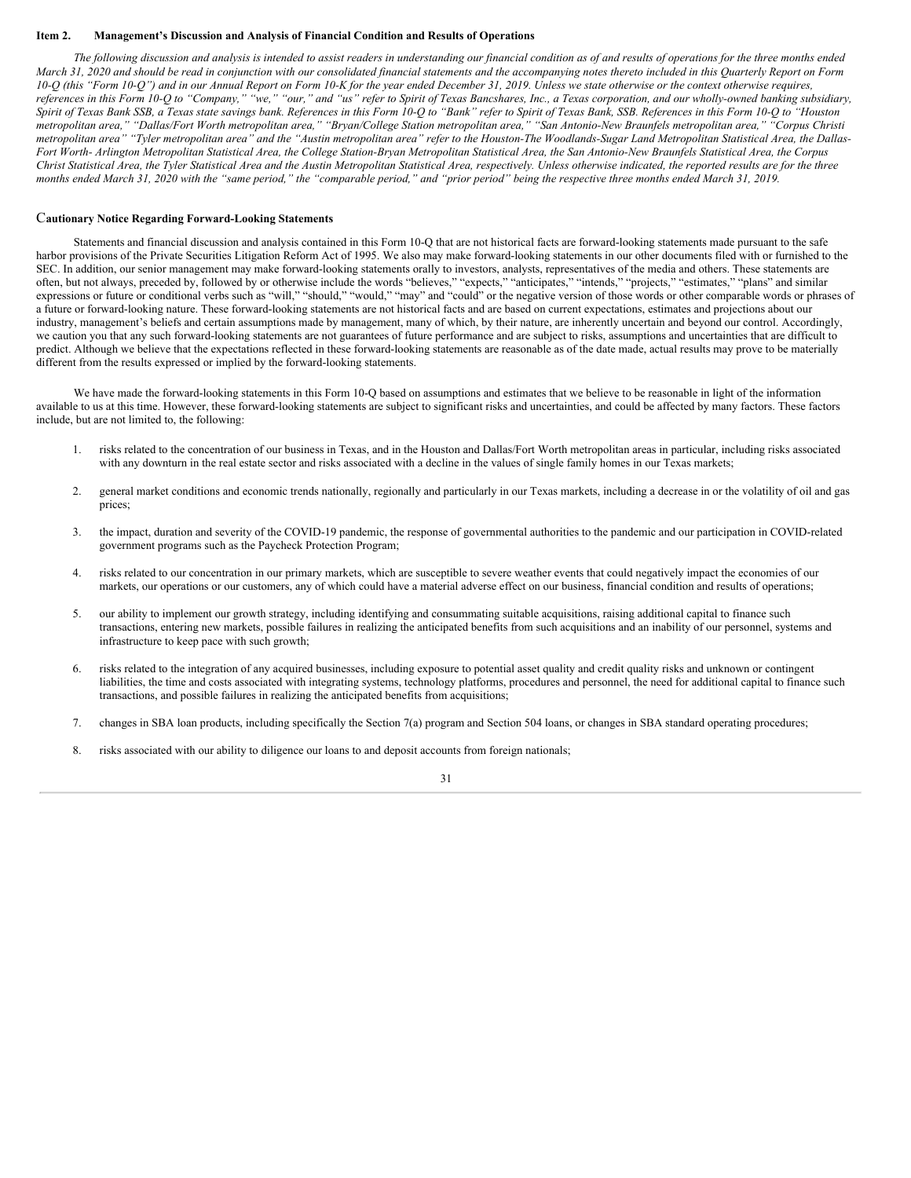### Item 2. Management's Discussion and Analysis of Financial Condition and Results of Operations

*The following discussion and analysis is intended to assist readers in understanding our financial condition as of and results of operations for the three months ended March 31, 2020 and should be read in conjunction with our consolidated financial statements and the accompanying notes thereto included in this Quarterly Report on Form 10-Q (this "Form 10-Q") and in our Annual Report on Form 10-K for the year ended December 31, 2019. Unless we state otherwise or the context otherwise requires, references in this Form 10-Q to "Company," "we," "our," and "us" refer to Spirit of Texas Bancshares, Inc., a Texas corporation, and our wholly-owned banking subsidiary, Spirit of Texas Bank SSB, a Texas state savings bank. References in this Form 10-Q to "Bank" refer to Spirit of Texas Bank, SSB. References in this Form 10-Q to "Houston metropolitan area," "Dallas/Fort Worth metropolitan area," "Bryan/College Station metropolitan area," "San Antonio-New Braunfels metropolitan area," "Corpus Christi metropolitan area" "Tyler metropolitan area" and the "Austin metropolitan area" refer to the Houston-The Woodlands-Sugar Land Metropolitan Statistical Area, the Dallas-Fort Worth- Arlington Metropolitan Statistical Area, the College Station-Bryan Metropolitan Statistical Area, the San Antonio-New Braunfels Statistical Area, the Corpus Christ Statistical Area, the Tyler Statistical Area and the Austin Metropolitan Statistical Area, respectively. Unless otherwise indicated, the reported results are for the three months ended March 31, 2020 with the "same period," the "comparable period," and "prior period" being the respective three months ended March 31, 2019.*

### Cautionary Notice Regarding Forward-Looking Statements

Statements and financial discussion and analysis contained in this Form 10-Q that are not historical facts are forward-looking statements made pursuant to the safe harbor provisions of the Private Securities Litigation Reform Act of 1995. We also may make forward-looking statements in our other documents filed with or furnished to the SEC. In addition, our senior management may make forward-looking statements orally to investors, analysts, representatives of the media and others. These statements are often, but not always, preceded by, followed by or otherwise include the words "believes," "expects," "anticipates," "intends," "projects," "estimates," "plans" and similar expressions or future or conditional verbs such as "will," "should," "would," "may" and "could" or the negative version of those words or other comparable words or phrases of a future or forward-looking nature. These forward-looking statements are not historical facts and are based on current expectations, estimates and projections about our industry, management's beliefs and certain assumptions made by management, many of which, by their nature, are inherently uncertain and beyond our control. Accordingly, we caution you that any such forward-looking statements are not guarantees of future performance and are subject to risks, assumptions and uncertainties that are difficult to predict. Although we believe that the expectations reflected in these forward-looking statements are reasonable as of the date made, actual results may prove to be materially different from the results expressed or implied by the forward-looking statements.

We have made the forward-looking statements in this Form 10-Q based on assumptions and estimates that we believe to be reasonable in light of the information available to us at this time. However, these forward-looking statements are subject to significant risks and uncertainties, and could be affected by many factors. These factors include, but are not limited to, the following:

1. risks related to the concentration of our business in Texas, and in the Houston and Dallas/Fort Worth metropolitan areas in particular, including risks associated with any downturn in the real estate sector and risks associated with a decline in the values of single family homes in our Texas markets;

2. general market conditions and economic trends nationally, regionally and particularly in our Texas markets, including a decrease in or the volatility of oil and gas prices;

3. the impact, duration and severity of the COVID-19 pandemic, the response of governmental authorities to the pandemic and our participation in COVID-related government programs such as the Paycheck Protection Program;

4. risks related to our concentration in our primary markets, which are susceptible to severe weather events that could negatively impact the economies of our markets, our operations or our customers, any of which could have a material adverse effect on our business, financial condition and results of operations;

5. our ability to implement our growth strategy, including identifying and consummating suitable acquisitions, raising additional capital to finance such transactions, entering new markets, possible failures in realizing the anticipated benefits from such acquisitions and an inability of our personnel, systems and infrastructure to keep pace with such growth;

6. risks related to the integration of any acquired businesses, including exposure to potential asset quality and credit quality risks and unknown or contingent liabilities, the time and costs associated with integrating systems, technology platforms, procedures and personnel, the need for additional capital to finance such transactions, and possible failures in realizing the anticipated benefits from acquisitions;

7. changes in SBA loan products, including specifically the Section 7(a) program and Section 504 loans, or changes in SBA standard operating procedures;

8. risks associated with our ability to diligence our loans to and deposit accounts from foreign nationals;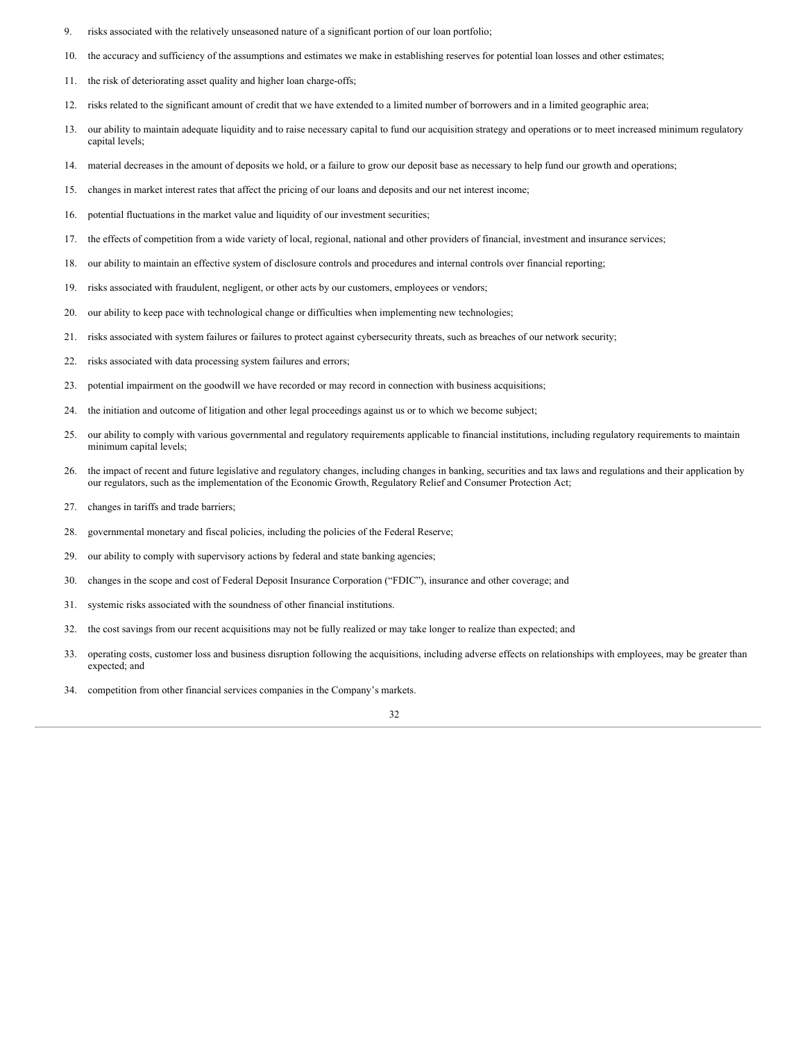9. risks associated with the relatively unseasoned nature of a significant portion of our loan portfolio;
10. the accuracy and sufficiency of the assumptions and estimates we make in establishing reserves for potential loan losses and other estimates;
11. the risk of deteriorating asset quality and higher loan charge-offs;
12. risks related to the significant amount of credit that we have extended to a limited number of borrowers and in a limited geographic area;
13. our ability to maintain adequate liquidity and to raise necessary capital to fund our acquisition strategy and operations or to meet increased minimum regulatory capital levels;
14. material decreases in the amount of deposits we hold, or a failure to grow our deposit base as necessary to help fund our growth and operations;
15. changes in market interest rates that affect the pricing of our loans and deposits and our net interest income;
16. potential fluctuations in the market value and liquidity of our investment securities;
17. the effects of competition from a wide variety of local, regional, national and other providers of financial, investment and insurance services;
18. our ability to maintain an effective system of disclosure controls and procedures and internal controls over financial reporting;
19. risks associated with fraudulent, negligent, or other acts by our customers, employees or vendors;
20. our ability to keep pace with technological change or difficulties when implementing new technologies;
21. risks associated with system failures or failures to protect against cybersecurity threats, such as breaches of our network security;
22. risks associated with data processing system failures and errors;
23. potential impairment on the goodwill we have recorded or may record in connection with business acquisitions;
24. the initiation and outcome of litigation and other legal proceedings against us or to which we become subject;
25. our ability to comply with various governmental and regulatory requirements applicable to financial institutions, including regulatory requirements to maintain minimum capital levels;
26. the impact of recent and future legislative and regulatory changes, including changes in banking, securities and tax laws and regulations and their application by our regulators, such as the implementation of the Economic Growth, Regulatory Relief and Consumer Protection Act;
27. changes in tariffs and trade barriers;
28. governmental monetary and fiscal policies, including the policies of the Federal Reserve;
29. our ability to comply with supervisory actions by federal and state banking agencies;
30. changes in the scope and cost of Federal Deposit Insurance Corporation ("FDIC"), insurance and other coverage; and
31. systemic risks associated with the soundness of other financial institutions.
32. the cost savings from our recent acquisitions may not be fully realized or may take longer to realize than expected; and
33. operating costs, customer loss and business disruption following the acquisitions, including adverse effects on relationships with employees, may be greater than expected; and
34. competition from other financial services companies in the Company's markets.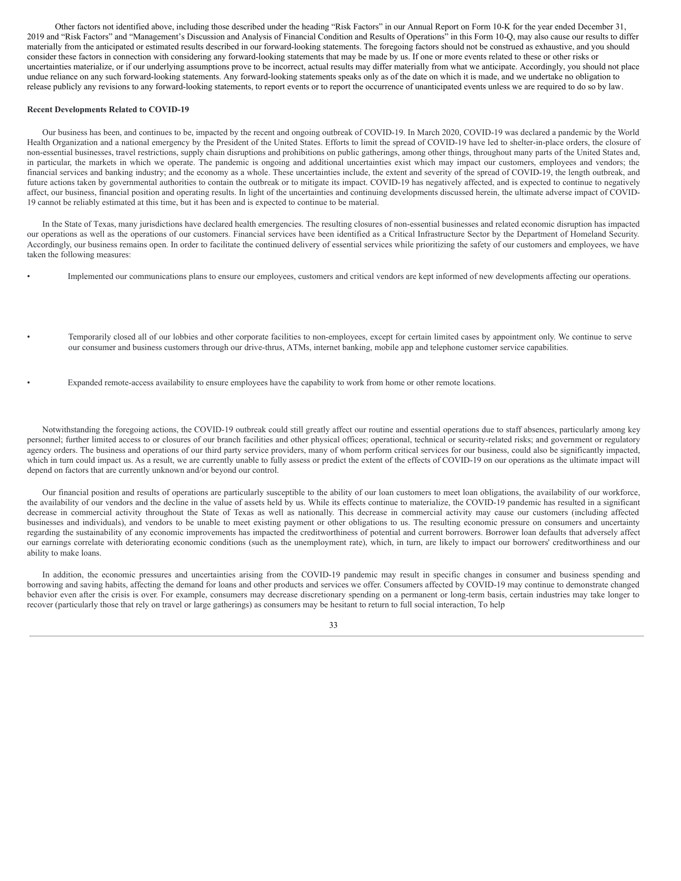Other factors not identified above, including those described under the heading "Risk Factors" in our Annual Report on Form 10-K for the year ended December 31, 2019 and "Risk Factors" and "Management's Discussion and Analysis of Financial Condition and Results of Operations" in this Form 10-Q, may also cause our results to differ materially from the anticipated or estimated results described in our forward-looking statements. The foregoing factors should not be construed as exhaustive, and you should consider these factors in connection with considering any forward-looking statements that may be made by us. If one or more events related to these or other risks or uncertainties materialize, or if our underlying assumptions prove to be incorrect, actual results may differ materially from what we anticipate. Accordingly, you should not place undue reliance on any such forward-looking statements. Any forward-looking statements speaks only as of the date on which it is made, and we undertake no obligation to release publicly any revisions to any forward-looking statements, to report events or to report the occurrence of unanticipated events unless we are required to do so by law.

**Recent Developments Related to COVID-19**

Our business has been, and continues to be, impacted by the recent and ongoing outbreak of COVID-19. In March 2020, COVID-19 was declared a pandemic by the World Health Organization and a national emergency by the President of the United States. Efforts to limit the spread of COVID-19 have led to shelter-in-place orders, the closure of non-essential businesses, travel restrictions, supply chain disruptions and prohibitions on public gatherings, among other things, throughout many parts of the United States and, in particular, the markets in which we operate. The pandemic is ongoing and additional uncertainties exist which may impact our customers, employees and vendors; the financial services and banking industry; and the economy as a whole. These uncertainties include, the extent and severity of the spread of COVID-19, the length outbreak, and future actions taken by governmental authorities to contain the outbreak or to mitigate its impact. COVID-19 has negatively affected, and is expected to continue to negatively affect, our business, financial position and operating results. In light of the uncertainties and continuing developments discussed herein, the ultimate adverse impact of COVID-19 cannot be reliably estimated at this time, but it has been and is expected to continue to be material.

In the State of Texas, many jurisdictions have declared health emergencies. The resulting closures of non-essential businesses and related economic disruption has impacted our operations as well as the operations of our customers. Financial services have been identified as a Critical Infrastructure Sector by the Department of Homeland Security. Accordingly, our business remains open. In order to facilitate the continued delivery of essential services while prioritizing the safety of our customers and employees, we have taken the following measures:

- Implemented our communications plans to ensure our employees, customers and critical vendors are kept informed of new developments affecting our operations.
- Temporarily closed all of our lobbies and other corporate facilities to non-employees, except for certain limited cases by appointment only. We continue to serve our consumer and business customers through our drive-thrus, ATMs, internet banking, mobile app and telephone customer service capabilities.
- Expanded remote-access availability to ensure employees have the capability to work from home or other remote locations.

Notwithstanding the foregoing actions, the COVID-19 outbreak could still greatly affect our routine and essential operations due to staff absences, particularly among key personnel; further limited access to or closures of our branch facilities and other physical offices; operational, technical or security-related risks; and government or regulatory agency orders. The business and operations of our third party service providers, many of whom perform critical services for our business, could also be significantly impacted, which in turn could impact us. As a result, we are currently unable to fully assess or predict the extent of the effects of COVID-19 on our operations as the ultimate impact will depend on factors that are currently unknown and/or beyond our control.

Our financial position and results of operations are particularly susceptible to the ability of our loan customers to meet loan obligations, the availability of our workforce, the availability of our vendors and the decline in the value of assets held by us. While its effects continue to materialize, the COVID-19 pandemic has resulted in a significant decrease in commercial activity throughout the State of Texas as well as nationally. This decrease in commercial activity may cause our customers (including affected businesses and individuals), and vendors to be unable to meet existing payment or other obligations to us. The resulting economic pressure on consumers and uncertainty regarding the sustainability of any economic improvements has impacted the creditworthiness of potential and current borrowers. Borrower loan defaults that adversely affect our earnings correlate with deteriorating economic conditions (such as the unemployment rate), which, in turn, are likely to impact our borrowers' creditworthiness and our ability to make loans.

In addition, the economic pressures and uncertainties arising from the COVID-19 pandemic may result in specific changes in consumer and business spending and borrowing and saving habits, affecting the demand for loans and other products and services we offer. Consumers affected by COVID-19 may continue to demonstrate changed behavior even after the crisis is over. For example, consumers may decrease discretionary spending on a permanent or long-term basis, certain industries may take longer to recover (particularly those that rely on travel or large gatherings) as consumers may be hesitant to return to full social interaction, To help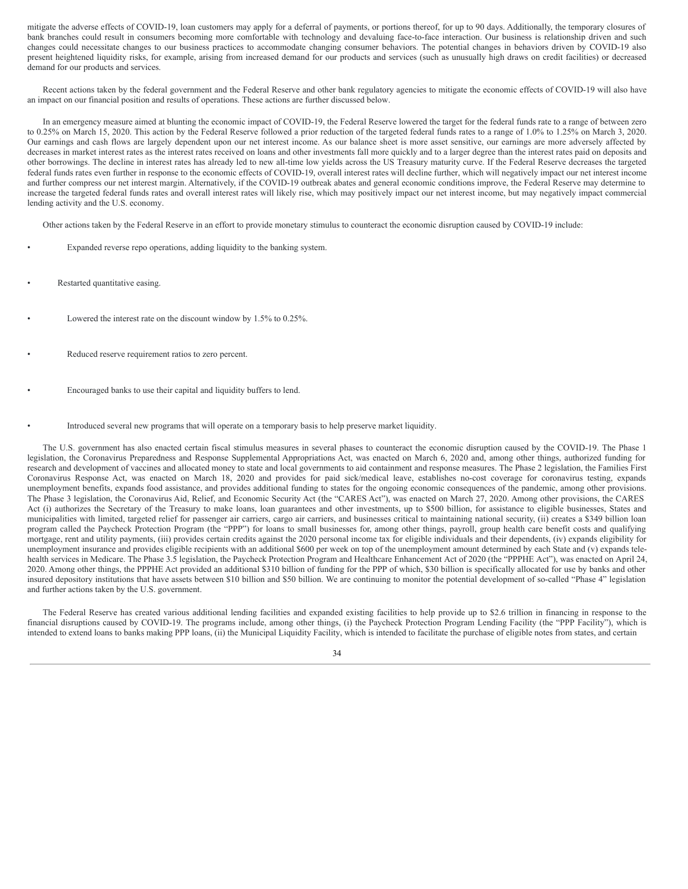mitigate the adverse effects of COVID-19, loan customers may apply for a deferral of payments, or portions thereof, for up to 90 days. Additionally, the temporary closures of bank branches could result in consumers becoming more comfortable with technology and devaluing face-to-face interaction. Our business is relationship driven and such changes could necessitate changes to our business practices to accommodate changing consumer behaviors. The potential changes in behaviors driven by COVID-19 also present heightened liquidity risks, for example, arising from increased demand for our products and services (such as unusually high draws on credit facilities) or decreased demand for our products and services.

Recent actions taken by the federal government and the Federal Reserve and other bank regulatory agencies to mitigate the economic effects of COVID-19 will also have an impact on our financial position and results of operations. These actions are further discussed below.

In an emergency measure aimed at blunting the economic impact of COVID-19, the Federal Reserve lowered the target for the federal funds rate to a range of between zero to 0.25% on March 15, 2020. This action by the Federal Reserve followed a prior reduction of the targeted federal funds rates to a range of 1.0% to 1.25% on March 3, 2020. Our earnings and cash flows are largely dependent upon our net interest income. As our balance sheet is more asset sensitive, our earnings are more adversely affected by decreases in market interest rates as the interest rates received on loans and other investments fall more quickly and to a larger degree than the interest rates paid on deposits and other borrowings. The decline in interest rates has already led to new all-time low yields across the US Treasury maturity curve. If the Federal Reserve decreases the targeted federal funds rates even further in response to the economic effects of COVID-19, overall interest rates will decline further, which will negatively impact our net interest income and further compress our net interest margin. Alternatively, if the COVID-19 outbreak abates and general economic conditions improve, the Federal Reserve may determine to increase the targeted federal funds rates and overall interest rates will likely rise, which may positively impact our net interest income, but may negatively impact commercial lending activity and the U.S. economy.

Other actions taken by the Federal Reserve in an effort to provide monetary stimulus to counteract the economic disruption caused by COVID-19 include:

- Expanded reverse repo operations, adding liquidity to the banking system.
- Restarted quantitative easing.
- Lowered the interest rate on the discount window by 1.5% to 0.25%.
- Reduced reserve requirement ratios to zero percent.
- Encouraged banks to use their capital and liquidity buffers to lend.
- Introduced several new programs that will operate on a temporary basis to help preserve market liquidity.

The U.S. government has also enacted certain fiscal stimulus measures in several phases to counteract the economic disruption caused by the COVID-19. The Phase 1 legislation, the Coronavirus Preparedness and Response Supplemental Appropriations Act, was enacted on March 6, 2020 and, among other things, authorized funding for research and development of vaccines and allocated money to state and local governments to aid containment and response measures. The Phase 2 legislation, the Families First Coronavirus Response Act, was enacted on March 18, 2020 and provides for paid sick/medical leave, establishes no-cost coverage for coronavirus testing, expands unemployment benefits, expands food assistance, and provides additional funding to states for the ongoing economic consequences of the pandemic, among other provisions. The Phase 3 legislation, the Coronavirus Aid, Relief, and Economic Security Act (the "CARES Act"), was enacted on March 27, 2020. Among other provisions, the CARES Act (i) authorizes the Secretary of the Treasury to make loans, loan guarantees and other investments, up to $500 billion, for assistance to eligible businesses, States and municipalities with limited, targeted relief for passenger air carriers, cargo air carriers, and businesses critical to maintaining national security, (ii) creates a $349 billion loan program called the Paycheck Protection Program (the "PPP") for loans to small businesses for, among other things, payroll, group health care benefit costs and qualifying mortgage, rent and utility payments, (iii) provides certain credits against the 2020 personal income tax for eligible individuals and their dependents, (iv) expands eligibility for unemployment insurance and provides eligible recipients with an additional $600 per week on top of the unemployment amount determined by each State and (v) expands tele-health services in Medicare. The Phase 3.5 legislation, the Paycheck Protection Program and Healthcare Enhancement Act of 2020 (the "PPPHE Act"), was enacted on April 24, 2020. Among other things, the PPPHE Act provided an additional $310 billion of funding for the PPP of which, $30 billion is specifically allocated for use by banks and other insured depository institutions that have assets between $10 billion and $50 billion. We are continuing to monitor the potential development of so-called "Phase 4" legislation and further actions taken by the U.S. government.

The Federal Reserve has created various additional lending facilities and expanded existing facilities to help provide up to $2.6 trillion in financing in response to the financial disruptions caused by COVID-19. The programs include, among other things, (i) the Paycheck Protection Program Lending Facility (the "PPP Facility"), which is intended to extend loans to banks making PPP loans, (ii) the Municipal Liquidity Facility, which is intended to facilitate the purchase of eligible notes from states, and certain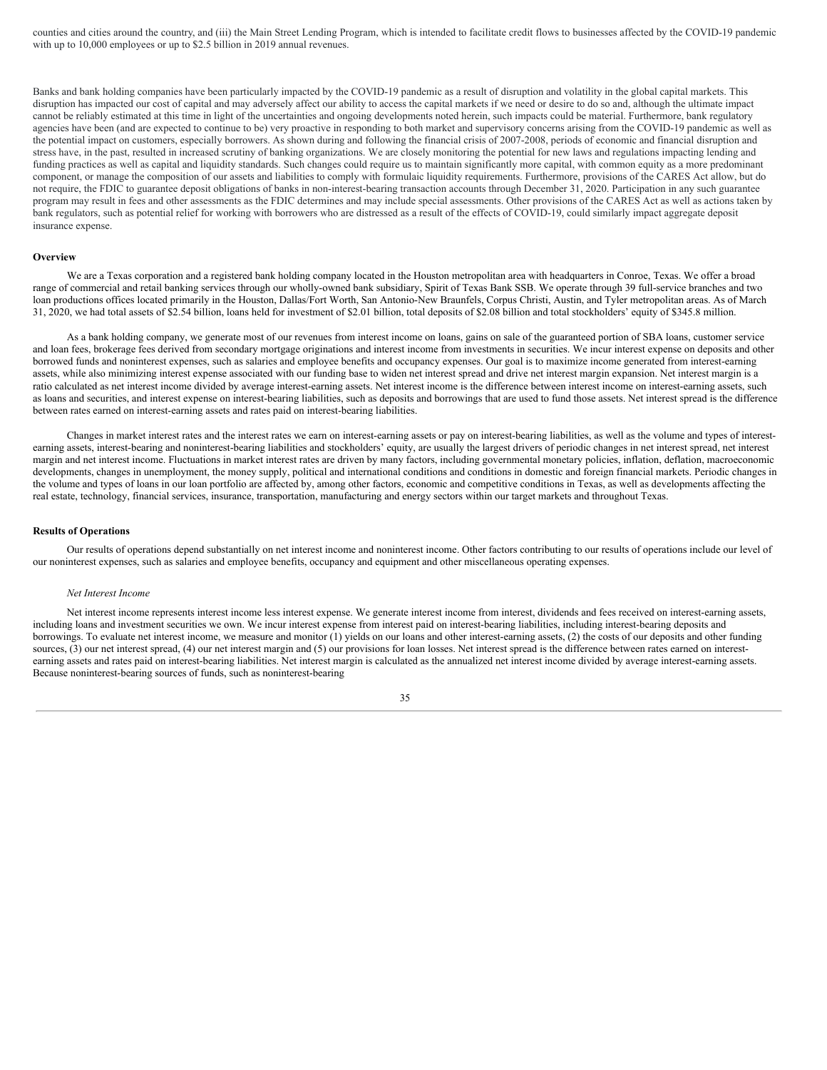counties and cities around the country, and (iii) the Main Street Lending Program, which is intended to facilitate credit flows to businesses affected by the COVID-19 pandemic with up to 10,000 employees or up to $2.5 billion in 2019 annual revenues.

Banks and bank holding companies have been particularly impacted by the COVID-19 pandemic as a result of disruption and volatility in the global capital markets. This disruption has impacted our cost of capital and may adversely affect our ability to access the capital markets if we need or desire to do so and, although the ultimate impact cannot be reliably estimated at this time in light of the uncertainties and ongoing developments noted herein, such impacts could be material. Furthermore, bank regulatory agencies have been (and are expected to continue to be) very proactive in responding to both market and supervisory concerns arising from the COVID-19 pandemic as well as the potential impact on customers, especially borrowers. As shown during and following the financial crisis of 2007-2008, periods of economic and financial disruption and stress have, in the past, resulted in increased scrutiny of banking organizations. We are closely monitoring the potential for new laws and regulations impacting lending and funding practices as well as capital and liquidity standards. Such changes could require us to maintain significantly more capital, with common equity as a more predominant component, or manage the composition of our assets and liabilities to comply with formulaic liquidity requirements. Furthermore, provisions of the CARES Act allow, but do not require, the FDIC to guarantee deposit obligations of banks in non-interest-bearing transaction accounts through December 31, 2020. Participation in any such guarantee program may result in fees and other assessments as the FDIC determines and may include special assessments. Other provisions of the CARES Act as well as actions taken by bank regulators, such as potential relief for working with borrowers who are distressed as a result of the effects of COVID-19, could similarly impact aggregate deposit insurance expense.

**Overview**

We are a Texas corporation and a registered bank holding company located in the Houston metropolitan area with headquarters in Conroe, Texas. We offer a broad range of commercial and retail banking services through our wholly-owned bank subsidiary, Spirit of Texas Bank SSB. We operate through 39 full-service branches and two loan productions offices located primarily in the Houston, Dallas/Fort Worth, San Antonio-New Braunfels, Corpus Christi, Austin, and Tyler metropolitan areas. As of March 31, 2020, we had total assets of $2.54 billion, loans held for investment of $2.01 billion, total deposits of $2.08 billion and total stockholders' equity of $345.8 million.

As a bank holding company, we generate most of our revenues from interest income on loans, gains on sale of the guaranteed portion of SBA loans, customer service and loan fees, brokerage fees derived from secondary mortgage originations and interest income from investments in securities. We incur interest expense on deposits and other borrowed funds and noninterest expenses, such as salaries and employee benefits and occupancy expenses. Our goal is to maximize income generated from interest-earning assets, while also minimizing interest expense associated with our funding base to widen net interest spread and drive net interest margin expansion. Net interest margin is a ratio calculated as net interest income divided by average interest-earning assets. Net interest income is the difference between interest income on interest-earning assets, such as loans and securities, and interest expense on interest-bearing liabilities, such as deposits and borrowings that are used to fund those assets. Net interest spread is the difference between rates earned on interest-earning assets and rates paid on interest-bearing liabilities.

Changes in market interest rates and the interest rates we earn on interest-earning assets or pay on interest-bearing liabilities, as well as the volume and types of interest-earning assets, interest-bearing and noninterest-bearing liabilities and stockholders' equity, are usually the largest drivers of periodic changes in net interest spread, net interest margin and net interest income. Fluctuations in market interest rates are driven by many factors, including governmental monetary policies, inflation, deflation, macroeconomic developments, changes in unemployment, the money supply, political and international conditions and conditions in domestic and foreign financial markets. Periodic changes in the volume and types of loans in our loan portfolio are affected by, among other factors, economic and competitive conditions in Texas, as well as developments affecting the real estate, technology, financial services, insurance, transportation, manufacturing and energy sectors within our target markets and throughout Texas.

**Results of Operations**

Our results of operations depend substantially on net interest income and noninterest income. Other factors contributing to our results of operations include our level of our noninterest expenses, such as salaries and employee benefits, occupancy and equipment and other miscellaneous operating expenses.

*Net Interest Income*

Net interest income represents interest income less interest expense. We generate interest income from interest, dividends and fees received on interest-earning assets, including loans and investment securities we own. We incur interest expense from interest paid on interest-bearing liabilities, including interest-bearing deposits and borrowings. To evaluate net interest income, we measure and monitor (1) yields on our loans and other interest-earning assets, (2) the costs of our deposits and other funding sources, (3) our net interest spread, (4) our net interest margin and (5) our provisions for loan losses. Net interest spread is the difference between rates earned on interest-earning assets and rates paid on interest-bearing liabilities. Net interest margin is calculated as the annualized net interest income divided by average interest-earning assets. Because noninterest-bearing sources of funds, such as noninterest-bearing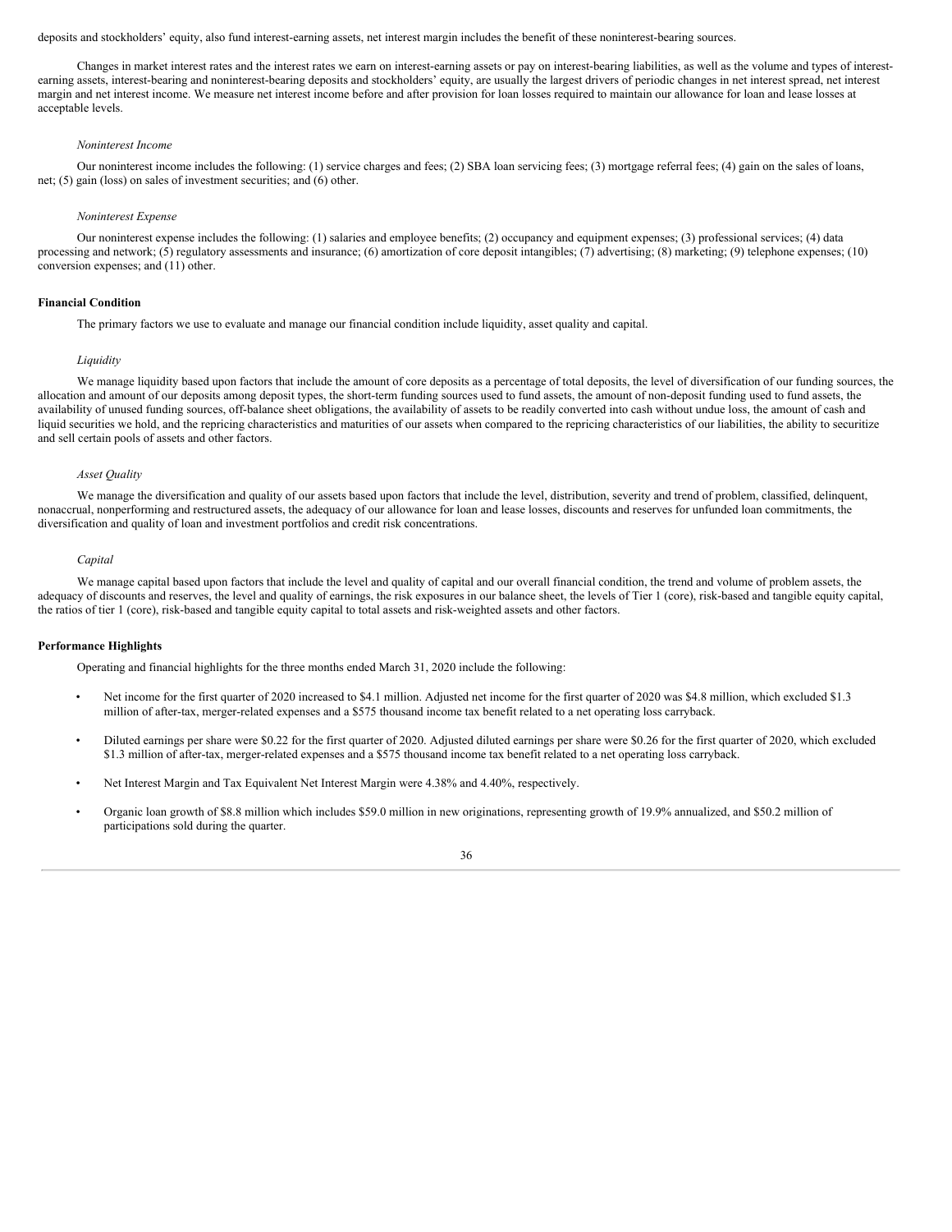deposits and stockholders' equity, also fund interest-earning assets, net interest margin includes the benefit of these noninterest-bearing sources.

Changes in market interest rates and the interest rates we earn on interest-earning assets or pay on interest-bearing liabilities, as well as the volume and types of interest-earning assets, interest-bearing and noninterest-bearing deposits and stockholders' equity, are usually the largest drivers of periodic changes in net interest spread, net interest margin and net interest income. We measure net interest income before and after provision for loan losses required to maintain our allowance for loan and lease losses at acceptable levels.

*Noninterest Income*

Our noninterest income includes the following: (1) service charges and fees; (2) SBA loan servicing fees; (3) mortgage referral fees; (4) gain on the sales of loans, net; (5) gain (loss) on sales of investment securities; and (6) other.

*Noninterest Expense*

Our noninterest expense includes the following: (1) salaries and employee benefits; (2) occupancy and equipment expenses; (3) professional services; (4) data processing and network; (5) regulatory assessments and insurance; (6) amortization of core deposit intangibles; (7) advertising; (8) marketing; (9) telephone expenses; (10) conversion expenses; and (11) other.

**Financial Condition**

The primary factors we use to evaluate and manage our financial condition include liquidity, asset quality and capital.

*Liquidity*

We manage liquidity based upon factors that include the amount of core deposits as a percentage of total deposits, the level of diversification of our funding sources, the allocation and amount of our deposits among deposit types, the short-term funding sources used to fund assets, the amount of non-deposit funding used to fund assets, the availability of unused funding sources, off-balance sheet obligations, the availability of assets to be readily converted into cash without undue loss, the amount of cash and liquid securities we hold, and the repricing characteristics and maturities of our assets when compared to the repricing characteristics of our liabilities, the ability to securitize and sell certain pools of assets and other factors.

*Asset Quality*

We manage the diversification and quality of our assets based upon factors that include the level, distribution, severity and trend of problem, classified, delinquent, nonaccrual, nonperforming and restructured assets, the adequacy of our allowance for loan and lease losses, discounts and reserves for unfunded loan commitments, the diversification and quality of loan and investment portfolios and credit risk concentrations.

*Capital*

We manage capital based upon factors that include the level and quality of capital and our overall financial condition, the trend and volume of problem assets, the adequacy of discounts and reserves, the level and quality of earnings, the risk exposures in our balance sheet, the levels of Tier 1 (core), risk-based and tangible equity capital, the ratios of tier 1 (core), risk-based and tangible equity capital to total assets and risk-weighted assets and other factors.

**Performance Highlights**

Operating and financial highlights for the three months ended March 31, 2020 include the following:

- Net income for the first quarter of 2020 increased to $4.1 million. Adjusted net income for the first quarter of 2020 was $4.8 million, which excluded $1.3 million of after-tax, merger-related expenses and a $575 thousand income tax benefit related to a net operating loss carryback.
- Diluted earnings per share were $0.22 for the first quarter of 2020. Adjusted diluted earnings per share were $0.26 for the first quarter of 2020, which excluded $1.3 million of after-tax, merger-related expenses and a $575 thousand income tax benefit related to a net operating loss carryback.
- Net Interest Margin and Tax Equivalent Net Interest Margin were 4.38% and 4.40%, respectively.
- Organic loan growth of $8.8 million which includes $59.0 million in new originations, representing growth of 19.9% annualized, and $50.2 million of participations sold during the quarter.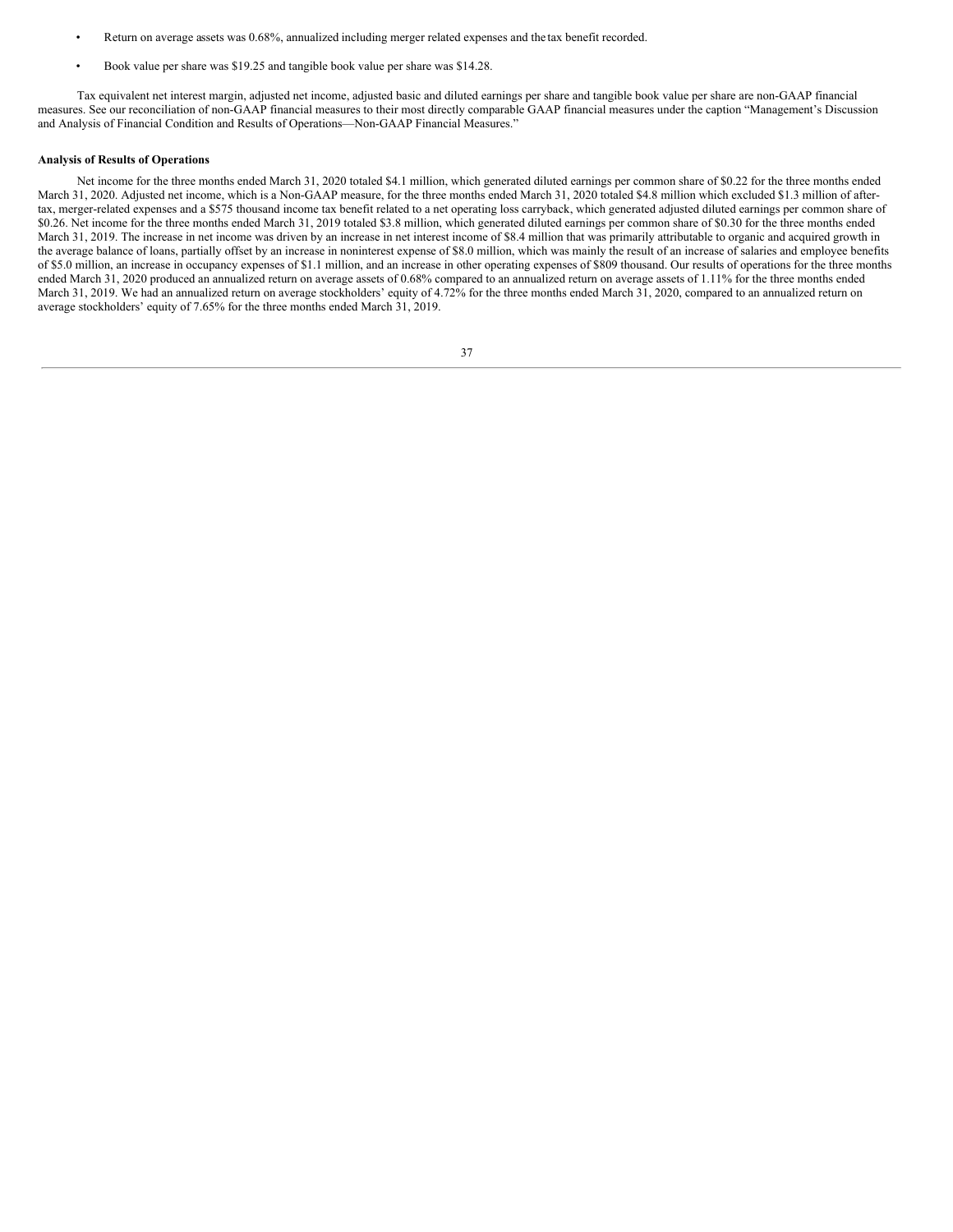- Return on average assets was 0.68%, annualized including merger related expenses and the tax benefit recorded.
- Book value per share was $19.25 and tangible book value per share was $14.28.

Tax equivalent net interest margin, adjusted net income, adjusted basic and diluted earnings per share and tangible book value per share are non-GAAP financial measures. See our reconciliation of non-GAAP financial measures to their most directly comparable GAAP financial measures under the caption "Management's Discussion and Analysis of Financial Condition and Results of Operations—Non-GAAP Financial Measures."

**Analysis of Results of Operations**

Net income for the three months ended March 31, 2020 totaled $4.1 million, which generated diluted earnings per common share of $0.22 for the three months ended March 31, 2020. Adjusted net income, which is a Non-GAAP measure, for the three months ended March 31, 2020 totaled $4.8 million which excluded $1.3 million of after-tax, merger-related expenses and a $575 thousand income tax benefit related to a net operating loss carryback, which generated adjusted diluted earnings per common share of $0.26. Net income for the three months ended March 31, 2019 totaled $3.8 million, which generated diluted earnings per common share of $0.30 for the three months ended March 31, 2019. The increase in net income was driven by an increase in net interest income of $8.4 million that was primarily attributable to organic and acquired growth in the average balance of loans, partially offset by an increase in noninterest expense of $8.0 million, which was mainly the result of an increase of salaries and employee benefits of $5.0 million, an increase in occupancy expenses of $1.1 million, and an increase in other operating expenses of $809 thousand. Our results of operations for the three months ended March 31, 2020 produced an annualized return on average assets of 0.68% compared to an annualized return on average assets of 1.11% for the three months ended March 31, 2019. We had an annualized return on average stockholders' equity of 4.72% for the three months ended March 31, 2020, compared to an annualized return on average stockholders' equity of 7.65% for the three months ended March 31, 2019.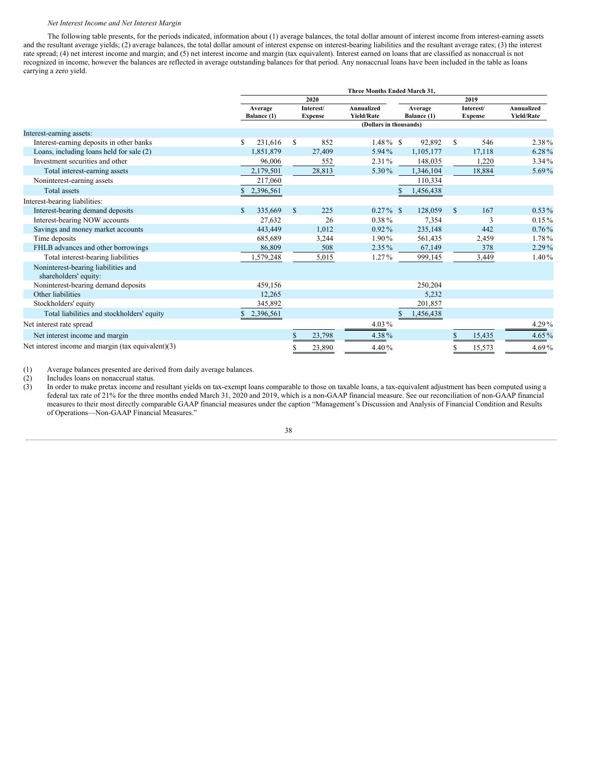*Net Interest Income and Net Interest Margin*

The following table presents, for the periods indicated, information about (1) average balances, the total dollar amount of interest income from interest-earning assets and the resultant average yields; (2) average balances, the total dollar amount of interest expense on interest-bearing liabilities and the resultant average rates; (3) the interest rate spread; (4) net interest income and margin; and (5) net interest income and margin (tax equivalent). Interest earned on loans that are classified as nonaccrual is not recognized in income, however the balances are reflected in average outstanding balances for that period. Any nonaccrual loans have been included in the table as loans carrying a zero yield.

| | Three Months Ended March 31, | | | | | |
|---|---|---|---|---|---|---|
| | 2020 | | | 2019 | | |
| | Average Balance (1) | Interest/ Expense | Annualized Yield/Rate | Average Balance (1) | Interest/ Expense | Annualized Yield/Rate |
| | (Dollars in thousands) | | | | | |
| Interest-earning assets: | | | | | | |
| Interest-earning deposits in other banks | $ 231,616 | $ 852 | 1.48 % | $ 92,892 | $ 546 | 2.38 % |
| Loans, including loans held for sale (2) | 1,851,879 | 27,409 | 5.94 % | 1,105,177 | 17,118 | 6.28 % |
| Investment securities and other | 96,006 | 552 | 2.31 % | 148,035 | 1,220 | 3.34 % |
| Total interest-earning assets | 2,179,501 | 28,813 | 5.30 % | 1,346,104 | 18,884 | 5.69 % |
| Noninterest-earning assets | 217,060 | | | 110,334 | | |
| Total assets | $ 2,396,561 | | | $ 1,456,438 | | |
| Interest-bearing liabilities: | | | | | | |
| Interest-bearing demand deposits | $ 335,669 | $ 225 | 0.27 % | $ 128,059 | $ 167 | 0.53 % |
| Interest-bearing NOW accounts | 27,632 | 26 | 0.38 % | 7,354 | 3 | 0.15 % |
| Savings and money market accounts | 443,449 | 1,012 | 0.92 % | 235,148 | 442 | 0.76 % |
| Time deposits | 685,689 | 3,244 | 1.90 % | 561,435 | 2,459 | 1.78 % |
| FHLB advances and other borrowings | 86,809 | 508 | 2.35 % | 67,149 | 378 | 2.29 % |
| Total interest-bearing liabilities | 1,579,248 | 5,015 | 1.27 % | 999,145 | 3,449 | 1.40 % |
| Noninterest-bearing liabilities and shareholders' equity: | | | | | | |
| Noninterest-bearing demand deposits | 459,156 | | | 250,204 | | |
| Other liabilities | 12,265 | | | 5,232 | | |
| Stockholders' equity | 345,892 | | | 201,857 | | |
| Total liabilities and stockholders' equity | $ 2,396,561 | | | $ 1,456,438 | | |
| Net interest rate spread | | | 4.03 % | | | 4.29 % |
| Net interest income and margin | | $ 23,798 | 4.38 % | | $ 15,435 | 4.65 % |
| Net interest income and margin (tax equivalent)(3) | | $ 23,890 | 4.40 % | | $ 15,573 | 4.69 % |

(1) Average balances presented are derived from daily average balances.

(2) Includes loans on nonaccrual status.

(3) In order to make pretax income and resultant yields on tax-exempt loans comparable to those on taxable loans, a tax-equivalent adjustment has been computed using a federal tax rate of 21% for the three months ended March 31, 2020 and 2019, which is a non-GAAP financial measure. See our reconciliation of non-GAAP financial measures to their most directly comparable GAAP financial measures under the caption "Management's Discussion and Analysis of Financial Condition and Results of Operations—Non-GAAP Financial Measures."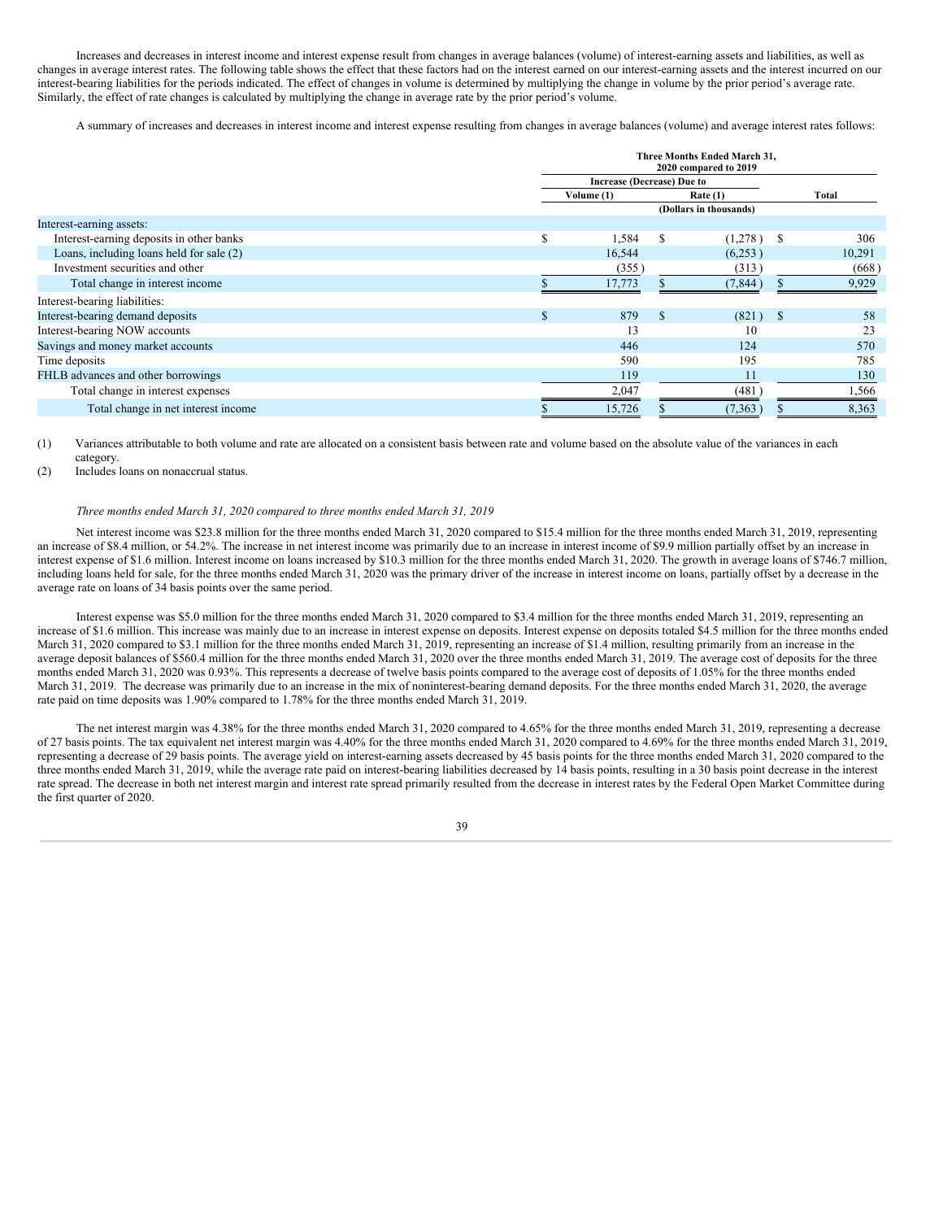Increases and decreases in interest income and interest expense result from changes in average balances (volume) of interest-earning assets and liabilities, as well as changes in average interest rates. The following table shows the effect that these factors had on the interest earned on our interest-earning assets and the interest incurred on our interest-bearing liabilities for the periods indicated. The effect of changes in volume is determined by multiplying the change in volume by the prior period's average rate. Similarly, the effect of rate changes is calculated by multiplying the change in average rate by the prior period's volume.

A summary of increases and decreases in interest income and interest expense resulting from changes in average balances (volume) and average interest rates follows:

| | Three Months Ended March 31, 2020 compared to 2019 | | |
|---|---|---|---|
| | Increase (Decrease) Due to | | |
| | Volume (1) | Rate (1) | Total |
| | (Dollars in thousands) | | |
| Interest-earning assets: | | | |
| Interest-earning deposits in other banks | $ 1,584 | $ (1,278) | $ 306 |
| Loans, including loans held for sale (2) | 16,544 | (6,253) | 10,291 |
| Investment securities and other | (355) | (313) | (668) |
| Total change in interest income | $ 17,773 | $ (7,844) | $ 9,929 |
| Interest-bearing liabilities: | | | |
| Interest-bearing demand deposits | $ 879 | $ (821) | $ 58 |
| Interest-bearing NOW accounts | 13 | 10 | 23 |
| Savings and money market accounts | 446 | 124 | 570 |
| Time deposits | 590 | 195 | 785 |
| FHLB advances and other borrowings | 119 | 11 | 130 |
| Total change in interest expenses | 2,047 | (481) | 1,566 |
| Total change in net interest income | $ 15,726 | $ (7,363) | $ 8,363 |

(1) Variances attributable to both volume and rate are allocated on a consistent basis between rate and volume based on the absolute value of the variances in each category.

(2) Includes loans on nonaccrual status.

*Three months ended March 31, 2020 compared to three months ended March 31, 2019*

Net interest income was $23.8 million for the three months ended March 31, 2020 compared to $15.4 million for the three months ended March 31, 2019, representing an increase of $8.4 million, or 54.2%. The increase in net interest income was primarily due to an increase in interest income of $9.9 million partially offset by an increase in interest expense of $1.6 million. Interest income on loans increased by $10.3 million for the three months ended March 31, 2020. The growth in average loans of $746.7 million, including loans held for sale, for the three months ended March 31, 2020 was the primary driver of the increase in interest income on loans, partially offset by a decrease in the average rate on loans of 34 basis points over the same period.

Interest expense was $5.0 million for the three months ended March 31, 2020 compared to $3.4 million for the three months ended March 31, 2019, representing an increase of $1.6 million. This increase was mainly due to an increase in interest expense on deposits. Interest expense on deposits totaled $4.5 million for the three months ended March 31, 2020 compared to $3.1 million for the three months ended March 31, 2019, representing an increase of $1.4 million, resulting primarily from an increase in the average deposit balances of $560.4 million for the three months ended March 31, 2020 over the three months ended March 31, 2019. The average cost of deposits for the three months ended March 31, 2020 was 0.93%. This represents a decrease of twelve basis points compared to the average cost of deposits of 1.05% for the three months ended March 31, 2019. The decrease was primarily due to an increase in the mix of noninterest-bearing demand deposits. For the three months ended March 31, 2020, the average rate paid on time deposits was 1.90% compared to 1.78% for the three months ended March 31, 2019.

The net interest margin was 4.38% for the three months ended March 31, 2020 compared to 4.65% for the three months ended March 31, 2019, representing a decrease of 27 basis points. The tax equivalent net interest margin was 4.40% for the three months ended March 31, 2020 compared to 4.69% for the three months ended March 31, 2019, representing a decrease of 29 basis points. The average yield on interest-earning assets decreased by 45 basis points for the three months ended March 31, 2020 compared to the three months ended March 31, 2019, while the average rate paid on interest-bearing liabilities decreased by 14 basis points, resulting in a 30 basis point decrease in the interest rate spread. The decrease in both net interest margin and interest rate spread primarily resulted from the decrease in interest rates by the Federal Open Market Committee during the first quarter of 2020.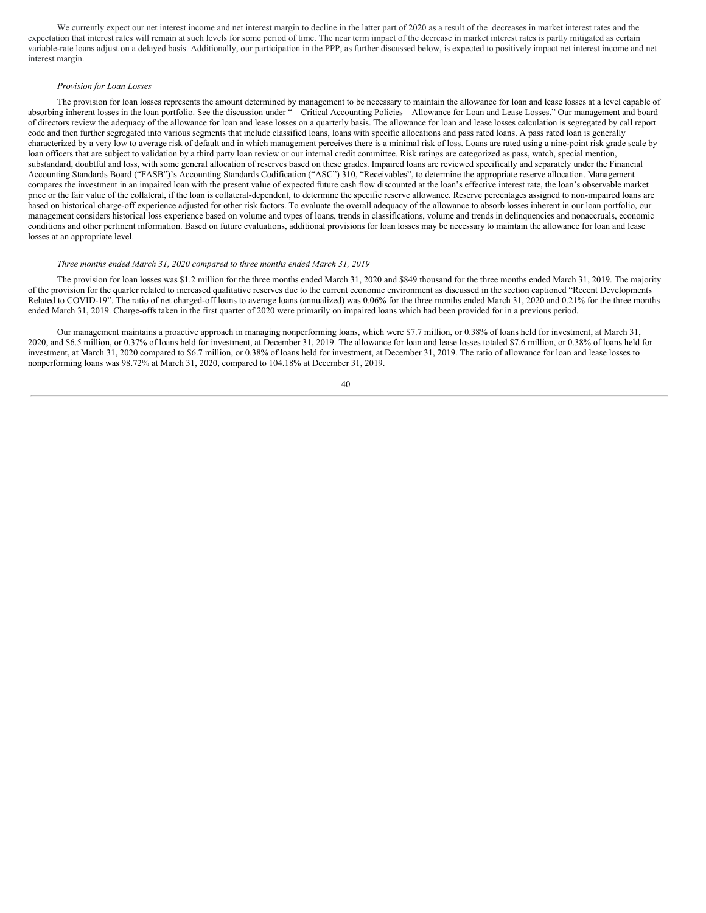We currently expect our net interest income and net interest margin to decline in the latter part of 2020 as a result of the decreases in market interest rates and the expectation that interest rates will remain at such levels for some period of time. The near term impact of the decrease in market interest rates is partly mitigated as certain variable-rate loans adjust on a delayed basis. Additionally, our participation in the PPP, as further discussed below, is expected to positively impact net interest income and net interest margin.

*Provision for Loan Losses*

The provision for loan losses represents the amount determined by management to be necessary to maintain the allowance for loan and lease losses at a level capable of absorbing inherent losses in the loan portfolio. See the discussion under "—Critical Accounting Policies—Allowance for Loan and Lease Losses." Our management and board of directors review the adequacy of the allowance for loan and lease losses on a quarterly basis. The allowance for loan and lease losses calculation is segregated by call report code and then further segregated into various segments that include classified loans, loans with specific allocations and pass rated loans. A pass rated loan is generally characterized by a very low to average risk of default and in which management perceives there is a minimal risk of loss. Loans are rated using a nine-point risk grade scale by loan officers that are subject to validation by a third party loan review or our internal credit committee. Risk ratings are categorized as pass, watch, special mention, substandard, doubtful and loss, with some general allocation of reserves based on these grades. Impaired loans are reviewed specifically and separately under the Financial Accounting Standards Board ("FASB")'s Accounting Standards Codification ("ASC") 310, "Receivables", to determine the appropriate reserve allocation. Management compares the investment in an impaired loan with the present value of expected future cash flow discounted at the loan's effective interest rate, the loan's observable market price or the fair value of the collateral, if the loan is collateral-dependent, to determine the specific reserve allowance. Reserve percentages assigned to non-impaired loans are based on historical charge-off experience adjusted for other risk factors. To evaluate the overall adequacy of the allowance to absorb losses inherent in our loan portfolio, our management considers historical loss experience based on volume and types of loans, trends in classifications, volume and trends in delinquencies and nonaccruals, economic conditions and other pertinent information. Based on future evaluations, additional provisions for loan losses may be necessary to maintain the allowance for loan and lease losses at an appropriate level.

*Three months ended March 31, 2020 compared to three months ended March 31, 2019*

The provision for loan losses was $1.2 million for the three months ended March 31, 2020 and $849 thousand for the three months ended March 31, 2019. The majority of the provision for the quarter related to increased qualitative reserves due to the current economic environment as discussed in the section captioned "Recent Developments Related to COVID-19". The ratio of net charged-off loans to average loans (annualized) was 0.06% for the three months ended March 31, 2020 and 0.21% for the three months ended March 31, 2019. Charge-offs taken in the first quarter of 2020 were primarily on impaired loans which had been provided for in a previous period.

Our management maintains a proactive approach in managing nonperforming loans, which were $7.7 million, or 0.38% of loans held for investment, at March 31, 2020, and $6.5 million, or 0.37% of loans held for investment, at December 31, 2019. The allowance for loan and lease losses totaled $7.6 million, or 0.38% of loans held for investment, at March 31, 2020 compared to $6.7 million, or 0.38% of loans held for investment, at December 31, 2019. The ratio of allowance for loan and lease losses to nonperforming loans was 98.72% at March 31, 2020, compared to 104.18% at December 31, 2019.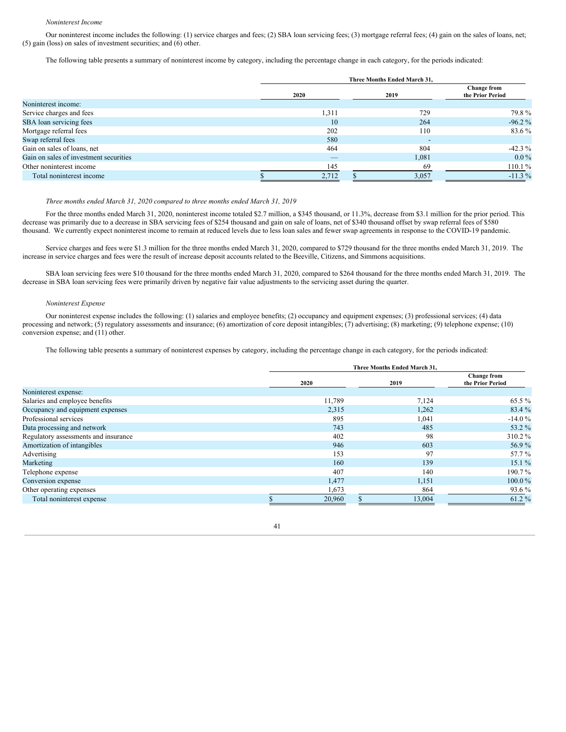*Noninterest Income*

Our noninterest income includes the following: (1) service charges and fees; (2) SBA loan servicing fees; (3) mortgage referral fees; (4) gain on the sales of loans, net; (5) gain (loss) on sales of investment securities; and (6) other.

The following table presents a summary of noninterest income by category, including the percentage change in each category, for the periods indicated:

| | Three Months Ended March 31, | | |
|---|---|---|---|
| | 2020 | 2019 | Change from the Prior Period |
| Noninterest income: | | | |
| Service charges and fees | 1,311 | 729 | 79.8 % |
| SBA loan servicing fees | 10 | 264 | -96.2 % |
| Mortgage referral fees | 202 | 110 | 83.6 % |
| Swap referral fees | 580 | - | |
| Gain on sales of loans, net | 464 | 804 | -42.3 % |
| Gain on sales of investment securities | — | 1,081 | 0.0 % |
| Other noninterest income | 145 | 69 | 110.1 % |
| Total noninterest income | $ 2,712 | $ 3,057 | -11.3 % |

*Three months ended March 31, 2020 compared to three months ended March 31, 2019*

For the three months ended March 31, 2020, noninterest income totaled $2.7 million, a $345 thousand, or 11.3%, decrease from $3.1 million for the prior period. This decrease was primarily due to a decrease in SBA servicing fees of $254 thousand and gain on sale of loans, net of $340 thousand offset by swap referral fees of $580 thousand. We currently expect noninterest income to remain at reduced levels due to less loan sales and fewer swap agreements in response to the COVID-19 pandemic.

Service charges and fees were $1.3 million for the three months ended March 31, 2020, compared to $729 thousand for the three months ended March 31, 2019. The increase in service charges and fees were the result of increase deposit accounts related to the Beeville, Citizens, and Simmons acquisitions.

SBA loan servicing fees were $10 thousand for the three months ended March 31, 2020, compared to $264 thousand for the three months ended March 31, 2019. The decrease in SBA loan servicing fees were primarily driven by negative fair value adjustments to the servicing asset during the quarter.

*Noninterest Expense*

Our noninterest expense includes the following: (1) salaries and employee benefits; (2) occupancy and equipment expenses; (3) professional services; (4) data processing and network; (5) regulatory assessments and insurance; (6) amortization of core deposit intangibles; (7) advertising; (8) marketing; (9) telephone expense; (10) conversion expense; and (11) other.

The following table presents a summary of noninterest expenses by category, including the percentage change in each category, for the periods indicated:

| | Three Months Ended March 31, | | |
|---|---|---|---|
| | 2020 | 2019 | Change from the Prior Period |
| Noninterest expense: | | | |
| Salaries and employee benefits | 11,789 | 7,124 | 65.5 % |
| Occupancy and equipment expenses | 2,315 | 1,262 | 83.4 % |
| Professional services | 895 | 1,041 | -14.0 % |
| Data processing and network | 743 | 485 | 53.2 % |
| Regulatory assessments and insurance | 402 | 98 | 310.2 % |
| Amortization of intangibles | 946 | 603 | 56.9 % |
| Advertising | 153 | 97 | 57.7 % |
| Marketing | 160 | 139 | 15.1 % |
| Telephone expense | 407 | 140 | 190.7 % |
| Conversion expense | 1,477 | 1,151 | 100.0 % |
| Other operating expenses | 1,673 | 864 | 93.6 % |
| Total noninterest expense | $ 20,960 | $ 13,004 | 61.2 % |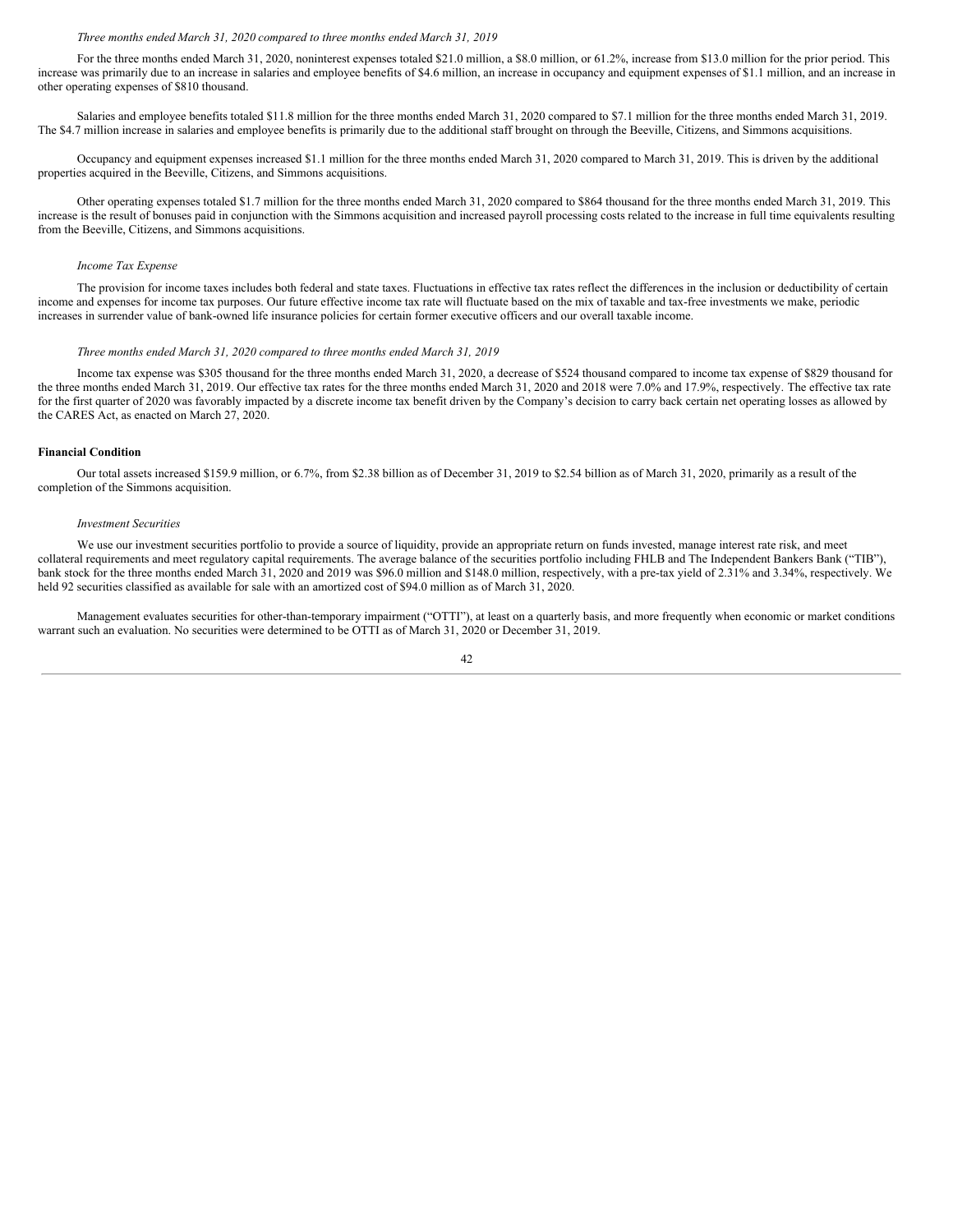*Three months ended March 31, 2020 compared to three months ended March 31, 2019*

For the three months ended March 31, 2020, noninterest expenses totaled $21.0 million, a $8.0 million, or 61.2%, increase from $13.0 million for the prior period. This increase was primarily due to an increase in salaries and employee benefits of $4.6 million, an increase in occupancy and equipment expenses of $1.1 million, and an increase in other operating expenses of $810 thousand.

Salaries and employee benefits totaled $11.8 million for the three months ended March 31, 2020 compared to $7.1 million for the three months ended March 31, 2019. The $4.7 million increase in salaries and employee benefits is primarily due to the additional staff brought on through the Beeville, Citizens, and Simmons acquisitions.

Occupancy and equipment expenses increased $1.1 million for the three months ended March 31, 2020 compared to March 31, 2019. This is driven by the additional properties acquired in the Beeville, Citizens, and Simmons acquisitions.

Other operating expenses totaled $1.7 million for the three months ended March 31, 2020 compared to $864 thousand for the three months ended March 31, 2019. This increase is the result of bonuses paid in conjunction with the Simmons acquisition and increased payroll processing costs related to the increase in full time equivalents resulting from the Beeville, Citizens, and Simmons acquisitions.

*Income Tax Expense*

The provision for income taxes includes both federal and state taxes. Fluctuations in effective tax rates reflect the differences in the inclusion or deductibility of certain income and expenses for income tax purposes. Our future effective income tax rate will fluctuate based on the mix of taxable and tax-free investments we make, periodic increases in surrender value of bank-owned life insurance policies for certain former executive officers and our overall taxable income.

*Three months ended March 31, 2020 compared to three months ended March 31, 2019*

Income tax expense was $305 thousand for the three months ended March 31, 2020, a decrease of $524 thousand compared to income tax expense of $829 thousand for the three months ended March 31, 2019. Our effective tax rates for the three months ended March 31, 2020 and 2018 were 7.0% and 17.9%, respectively. The effective tax rate for the first quarter of 2020 was favorably impacted by a discrete income tax benefit driven by the Company's decision to carry back certain net operating losses as allowed by the CARES Act, as enacted on March 27, 2020.

**Financial Condition**

Our total assets increased $159.9 million, or 6.7%, from $2.38 billion as of December 31, 2019 to $2.54 billion as of March 31, 2020, primarily as a result of the completion of the Simmons acquisition.

*Investment Securities*

We use our investment securities portfolio to provide a source of liquidity, provide an appropriate return on funds invested, manage interest rate risk, and meet collateral requirements and meet regulatory capital requirements. The average balance of the securities portfolio including FHLB and The Independent Bankers Bank ("TIB"), bank stock for the three months ended March 31, 2020 and 2019 was $96.0 million and $148.0 million, respectively, with a pre-tax yield of 2.31% and 3.34%, respectively. We held 92 securities classified as available for sale with an amortized cost of $94.0 million as of March 31, 2020.

Management evaluates securities for other-than-temporary impairment ("OTTI"), at least on a quarterly basis, and more frequently when economic or market conditions warrant such an evaluation. No securities were determined to be OTTI as of March 31, 2020 or December 31, 2019.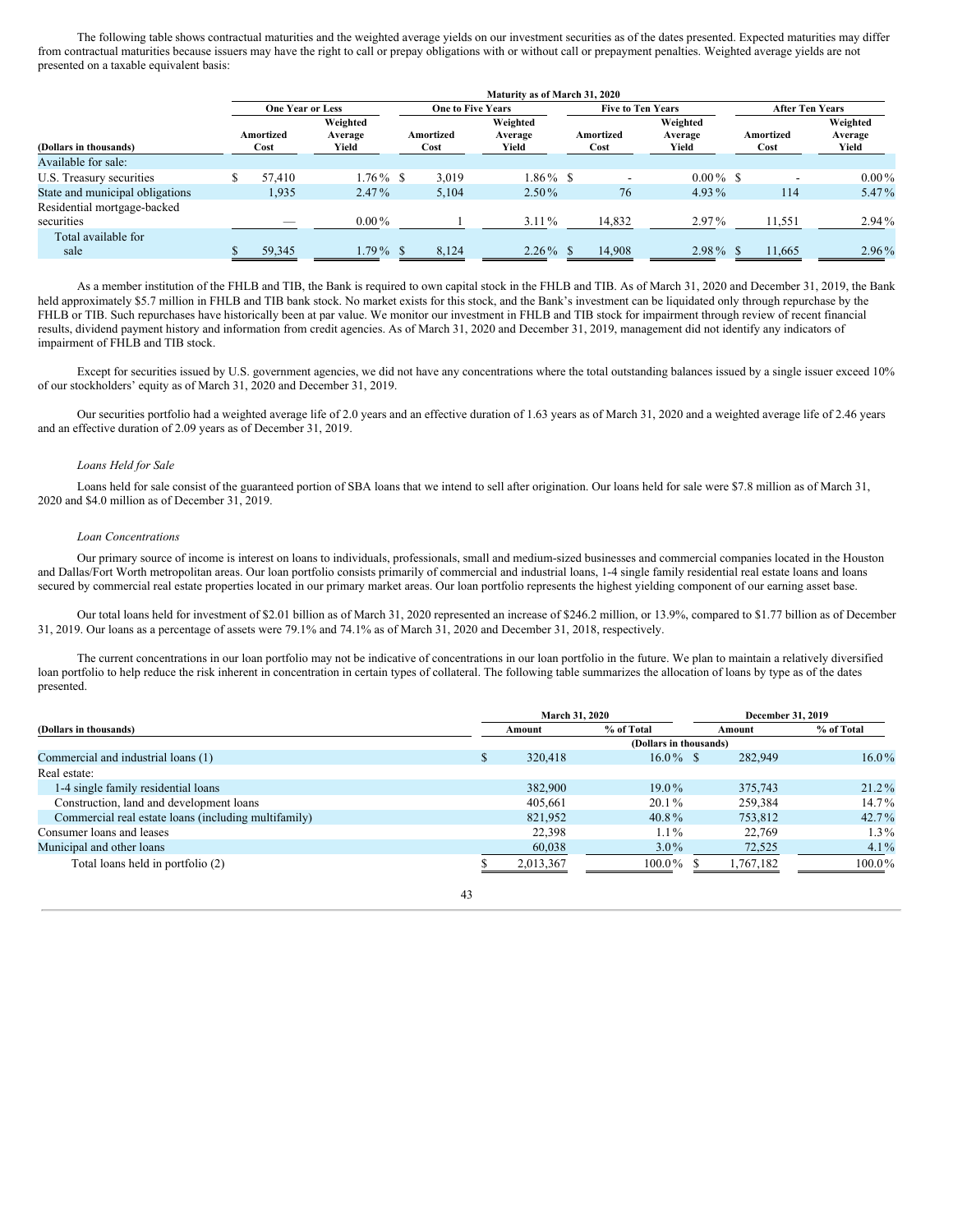The following table shows contractual maturities and the weighted average yields on our investment securities as of the dates presented. Expected maturities may differ from contractual maturities because issuers may have the right to call or prepay obligations with or without call or prepayment penalties. Weighted average yields are not presented on a taxable equivalent basis:

| | Maturity as of March 31, 2020 | | | | | | | |
|---|---|---|---|---|---|---|---|---|
| | One Year or Less | | One to Five Years | | Five to Ten Years | | After Ten Years | |
| (Dollars in thousands) | Amortized Cost | Weighted Average Yield | Amortized Cost | Weighted Average Yield | Amortized Cost | Weighted Average Yield | Amortized Cost | Weighted Average Yield |
| Available for sale: | | | | | | | | |
| U.S. Treasury securities | $ 57,410 | 1.76 % | $ 3,019 | 1.86 % | $ - | 0.00 % | $ - | 0.00 % |
| State and municipal obligations | 1,935 | 2.47 % | 5,104 | 2.50 % | 76 | 4.93 % | 114 | 5.47 % |
| Residential mortgage-backed securities | — | 0.00 % | 1 | 3.11 % | 14,832 | 2.97 % | 11,551 | 2.94 % |
| Total available for sale | $ 59,345 | 1.79 % | $ 8,124 | 2.26 % | $ 14,908 | 2.98 % | $ 11,665 | 2.96 % |

As a member institution of the FHLB and TIB, the Bank is required to own capital stock in the FHLB and TIB. As of March 31, 2020 and December 31, 2019, the Bank held approximately $5.7 million in FHLB and TIB bank stock. No market exists for this stock, and the Bank's investment can be liquidated only through repurchase by the FHLB or TIB. Such repurchases have historically been at par value. We monitor our investment in FHLB and TIB stock for impairment through review of recent financial results, dividend payment history and information from credit agencies. As of March 31, 2020 and December 31, 2019, management did not identify any indicators of impairment of FHLB and TIB stock.

Except for securities issued by U.S. government agencies, we did not have any concentrations where the total outstanding balances issued by a single issuer exceed 10% of our stockholders' equity as of March 31, 2020 and December 31, 2019.

Our securities portfolio had a weighted average life of 2.0 years and an effective duration of 1.63 years as of March 31, 2020 and a weighted average life of 2.46 years and an effective duration of 2.09 years as of December 31, 2019.

*Loans Held for Sale*

Loans held for sale consist of the guaranteed portion of SBA loans that we intend to sell after origination. Our loans held for sale were $7.8 million as of March 31, 2020 and $4.0 million as of December 31, 2019.

*Loan Concentrations*

Our primary source of income is interest on loans to individuals, professionals, small and medium-sized businesses and commercial companies located in the Houston and Dallas/Fort Worth metropolitan areas. Our loan portfolio consists primarily of commercial and industrial loans, 1-4 single family residential real estate loans and loans secured by commercial real estate properties located in our primary market areas. Our loan portfolio represents the highest yielding component of our earning asset base.

Our total loans held for investment of $2.01 billion as of March 31, 2020 represented an increase of $246.2 million, or 13.9%, compared to $1.77 billion as of December 31, 2019. Our loans as a percentage of assets were 79.1% and 74.1% as of March 31, 2020 and December 31, 2018, respectively.

The current concentrations in our loan portfolio may not be indicative of concentrations in our loan portfolio in the future. We plan to maintain a relatively diversified loan portfolio to help reduce the risk inherent in concentration in certain types of collateral. The following table summarizes the allocation of loans by type as of the dates presented.

| | March 31, 2020 | | December 31, 2019 | |
|---|---|---|---|---|
| (Dollars in thousands) | Amount | % of Total | Amount | % of Total |
| | (Dollars in thousands) | | | |
| Commercial and industrial loans (1) | $ 320,418 | 16.0 % | $ 282,949 | 16.0 % |
| Real estate: | | | | |
| 1-4 single family residential loans | 382,900 | 19.0 % | 375,743 | 21.2 % |
| Construction, land and development loans | 405,661 | 20.1 % | 259,384 | 14.7 % |
| Commercial real estate loans (including multifamily) | 821,952 | 40.8 % | 753,812 | 42.7 % |
| Consumer loans and leases | 22,398 | 1.1 % | 22,769 | 1.3 % |
| Municipal and other loans | 60,038 | 3.0 % | 72,525 | 4.1 % |
| Total loans held in portfolio (2) | $ 2,013,367 | 100.0 % | $ 1,767,182 | 100.0 % |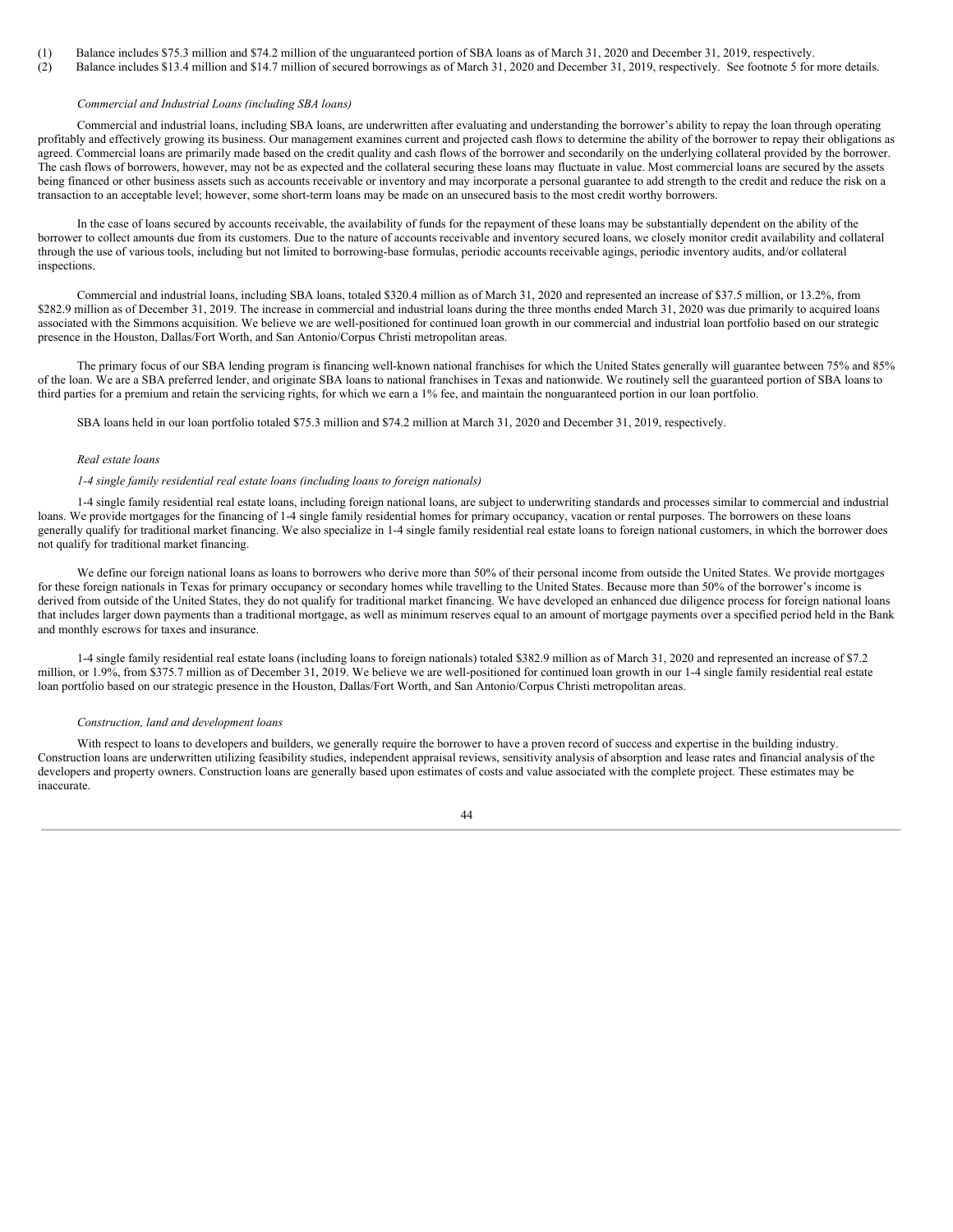(1) Balance includes \$75.3 million and \$74.2 million of the unguaranteed portion of SBA loans as of March 31, 2020 and December 31, 2019, respectively.

(2) Balance includes \$13.4 million and \$14.7 million of secured borrowings as of March 31, 2020 and December 31, 2019, respectively. See footnote 5 for more details.

*Commercial and Industrial Loans (including SBA loans)*

Commercial and industrial loans, including SBA loans, are underwritten after evaluating and understanding the borrower's ability to repay the loan through operating profitably and effectively growing its business. Our management examines current and projected cash flows to determine the ability of the borrower to repay their obligations as agreed. Commercial loans are primarily made based on the credit quality and cash flows of the borrower and secondarily on the underlying collateral provided by the borrower. The cash flows of borrowers, however, may not be as expected and the collateral securing these loans may fluctuate in value. Most commercial loans are secured by the assets being financed or other business assets such as accounts receivable or inventory and may incorporate a personal guarantee to add strength to the credit and reduce the risk on a transaction to an acceptable level; however, some short-term loans may be made on an unsecured basis to the most credit worthy borrowers.

In the case of loans secured by accounts receivable, the availability of funds for the repayment of these loans may be substantially dependent on the ability of the borrower to collect amounts due from its customers. Due to the nature of accounts receivable and inventory secured loans, we closely monitor credit availability and collateral through the use of various tools, including but not limited to borrowing-base formulas, periodic accounts receivable agings, periodic inventory audits, and/or collateral inspections.

Commercial and industrial loans, including SBA loans, totaled \$320.4 million as of March 31, 2020 and represented an increase of \$37.5 million, or 13.2%, from \$282.9 million as of December 31, 2019. The increase in commercial and industrial loans during the three months ended March 31, 2020 was due primarily to acquired loans associated with the Simmons acquisition. We believe we are well-positioned for continued loan growth in our commercial and industrial loan portfolio based on our strategic presence in the Houston, Dallas/Fort Worth, and San Antonio/Corpus Christi metropolitan areas.

The primary focus of our SBA lending program is financing well-known national franchises for which the United States generally will guarantee between 75% and 85% of the loan. We are a SBA preferred lender, and originate SBA loans to national franchises in Texas and nationwide. We routinely sell the guaranteed portion of SBA loans to third parties for a premium and retain the servicing rights, for which we earn a 1% fee, and maintain the nonguaranteed portion in our loan portfolio.

SBA loans held in our loan portfolio totaled \$75.3 million and \$74.2 million at March 31, 2020 and December 31, 2019, respectively.

*Real estate loans*

*1-4 single family residential real estate loans (including loans to foreign nationals)*

1-4 single family residential real estate loans, including foreign national loans, are subject to underwriting standards and processes similar to commercial and industrial loans. We provide mortgages for the financing of 1-4 single family residential homes for primary occupancy, vacation or rental purposes. The borrowers on these loans generally qualify for traditional market financing. We also specialize in 1-4 single family residential real estate loans to foreign national customers, in which the borrower does not qualify for traditional market financing.

We define our foreign national loans as loans to borrowers who derive more than 50% of their personal income from outside the United States. We provide mortgages for these foreign nationals in Texas for primary occupancy or secondary homes while travelling to the United States. Because more than 50% of the borrower's income is derived from outside of the United States, they do not qualify for traditional market financing. We have developed an enhanced due diligence process for foreign national loans that includes larger down payments than a traditional mortgage, as well as minimum reserves equal to an amount of mortgage payments over a specified period held in the Bank and monthly escrows for taxes and insurance.

1-4 single family residential real estate loans (including loans to foreign nationals) totaled \$382.9 million as of March 31, 2020 and represented an increase of \$7.2 million, or 1.9%, from \$375.7 million as of December 31, 2019. We believe we are well-positioned for continued loan growth in our 1-4 single family residential real estate loan portfolio based on our strategic presence in the Houston, Dallas/Fort Worth, and San Antonio/Corpus Christi metropolitan areas.

*Construction, land and development loans*

With respect to loans to developers and builders, we generally require the borrower to have a proven record of success and expertise in the building industry. Construction loans are underwritten utilizing feasibility studies, independent appraisal reviews, sensitivity analysis of absorption and lease rates and financial analysis of the developers and property owners. Construction loans are generally based upon estimates of costs and value associated with the complete project. These estimates may be inaccurate.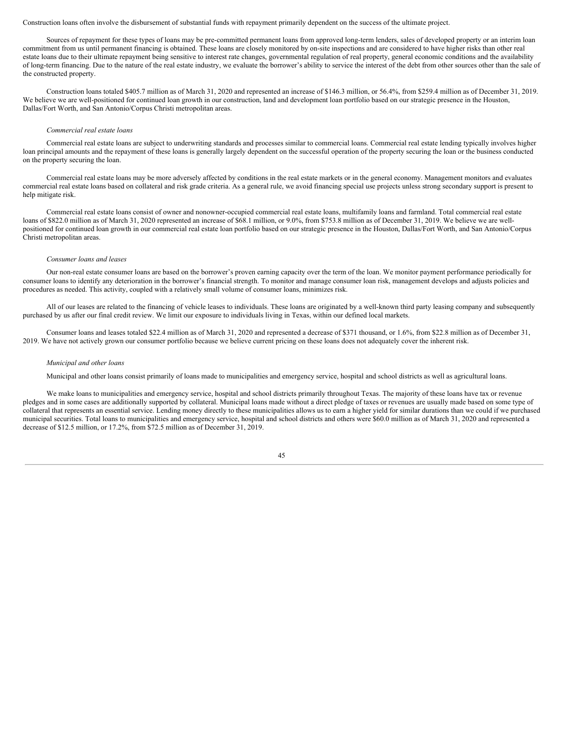Construction loans often involve the disbursement of substantial funds with repayment primarily dependent on the success of the ultimate project.

Sources of repayment for these types of loans may be pre-committed permanent loans from approved long-term lenders, sales of developed property or an interim loan commitment from us until permanent financing is obtained. These loans are closely monitored by on-site inspections and are considered to have higher risks than other real estate loans due to their ultimate repayment being sensitive to interest rate changes, governmental regulation of real property, general economic conditions and the availability of long-term financing. Due to the nature of the real estate industry, we evaluate the borrower's ability to service the interest of the debt from other sources other than the sale of the constructed property.

Construction loans totaled $405.7 million as of March 31, 2020 and represented an increase of $146.3 million, or 56.4%, from $259.4 million as of December 31, 2019. We believe we are well-positioned for continued loan growth in our construction, land and development loan portfolio based on our strategic presence in the Houston, Dallas/Fort Worth, and San Antonio/Corpus Christi metropolitan areas.

*Commercial real estate loans*

Commercial real estate loans are subject to underwriting standards and processes similar to commercial loans. Commercial real estate lending typically involves higher loan principal amounts and the repayment of these loans is generally largely dependent on the successful operation of the property securing the loan or the business conducted on the property securing the loan.

Commercial real estate loans may be more adversely affected by conditions in the real estate markets or in the general economy. Management monitors and evaluates commercial real estate loans based on collateral and risk grade criteria. As a general rule, we avoid financing special use projects unless strong secondary support is present to help mitigate risk.

Commercial real estate loans consist of owner and nonowner-occupied commercial real estate loans, multifamily loans and farmland. Total commercial real estate loans of $822.0 million as of March 31, 2020 represented an increase of $68.1 million, or 9.0%, from $753.8 million as of December 31, 2019. We believe we are well-positioned for continued loan growth in our commercial real estate loan portfolio based on our strategic presence in the Houston, Dallas/Fort Worth, and San Antonio/Corpus Christi metropolitan areas.

*Consumer loans and leases*

Our non-real estate consumer loans are based on the borrower's proven earning capacity over the term of the loan. We monitor payment performance periodically for consumer loans to identify any deterioration in the borrower's financial strength. To monitor and manage consumer loan risk, management develops and adjusts policies and procedures as needed. This activity, coupled with a relatively small volume of consumer loans, minimizes risk.

All of our leases are related to the financing of vehicle leases to individuals. These loans are originated by a well-known third party leasing company and subsequently purchased by us after our final credit review. We limit our exposure to individuals living in Texas, within our defined local markets.

Consumer loans and leases totaled $22.4 million as of March 31, 2020 and represented a decrease of $371 thousand, or 1.6%, from $22.8 million as of December 31, 2019. We have not actively grown our consumer portfolio because we believe current pricing on these loans does not adequately cover the inherent risk.

*Municipal and other loans*

Municipal and other loans consist primarily of loans made to municipalities and emergency service, hospital and school districts as well as agricultural loans.

We make loans to municipalities and emergency service, hospital and school districts primarily throughout Texas. The majority of these loans have tax or revenue pledges and in some cases are additionally supported by collateral. Municipal loans made without a direct pledge of taxes or revenues are usually made based on some type of collateral that represents an essential service. Lending money directly to these municipalities allows us to earn a higher yield for similar durations than we could if we purchased municipal securities. Total loans to municipalities and emergency service, hospital and school districts and others were $60.0 million as of March 31, 2020 and represented a decrease of $12.5 million, or 17.2%, from $72.5 million as of December 31, 2019.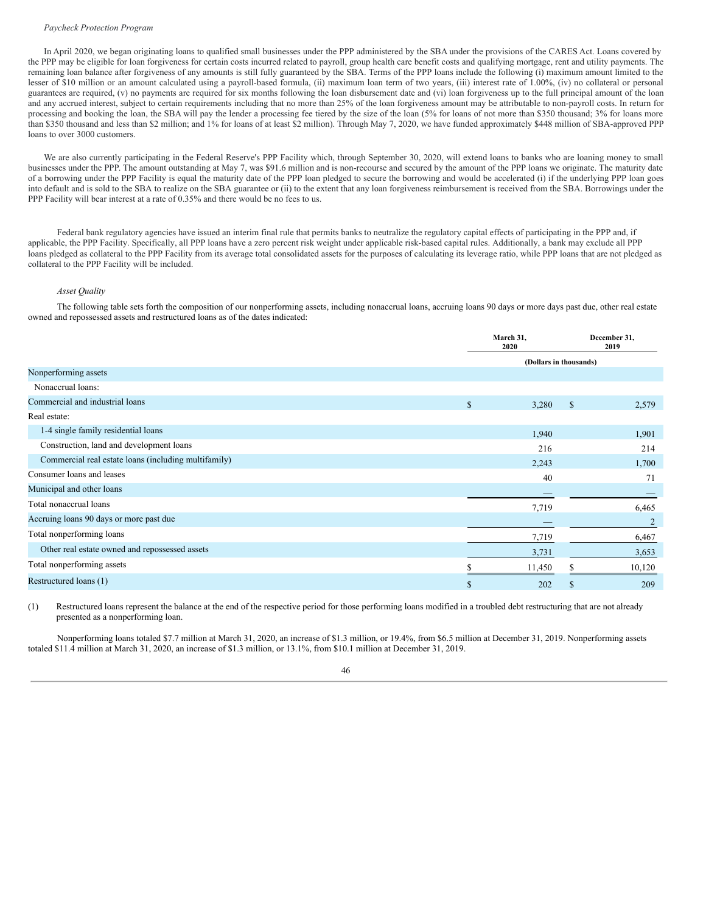*Paycheck Protection Program*

In April 2020, we began originating loans to qualified small businesses under the PPP administered by the SBA under the provisions of the CARES Act. Loans covered by the PPP may be eligible for loan forgiveness for certain costs incurred related to payroll, group health care benefit costs and qualifying mortgage, rent and utility payments. The remaining loan balance after forgiveness of any amounts is still fully guaranteed by the SBA. Terms of the PPP loans include the following (i) maximum amount limited to the lesser of $10 million or an amount calculated using a payroll-based formula, (ii) maximum loan term of two years, (iii) interest rate of 1.00%, (iv) no collateral or personal guarantees are required, (v) no payments are required for six months following the loan disbursement date and (vi) loan forgiveness up to the full principal amount of the loan and any accrued interest, subject to certain requirements including that no more than 25% of the loan forgiveness amount may be attributable to non-payroll costs. In return for processing and booking the loan, the SBA will pay the lender a processing fee tiered by the size of the loan (5% for loans of not more than $350 thousand; 3% for loans more than $350 thousand and less than $2 million; and 1% for loans of at least $2 million). Through May 7, 2020, we have funded approximately $448 million of SBA-approved PPP loans to over 3000 customers.

We are also currently participating in the Federal Reserve's PPP Facility which, through September 30, 2020, will extend loans to banks who are loaning money to small businesses under the PPP. The amount outstanding at May 7, was $91.6 million and is non-recourse and secured by the amount of the PPP loans we originate. The maturity date of a borrowing under the PPP Facility is equal the maturity date of the PPP loan pledged to secure the borrowing and would be accelerated (i) if the underlying PPP loan goes into default and is sold to the SBA to realize on the SBA guarantee or (ii) to the extent that any loan forgiveness reimbursement is received from the SBA. Borrowings under the PPP Facility will bear interest at a rate of 0.35% and there would be no fees to us.

Federal bank regulatory agencies have issued an interim final rule that permits banks to neutralize the regulatory capital effects of participating in the PPP and, if applicable, the PPP Facility. Specifically, all PPP loans have a zero percent risk weight under applicable risk-based capital rules. Additionally, a bank may exclude all PPP loans pledged as collateral to the PPP Facility from its average total consolidated assets for the purposes of calculating its leverage ratio, while PPP loans that are not pledged as collateral to the PPP Facility will be included.

*Asset Quality*

The following table sets forth the composition of our nonperforming assets, including nonaccrual loans, accruing loans 90 days or more days past due, other real estate owned and repossessed assets and restructured loans as of the dates indicated:

| | March 31, 2020 | December 31, 2019 |
|---|---|---|
| | (Dollars in thousands) | |
| Nonperforming assets | | |
| Nonaccrual loans: | | |
| Commercial and industrial loans | $ 3,280 | $ 2,579 |
| Real estate: | | |
| 1-4 single family residential loans | 1,940 | 1,901 |
| Construction, land and development loans | 216 | 214 |
| Commercial real estate loans (including multifamily) | 2,243 | 1,700 |
| Consumer loans and leases | 40 | 71 |
| Municipal and other loans | — | — |
| Total nonaccrual loans | 7,719 | 6,465 |
| Accruing loans 90 days or more past due | — | 2 |
| Total nonperforming loans | 7,719 | 6,467 |
| Other real estate owned and repossessed assets | 3,731 | 3,653 |
| Total nonperforming assets | $ 11,450 | $ 10,120 |
| Restructured loans (1) | $ 202 | $ 209 |

(1) Restructured loans represent the balance at the end of the respective period for those performing loans modified in a troubled debt restructuring that are not already presented as a nonperforming loan.

Nonperforming loans totaled $7.7 million at March 31, 2020, an increase of $1.3 million, or 19.4%, from $6.5 million at December 31, 2019. Nonperforming assets totaled $11.4 million at March 31, 2020, an increase of $1.3 million, or 13.1%, from $10.1 million at December 31, 2019.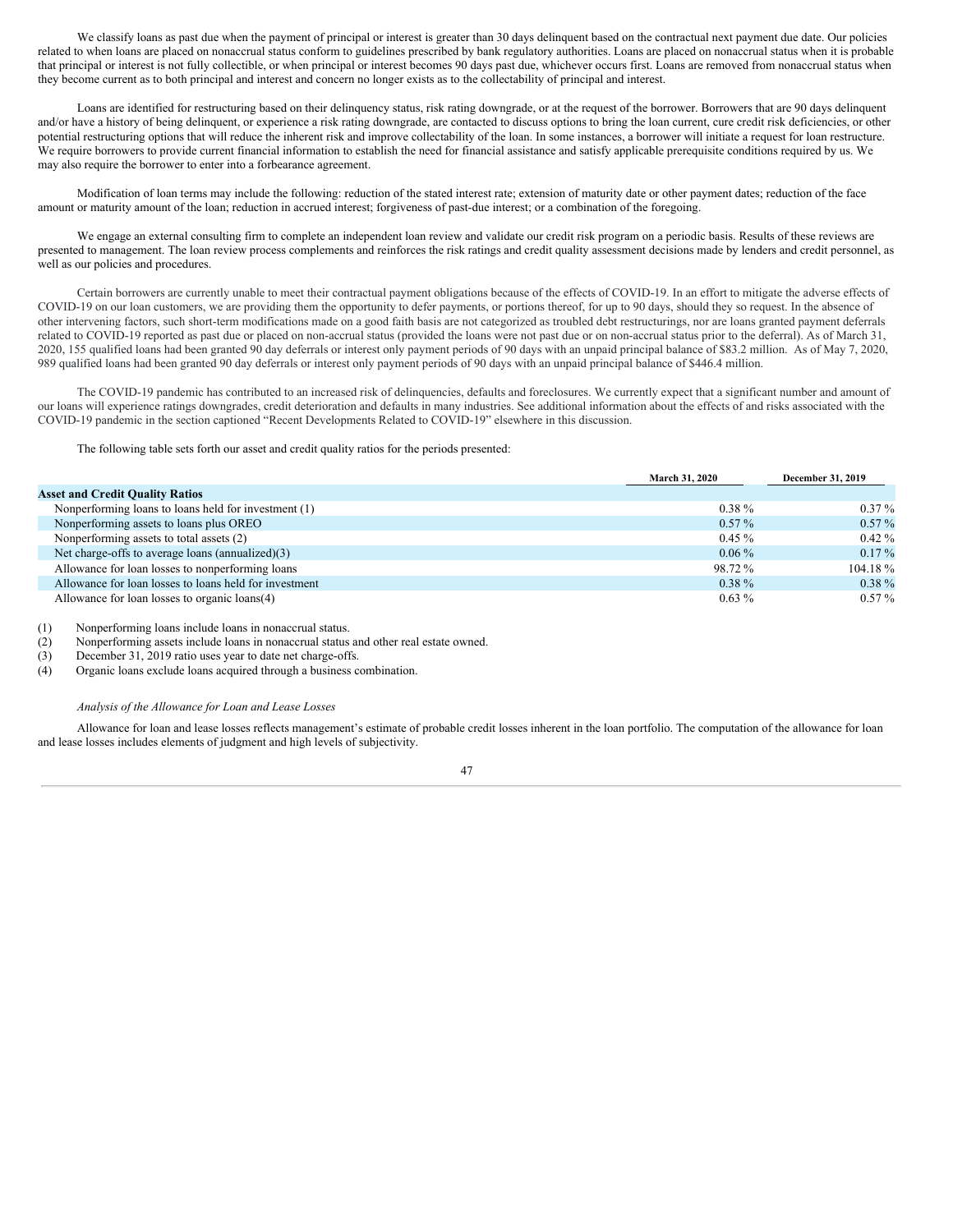We classify loans as past due when the payment of principal or interest is greater than 30 days delinquent based on the contractual next payment due date. Our policies related to when loans are placed on nonaccrual status conform to guidelines prescribed by bank regulatory authorities. Loans are placed on nonaccrual status when it is probable that principal or interest is not fully collectible, or when principal or interest becomes 90 days past due, whichever occurs first. Loans are removed from nonaccrual status when they become current as to both principal and interest and concern no longer exists as to the collectability of principal and interest.

Loans are identified for restructuring based on their delinquency status, risk rating downgrade, or at the request of the borrower. Borrowers that are 90 days delinquent and/or have a history of being delinquent, or experience a risk rating downgrade, are contacted to discuss options to bring the loan current, cure credit risk deficiencies, or other potential restructuring options that will reduce the inherent risk and improve collectability of the loan. In some instances, a borrower will initiate a request for loan restructure. We require borrowers to provide current financial information to establish the need for financial assistance and satisfy applicable prerequisite conditions required by us. We may also require the borrower to enter into a forbearance agreement.

Modification of loan terms may include the following: reduction of the stated interest rate; extension of maturity date or other payment dates; reduction of the face amount or maturity amount of the loan; reduction in accrued interest; forgiveness of past-due interest; or a combination of the foregoing.

We engage an external consulting firm to complete an independent loan review and validate our credit risk program on a periodic basis. Results of these reviews are presented to management. The loan review process complements and reinforces the risk ratings and credit quality assessment decisions made by lenders and credit personnel, as well as our policies and procedures.

Certain borrowers are currently unable to meet their contractual payment obligations because of the effects of COVID-19. In an effort to mitigate the adverse effects of COVID-19 on our loan customers, we are providing them the opportunity to defer payments, or portions thereof, for up to 90 days, should they so request. In the absence of other intervening factors, such short-term modifications made on a good faith basis are not categorized as troubled debt restructurings, nor are loans granted payment deferrals related to COVID-19 reported as past due or placed on non-accrual status (provided the loans were not past due or on non-accrual status prior to the deferral). As of March 31, 2020, 155 qualified loans had been granted 90 day deferrals or interest only payment periods of 90 days with an unpaid principal balance of $83.2 million. As of May 7, 2020, 989 qualified loans had been granted 90 day deferrals or interest only payment periods of 90 days with an unpaid principal balance of $446.4 million.

The COVID-19 pandemic has contributed to an increased risk of delinquencies, defaults and foreclosures. We currently expect that a significant number and amount of our loans will experience ratings downgrades, credit deterioration and defaults in many industries. See additional information about the effects of and risks associated with the COVID-19 pandemic in the section captioned "Recent Developments Related to COVID-19" elsewhere in this discussion.

The following table sets forth our asset and credit quality ratios for the periods presented:

| | March 31, 2020 | December 31, 2019 |
|---|---|---|
| **Asset and Credit Quality Ratios** | | |
| Nonperforming loans to loans held for investment (1) | 0.38 % | 0.37 % |
| Nonperforming assets to loans plus OREO | 0.57 % | 0.57 % |
| Nonperforming assets to total assets (2) | 0.45 % | 0.42 % |
| Net charge-offs to average loans (annualized)(3) | 0.06 % | 0.17 % |
| Allowance for loan losses to nonperforming loans | 98.72 % | 104.18 % |
| Allowance for loan losses to loans held for investment | 0.38 % | 0.38 % |
| Allowance for loan losses to organic loans(4) | 0.63 % | 0.57 % |

(1) Nonperforming loans include loans in nonaccrual status.
(2) Nonperforming assets include loans in nonaccrual status and other real estate owned.
(3) December 31, 2019 ratio uses year to date net charge-offs.
(4) Organic loans exclude loans acquired through a business combination.

*Analysis of the Allowance for Loan and Lease Losses*

Allowance for loan and lease losses reflects management's estimate of probable credit losses inherent in the loan portfolio. The computation of the allowance for loan and lease losses includes elements of judgment and high levels of subjectivity.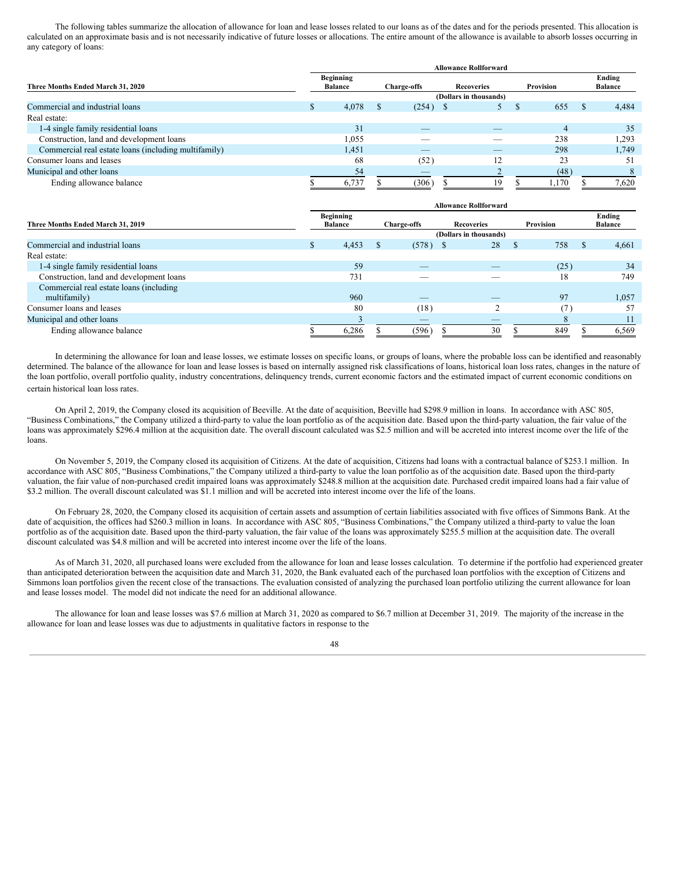The following tables summarize the allocation of allowance for loan and lease losses related to our loans as of the dates and for the periods presented. This allocation is calculated on an approximate basis and is not necessarily indicative of future losses or allocations. The entire amount of the allowance is available to absorb losses occurring in any category of loans:

| Three Months Ended March 31, 2020 | Allowance Rollforward | | | | |
|---|---|---|---|---|---|
| | Beginning Balance | Charge-offs | Recoveries | Provision | Ending Balance |
| | (Dollars in thousands) | | | | |
| Commercial and industrial loans | $ 4,078 | $ (254) | $ 5 | $ 655 | $ 4,484 |
| Real estate: | | | | | |
| 1-4 single family residential loans | 31 | — | — | 4 | 35 |
| Construction, land and development loans | 1,055 | — | — | 238 | 1,293 |
| Commercial real estate loans (including multifamily) | 1,451 | — | — | 298 | 1,749 |
| Consumer loans and leases | 68 | (52) | 12 | 23 | 51 |
| Municipal and other loans | 54 | — | 2 | (48) | 8 |
| Ending allowance balance | $ 6,737 | $ (306) | $ 19 | $ 1,170 | $ 7,620 |

| Three Months Ended March 31, 2019 | Allowance Rollforward | | | | |
|---|---|---|---|---|---|
| | Beginning Balance | Charge-offs | Recoveries | Provision | Ending Balance |
| | (Dollars in thousands) | | | | |
| Commercial and industrial loans | $ 4,453 | $ (578) | $ 28 | $ 758 | $ 4,661 |
| Real estate: | | | | | |
| 1-4 single family residential loans | 59 | — | — | (25) | 34 |
| Construction, land and development loans | 731 | — | — | 18 | 749 |
| Commercial real estate loans (including multifamily) | 960 | — | — | 97 | 1,057 |
| Consumer loans and leases | 80 | (18) | 2 | (7) | 57 |
| Municipal and other loans | 3 | — | — | 8 | 11 |
| Ending allowance balance | $ 6,286 | $ (596) | $ 30 | $ 849 | $ 6,569 |

In determining the allowance for loan and lease losses, we estimate losses on specific loans, or groups of loans, where the probable loss can be identified and reasonably determined. The balance of the allowance for loan and lease losses is based on internally assigned risk classifications of loans, historical loan loss rates, changes in the nature of the loan portfolio, overall portfolio quality, industry concentrations, delinquency trends, current economic factors and the estimated impact of current economic conditions on certain historical loan loss rates.

On April 2, 2019, the Company closed its acquisition of Beeville. At the date of acquisition, Beeville had $298.9 million in loans. In accordance with ASC 805, "Business Combinations," the Company utilized a third-party to value the loan portfolio as of the acquisition date. Based upon the third-party valuation, the fair value of the loans was approximately $296.4 million at the acquisition date. The overall discount calculated was $2.5 million and will be accreted into interest income over the life of the loans.

On November 5, 2019, the Company closed its acquisition of Citizens. At the date of acquisition, Citizens had loans with a contractual balance of $253.1 million. In accordance with ASC 805, "Business Combinations," the Company utilized a third-party to value the loan portfolio as of the acquisition date. Based upon the third-party valuation, the fair value of non-purchased credit impaired loans was approximately $248.8 million at the acquisition date. Purchased credit impaired loans had a fair value of $3.2 million. The overall discount calculated was $1.1 million and will be accreted into interest income over the life of the loans.

On February 28, 2020, the Company closed its acquisition of certain assets and assumption of certain liabilities associated with five offices of Simmons Bank. At the date of acquisition, the offices had $260.3 million in loans. In accordance with ASC 805, "Business Combinations," the Company utilized a third-party to value the loan portfolio as of the acquisition date. Based upon the third-party valuation, the fair value of the loans was approximately $255.5 million at the acquisition date. The overall discount calculated was $4.8 million and will be accreted into interest income over the life of the loans.

As of March 31, 2020, all purchased loans were excluded from the allowance for loan and lease losses calculation. To determine if the portfolio had experienced greater than anticipated deterioration between the acquisition date and March 31, 2020, the Bank evaluated each of the purchased loan portfolios with the exception of Citizens and Simmons loan portfolios given the recent close of the transactions. The evaluation consisted of analyzing the purchased loan portfolio utilizing the current allowance for loan and lease losses model. The model did not indicate the need for an additional allowance.

The allowance for loan and lease losses was $7.6 million at March 31, 2020 as compared to $6.7 million at December 31, 2019. The majority of the increase in the allowance for loan and lease losses was due to adjustments in qualitative factors in response to the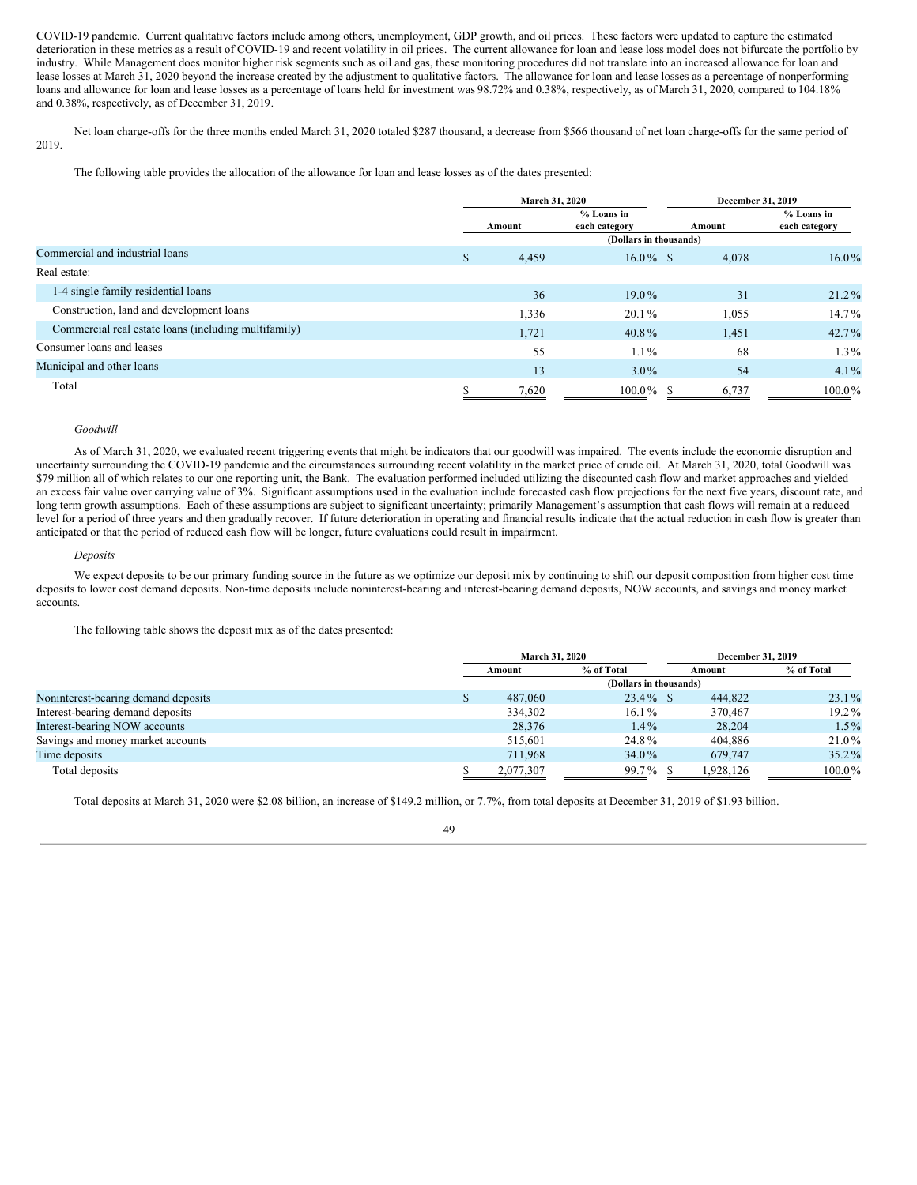COVID-19 pandemic. Current qualitative factors include among others, unemployment, GDP growth, and oil prices. These factors were updated to capture the estimated deterioration in these metrics as a result of COVID-19 and recent volatility in oil prices. The current allowance for loan and lease loss model does not bifurcate the portfolio by industry. While Management does monitor higher risk segments such as oil and gas, these monitoring procedures did not translate into an increased allowance for loan and lease losses at March 31, 2020 beyond the increase created by the adjustment to qualitative factors. The allowance for loan and lease losses as a percentage of nonperforming loans and allowance for loan and lease losses as a percentage of loans held for investment was 98.72% and 0.38%, respectively, as of March 31, 2020, compared to 104.18% and 0.38%, respectively, as of December 31, 2019.

Net loan charge-offs for the three months ended March 31, 2020 totaled $287 thousand, a decrease from $566 thousand of net loan charge-offs for the same period of 2019.

The following table provides the allocation of the allowance for loan and lease losses as of the dates presented:

| | March 31, 2020 | | December 31, 2019 | |
|---|---|---|---|---|
| | Amount | % Loans in each category | Amount | % Loans in each category |
| | (Dollars in thousands) | | | |
| Commercial and industrial loans | $ 4,459 | 16.0 % | $ 4,078 | 16.0 % |
| Real estate: | | | | |
| 1-4 single family residential loans | 36 | 19.0 % | 31 | 21.2 % |
| Construction, land and development loans | 1,336 | 20.1 % | 1,055 | 14.7 % |
| Commercial real estate loans (including multifamily) | 1,721 | 40.8 % | 1,451 | 42.7 % |
| Consumer loans and leases | 55 | 1.1 % | 68 | 1.3 % |
| Municipal and other loans | 13 | 3.0 % | 54 | 4.1 % |
| Total | $ 7,620 | 100.0 % | $ 6,737 | 100.0 % |

*Goodwill*

As of March 31, 2020, we evaluated recent triggering events that might be indicators that our goodwill was impaired. The events include the economic disruption and uncertainty surrounding the COVID-19 pandemic and the circumstances surrounding recent volatility in the market price of crude oil. At March 31, 2020, total Goodwill was $79 million all of which relates to our one reporting unit, the Bank. The evaluation performed included utilizing the discounted cash flow and market approaches and yielded an excess fair value over carrying value of 3%. Significant assumptions used in the evaluation include forecasted cash flow projections for the next five years, discount rate, and long term growth assumptions. Each of these assumptions are subject to significant uncertainty; primarily Management's assumption that cash flows will remain at a reduced level for a period of three years and then gradually recover. If future deterioration in operating and financial results indicate that the actual reduction in cash flow is greater than anticipated or that the period of reduced cash flow will be longer, future evaluations could result in impairment.

*Deposits*

We expect deposits to be our primary funding source in the future as we optimize our deposit mix by continuing to shift our deposit composition from higher cost time deposits to lower cost demand deposits. Non-time deposits include noninterest-bearing and interest-bearing demand deposits, NOW accounts, and savings and money market accounts.

The following table shows the deposit mix as of the dates presented:

| | March 31, 2020 | | December 31, 2019 | |
|---|---|---|---|---|
| | Amount | % of Total | Amount | % of Total |
| | (Dollars in thousands) | | | |
| Noninterest-bearing demand deposits | $ 487,060 | 23.4 % | $ 444,822 | 23.1 % |
| Interest-bearing demand deposits | 334,302 | 16.1 % | 370,467 | 19.2 % |
| Interest-bearing NOW accounts | 28,376 | 1.4 % | 28,204 | 1.5 % |
| Savings and money market accounts | 515,601 | 24.8 % | 404,886 | 21.0 % |
| Time deposits | 711,968 | 34.0 % | 679,747 | 35.2 % |
| Total deposits | $ 2,077,307 | 99.7 % | $ 1,928,126 | 100.0 % |

Total deposits at March 31, 2020 were $2.08 billion, an increase of $149.2 million, or 7.7%, from total deposits at December 31, 2019 of $1.93 billion.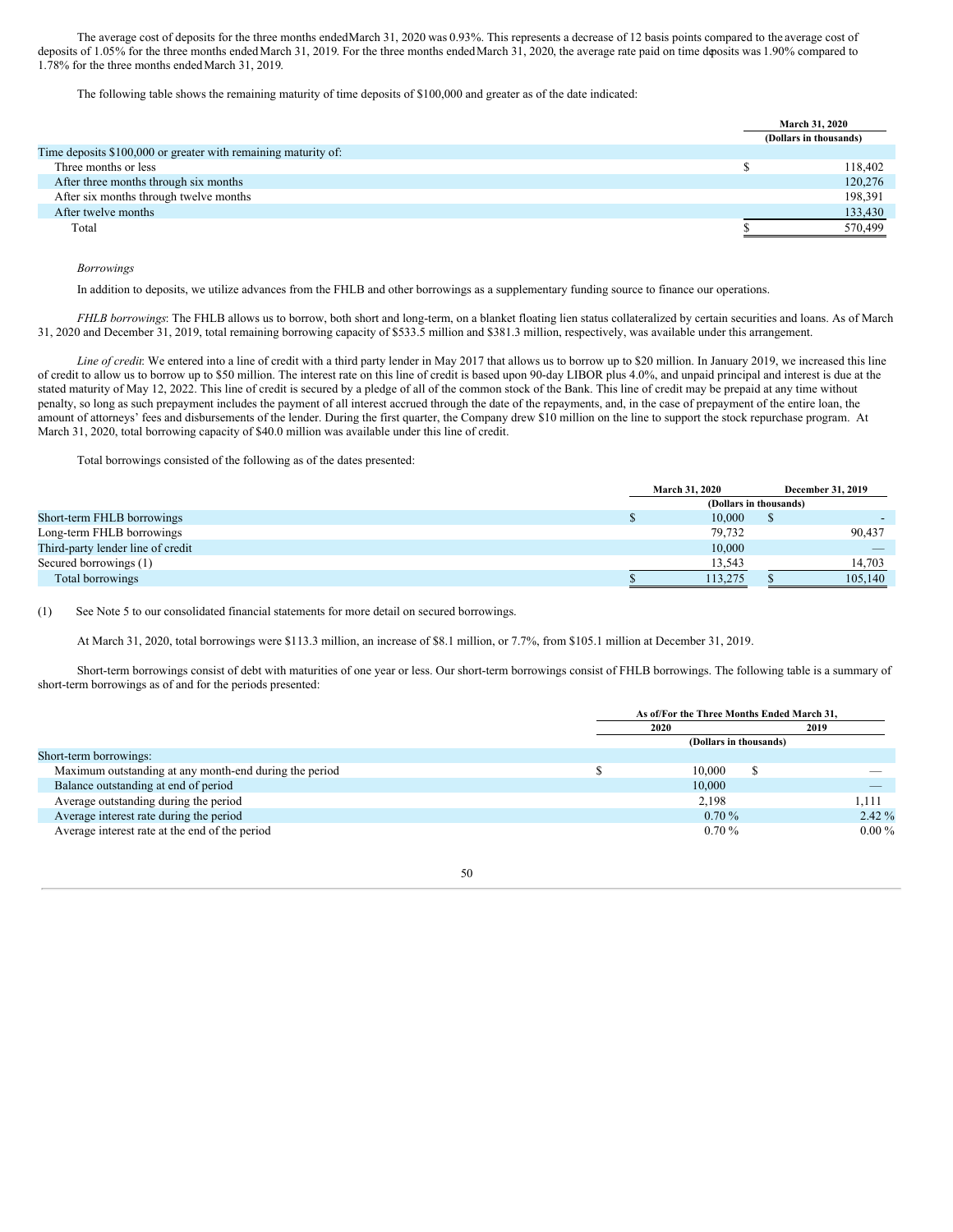The average cost of deposits for the three months ended March 31, 2020 was 0.93%. This represents a decrease of 12 basis points compared to the average cost of deposits of 1.05% for the three months ended March 31, 2019. For the three months ended March 31, 2020, the average rate paid on time deposits was 1.90% compared to 1.78% for the three months ended March 31, 2019.

The following table shows the remaining maturity of time deposits of $100,000 and greater as of the date indicated:

| | March 31, 2020 |
|---|---|
| | (Dollars in thousands) |
| Time deposits $100,000 or greater with remaining maturity of: | |
| Three months or less | $ 118,402 |
| After three months through six months | 120,276 |
| After six months through twelve months | 198,391 |
| After twelve months | 133,430 |
| Total | $ 570,499 |

*Borrowings*

In addition to deposits, we utilize advances from the FHLB and other borrowings as a supplementary funding source to finance our operations.

*FHLB borrowings*: The FHLB allows us to borrow, both short and long-term, on a blanket floating lien status collateralized by certain securities and loans. As of March 31, 2020 and December 31, 2019, total remaining borrowing capacity of $533.5 million and $381.3 million, respectively, was available under this arrangement.

*Line of credit*: We entered into a line of credit with a third party lender in May 2017 that allows us to borrow up to $20 million. In January 2019, we increased this line of credit to allow us to borrow up to $50 million. The interest rate on this line of credit is based upon 90-day LIBOR plus 4.0%, and unpaid principal and interest is due at the stated maturity of May 12, 2022. This line of credit is secured by a pledge of all of the common stock of the Bank. This line of credit may be prepaid at any time without penalty, so long as such prepayment includes the payment of all interest accrued through the date of the repayments, and, in the case of prepayment of the entire loan, the amount of attorneys' fees and disbursements of the lender. During the first quarter, the Company drew $10 million on the line to support the stock repurchase program. At March 31, 2020, total borrowing capacity of $40.0 million was available under this line of credit.

Total borrowings consisted of the following as of the dates presented:

| | March 31, 2020 | December 31, 2019 |
|---|---|---|
| | (Dollars in thousands) | |
| Short-term FHLB borrowings | $ 10,000 | $ - |
| Long-term FHLB borrowings | 79,732 | 90,437 |
| Third-party lender line of credit | 10,000 | — |
| Secured borrowings (1) | 13,543 | 14,703 |
| Total borrowings | $ 113,275 | $ 105,140 |

(1) See Note 5 to our consolidated financial statements for more detail on secured borrowings.

At March 31, 2020, total borrowings were $113.3 million, an increase of $8.1 million, or 7.7%, from $105.1 million at December 31, 2019.

Short-term borrowings consist of debt with maturities of one year or less. Our short-term borrowings consist of FHLB borrowings. The following table is a summary of short-term borrowings as of and for the periods presented:

| | As of/For the Three Months Ended March 31, | |
|---|---|---|
| | 2020 | 2019 |
| | (Dollars in thousands) | |
| Short-term borrowings: | | |
| Maximum outstanding at any month-end during the period | $ 10,000 | $ — |
| Balance outstanding at end of period | 10,000 | — |
| Average outstanding during the period | 2,198 | 1,111 |
| Average interest rate during the period | 0.70 % | 2.42 % |
| Average interest rate at the end of the period | 0.70 % | 0.00 % |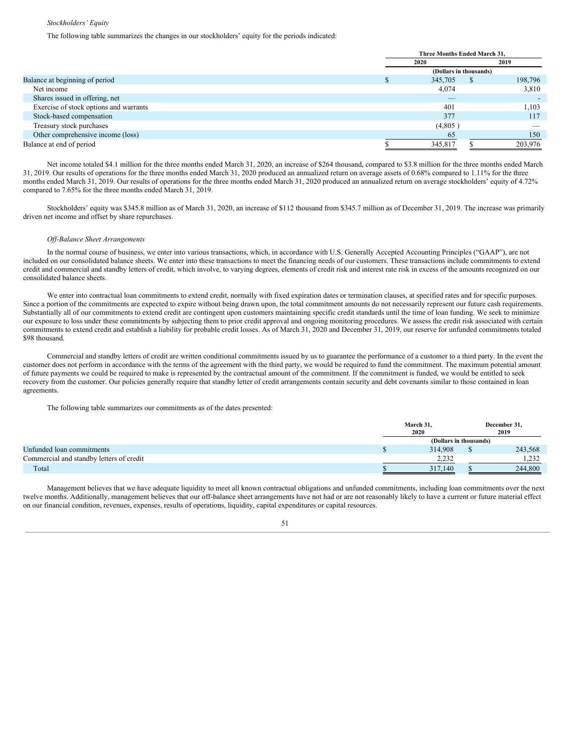*Stockholders' Equity*

The following table summarizes the changes in our stockholders' equity for the periods indicated:

| | Three Months Ended March 31, | |
|---|---|---|
| | 2020 | 2019 |
| | (Dollars in thousands) | |
| Balance at beginning of period | $ 345,705 | $ 198,796 |
| Net income | 4,074 | 3,810 |
| Shares issued in offering, net | — | - |
| Exercise of stock options and warrants | 401 | 1,103 |
| Stock-based compensation | 377 | 117 |
| Treasury stock purchases | (4,805 ) | — |
| Other comprehensive income (loss) | 65 | 150 |
| Balance at end of period | $ 345,817 | $ 203,976 |

Net income totaled $4.1 million for the three months ended March 31, 2020, an increase of $264 thousand, compared to $3.8 million for the three months ended March 31, 2019. Our results of operations for the three months ended March 31, 2020 produced an annualized return on average assets of 0.68% compared to 1.11% for the three months ended March 31, 2019. Our results of operations for the three months ended March 31, 2020 produced an annualized return on average stockholders' equity of 4.72% compared to 7.65% for the three months ended March 31, 2019.

Stockholders' equity was $345.8 million as of March 31, 2020, an increase of $112 thousand from $345.7 million as of December 31, 2019. The increase was primarily driven net income and offset by share repurchases.

*Off-Balance Sheet Arrangements*

In the normal course of business, we enter into various transactions, which, in accordance with U.S. Generally Accepted Accounting Principles ("GAAP"), are not included on our consolidated balance sheets. We enter into these transactions to meet the financing needs of our customers. These transactions include commitments to extend credit and commercial and standby letters of credit, which involve, to varying degrees, elements of credit risk and interest rate risk in excess of the amounts recognized on our consolidated balance sheets.

We enter into contractual loan commitments to extend credit, normally with fixed expiration dates or termination clauses, at specified rates and for specific purposes. Since a portion of the commitments are expected to expire without being drawn upon, the total commitment amounts do not necessarily represent our future cash requirements. Substantially all of our commitments to extend credit are contingent upon customers maintaining specific credit standards until the time of loan funding. We seek to minimize our exposure to loss under these commitments by subjecting them to prior credit approval and ongoing monitoring procedures. We assess the credit risk associated with certain commitments to extend credit and establish a liability for probable credit losses. As of March 31, 2020 and December 31, 2019, our reserve for unfunded commitments totaled $98 thousand.

Commercial and standby letters of credit are written conditional commitments issued by us to guarantee the performance of a customer to a third party. In the event the customer does not perform in accordance with the terms of the agreement with the third party, we would be required to fund the commitment. The maximum potential amount of future payments we could be required to make is represented by the contractual amount of the commitment. If the commitment is funded, we would be entitled to seek recovery from the customer. Our policies generally require that standby letter of credit arrangements contain security and debt covenants similar to those contained in loan agreements.

The following table summarizes our commitments as of the dates presented:

| | March 31, 2020 | December 31, 2019 |
|---|---|---|
| | (Dollars in thousands) | |
| Unfunded loan commitments | $ 314,908 | $ 243,568 |
| Commercial and standby letters of credit | 2,232 | 1,232 |
| Total | $ 317,140 | $ 244,800 |

Management believes that we have adequate liquidity to meet all known contractual obligations and unfunded commitments, including loan commitments over the next twelve months. Additionally, management believes that our off-balance sheet arrangements have not had or are not reasonably likely to have a current or future material effect on our financial condition, revenues, expenses, results of operations, liquidity, capital expenditures or capital resources.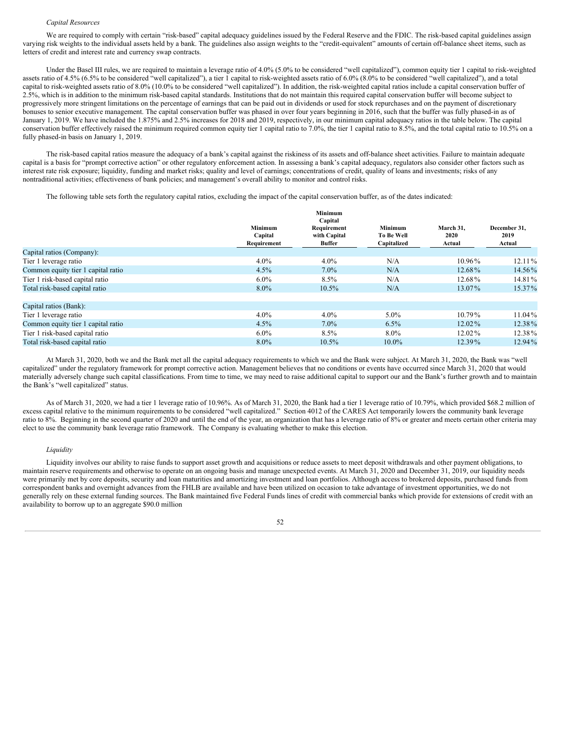*Capital Resources*

We are required to comply with certain "risk-based" capital adequacy guidelines issued by the Federal Reserve and the FDIC. The risk-based capital guidelines assign varying risk weights to the individual assets held by a bank. The guidelines also assign weights to the "credit-equivalent" amounts of certain off-balance sheet items, such as letters of credit and interest rate and currency swap contracts.

Under the Basel III rules, we are required to maintain a leverage ratio of 4.0% (5.0% to be considered "well capitalized"), common equity tier 1 capital to risk-weighted assets ratio of 4.5% (6.5% to be considered "well capitalized"), a tier 1 capital to risk-weighted assets ratio of 6.0% (8.0% to be considered "well capitalized"), and a total capital to risk-weighted assets ratio of 8.0% (10.0% to be considered "well capitalized"). In addition, the risk-weighted capital ratios include a capital conservation buffer of 2.5%, which is in addition to the minimum risk-based capital standards. Institutions that do not maintain this required capital conservation buffer will become subject to progressively more stringent limitations on the percentage of earnings that can be paid out in dividends or used for stock repurchases and on the payment of discretionary bonuses to senior executive management. The capital conservation buffer was phased in over four years beginning in 2016, such that the buffer was fully phased-in as of January 1, 2019. We have included the 1.875% and 2.5% increases for 2018 and 2019, respectively, in our minimum capital adequacy ratios in the table below. The capital conservation buffer effectively raised the minimum required common equity tier 1 capital ratio to 7.0%, the tier 1 capital ratio to 8.5%, and the total capital ratio to 10.5% on a fully phased-in basis on January 1, 2019.

The risk-based capital ratios measure the adequacy of a bank's capital against the riskiness of its assets and off-balance sheet activities. Failure to maintain adequate capital is a basis for "prompt corrective action" or other regulatory enforcement action. In assessing a bank's capital adequacy, regulators also consider other factors such as interest rate risk exposure; liquidity, funding and market risks; quality and level of earnings; concentrations of credit, quality of loans and investments; risks of any nontraditional activities; effectiveness of bank policies; and management's overall ability to monitor and control risks.

The following table sets forth the regulatory capital ratios, excluding the impact of the capital conservation buffer, as of the dates indicated:

| | Minimum Capital Requirement | Minimum Capital Requirement with Capital Buffer | Minimum To Be Well Capitalized | March 31, 2020 Actual | December 31, 2019 Actual |
|---|---|---|---|---|---|
| Capital ratios (Company): | | | | | |
| Tier 1 leverage ratio | 4.0% | 4.0% | N/A | 10.96% | 12.11% |
| Common equity tier 1 capital ratio | 4.5% | 7.0% | N/A | 12.68% | 14.56% |
| Tier 1 risk-based capital ratio | 6.0% | 8.5% | N/A | 12.68% | 14.81% |
| Total risk-based capital ratio | 8.0% | 10.5% | N/A | 13.07% | 15.37% |
| | | | | | |
| Capital ratios (Bank): | | | | | |
| Tier 1 leverage ratio | 4.0% | 4.0% | 5.0% | 10.79% | 11.04% |
| Common equity tier 1 capital ratio | 4.5% | 7.0% | 6.5% | 12.02% | 12.38% |
| Tier 1 risk-based capital ratio | 6.0% | 8.5% | 8.0% | 12.02% | 12.38% |
| Total risk-based capital ratio | 8.0% | 10.5% | 10.0% | 12.39% | 12.94% |

At March 31, 2020, both we and the Bank met all the capital adequacy requirements to which we and the Bank were subject. At March 31, 2020, the Bank was "well capitalized" under the regulatory framework for prompt corrective action. Management believes that no conditions or events have occurred since March 31, 2020 that would materially adversely change such capital classifications. From time to time, we may need to raise additional capital to support our and the Bank's further growth and to maintain the Bank's "well capitalized" status.

As of March 31, 2020, we had a tier 1 leverage ratio of 10.96%. As of March 31, 2020, the Bank had a tier 1 leverage ratio of 10.79%, which provided $68.2 million of excess capital relative to the minimum requirements to be considered "well capitalized." Section 4012 of the CARES Act temporarily lowers the community bank leverage ratio to 8%. Beginning in the second quarter of 2020 and until the end of the year, an organization that has a leverage ratio of 8% or greater and meets certain other criteria may elect to use the community bank leverage ratio framework. The Company is evaluating whether to make this election.

*Liquidity*

Liquidity involves our ability to raise funds to support asset growth and acquisitions or reduce assets to meet deposit withdrawals and other payment obligations, to maintain reserve requirements and otherwise to operate on an ongoing basis and manage unexpected events. At March 31, 2020 and December 31, 2019, our liquidity needs were primarily met by core deposits, security and loan maturities and amortizing investment and loan portfolios. Although access to brokered deposits, purchased funds from correspondent banks and overnight advances from the FHLB are available and have been utilized on occasion to take advantage of investment opportunities, we do not generally rely on these external funding sources. The Bank maintained five Federal Funds lines of credit with commercial banks which provide for extensions of credit with an availability to borrow up to an aggregate $90.0 million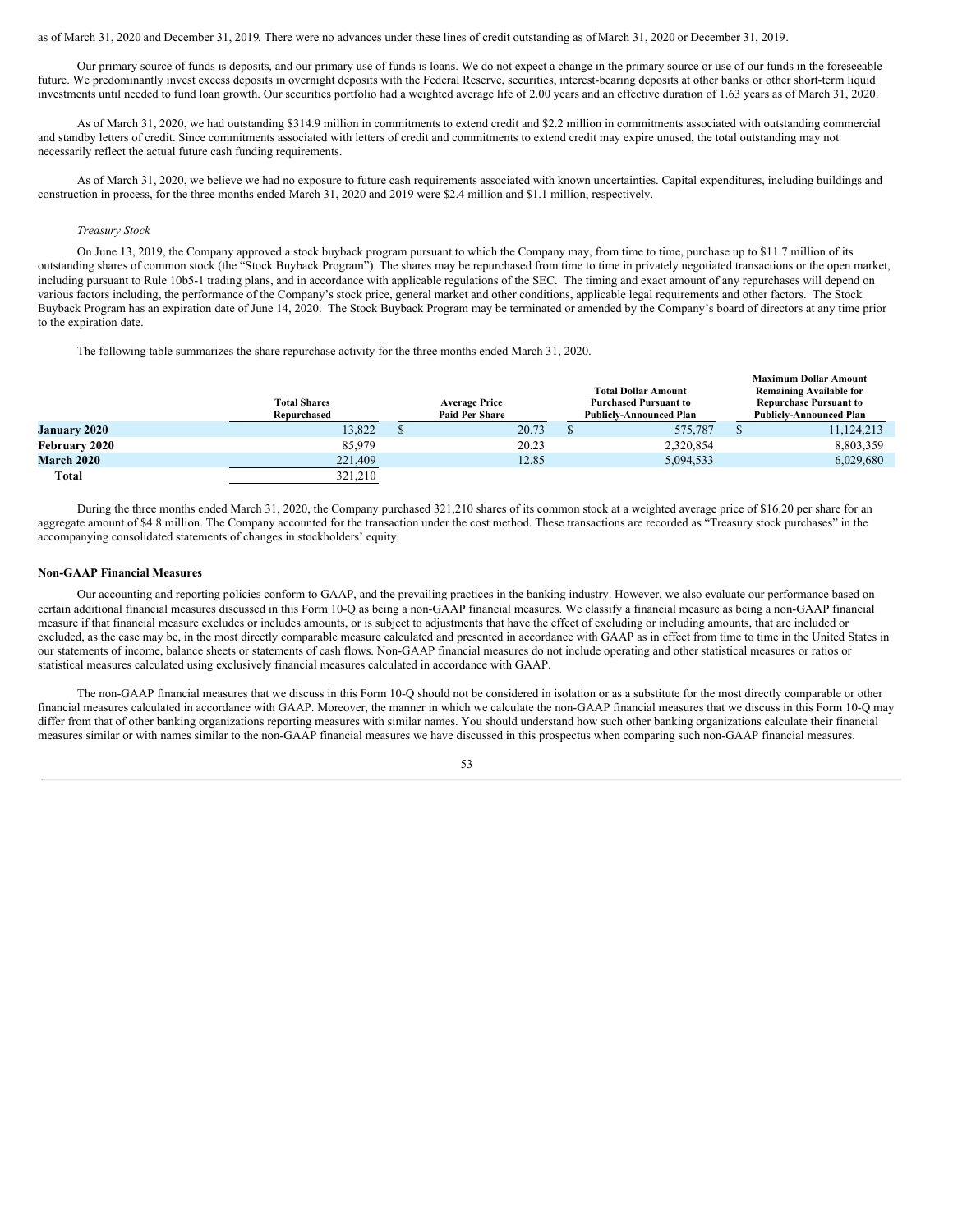as of March 31, 2020 and December 31, 2019. There were no advances under these lines of credit outstanding as of March 31, 2020 or December 31, 2019.

Our primary source of funds is deposits, and our primary use of funds is loans. We do not expect a change in the primary source or use of our funds in the foreseeable future. We predominantly invest excess deposits in overnight deposits with the Federal Reserve, securities, interest-bearing deposits at other banks or other short-term liquid investments until needed to fund loan growth. Our securities portfolio had a weighted average life of 2.00 years and an effective duration of 1.63 years as of March 31, 2020.

As of March 31, 2020, we had outstanding $314.9 million in commitments to extend credit and $2.2 million in commitments associated with outstanding commercial and standby letters of credit. Since commitments associated with letters of credit and commitments to extend credit may expire unused, the total outstanding may not necessarily reflect the actual future cash funding requirements.

As of March 31, 2020, we believe we had no exposure to future cash requirements associated with known uncertainties. Capital expenditures, including buildings and construction in process, for the three months ended March 31, 2020 and 2019 were $2.4 million and $1.1 million, respectively.

*Treasury Stock*

On June 13, 2019, the Company approved a stock buyback program pursuant to which the Company may, from time to time, purchase up to $11.7 million of its outstanding shares of common stock (the "Stock Buyback Program"). The shares may be repurchased from time to time in privately negotiated transactions or the open market, including pursuant to Rule 10b5-1 trading plans, and in accordance with applicable regulations of the SEC. The timing and exact amount of any repurchases will depend on various factors including, the performance of the Company's stock price, general market and other conditions, applicable legal requirements and other factors. The Stock Buyback Program has an expiration date of June 14, 2020. The Stock Buyback Program may be terminated or amended by the Company's board of directors at any time prior to the expiration date.

The following table summarizes the share repurchase activity for the three months ended March 31, 2020.

| | Total Shares Repurchased | Average Price Paid Per Share | Total Dollar Amount Purchased Pursuant to Publicly-Announced Plan | Maximum Dollar Amount Remaining Available for Repurchase Pursuant to Publicly-Announced Plan |
|---|---|---|---|---|
| **January 2020** | 13,822 | $ 20.73 | $ 575,787 | $ 11,124,213 |
| **February 2020** | 85,979 | 20.23 | 2,320,854 | 8,803,359 |
| **March 2020** | 221,409 | 12.85 | 5,094,533 | 6,029,680 |
| **Total** | 321,210 | | | |

During the three months ended March 31, 2020, the Company purchased 321,210 shares of its common stock at a weighted average price of $16.20 per share for an aggregate amount of $4.8 million. The Company accounted for the transaction under the cost method. These transactions are recorded as "Treasury stock purchases" in the accompanying consolidated statements of changes in stockholders' equity.

**Non-GAAP Financial Measures**

Our accounting and reporting policies conform to GAAP, and the prevailing practices in the banking industry. However, we also evaluate our performance based on certain additional financial measures discussed in this Form 10-Q as being a non-GAAP financial measures. We classify a financial measure as being a non-GAAP financial measure if that financial measure excludes or includes amounts, or is subject to adjustments that have the effect of excluding or including amounts, that are included or excluded, as the case may be, in the most directly comparable measure calculated and presented in accordance with GAAP as in effect from time to time in the United States in our statements of income, balance sheets or statements of cash flows. Non-GAAP financial measures do not include operating and other statistical measures or ratios or statistical measures calculated using exclusively financial measures calculated in accordance with GAAP.

The non-GAAP financial measures that we discuss in this Form 10-Q should not be considered in isolation or as a substitute for the most directly comparable or other financial measures calculated in accordance with GAAP. Moreover, the manner in which we calculate the non-GAAP financial measures that we discuss in this Form 10-Q may differ from that of other banking organizations reporting measures with similar names. You should understand how such other banking organizations calculate their financial measures similar or with names similar to the non-GAAP financial measures we have discussed in this prospectus when comparing such non-GAAP financial measures.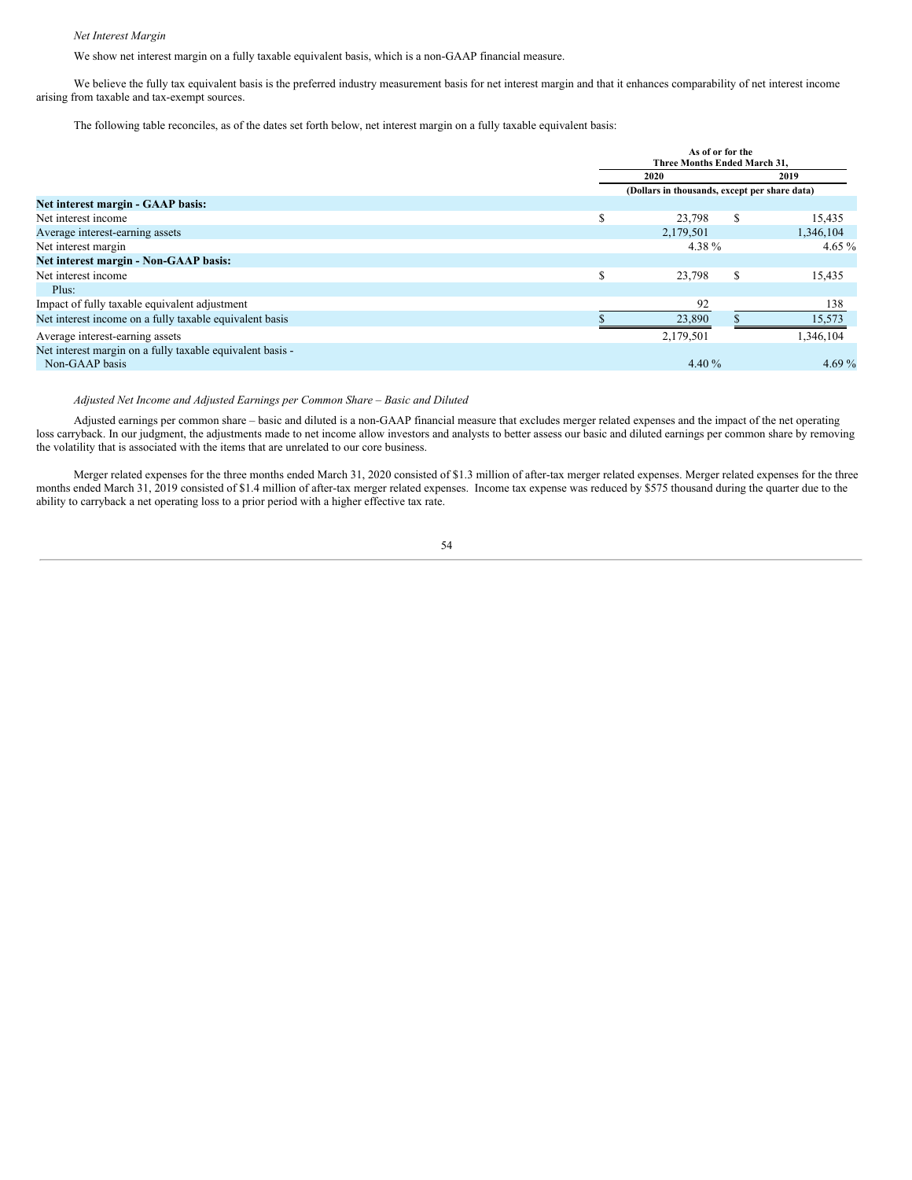*Net Interest Margin*

We show net interest margin on a fully taxable equivalent basis, which is a non-GAAP financial measure.

We believe the fully tax equivalent basis is the preferred industry measurement basis for net interest margin and that it enhances comparability of net interest income arising from taxable and tax-exempt sources.

The following table reconciles, as of the dates set forth below, net interest margin on a fully taxable equivalent basis:

| | As of or for the Three Months Ended March 31, | |
|---|---|---|
| | 2020 | 2019 |
| | (Dollars in thousands, except per share data) | |
| **Net interest margin - GAAP basis:** | | |
| Net interest income | $ 23,798 | $ 15,435 |
| Average interest-earning assets | 2,179,501 | 1,346,104 |
| Net interest margin | 4.38 % | 4.65 % |
| **Net interest margin - Non-GAAP basis:** | | |
| Net interest income | $ 23,798 | $ 15,435 |
| Plus: | | |
| Impact of fully taxable equivalent adjustment | 92 | 138 |
| Net interest income on a fully taxable equivalent basis | $ 23,890 | $ 15,573 |
| Average interest-earning assets | 2,179,501 | 1,346,104 |
| Net interest margin on a fully taxable equivalent basis - Non-GAAP basis | 4.40 % | 4.69 % |

*Adjusted Net Income and Adjusted Earnings per Common Share – Basic and Diluted*

Adjusted earnings per common share – basic and diluted is a non-GAAP financial measure that excludes merger related expenses and the impact of the net operating loss carryback. In our judgment, the adjustments made to net income allow investors and analysts to better assess our basic and diluted earnings per common share by removing the volatility that is associated with the items that are unrelated to our core business.

Merger related expenses for the three months ended March 31, 2020 consisted of $1.3 million of after-tax merger related expenses. Merger related expenses for the three months ended March 31, 2019 consisted of $1.4 million of after-tax merger related expenses. Income tax expense was reduced by $575 thousand during the quarter due to the ability to carryback a net operating loss to a prior period with a higher effective tax rate.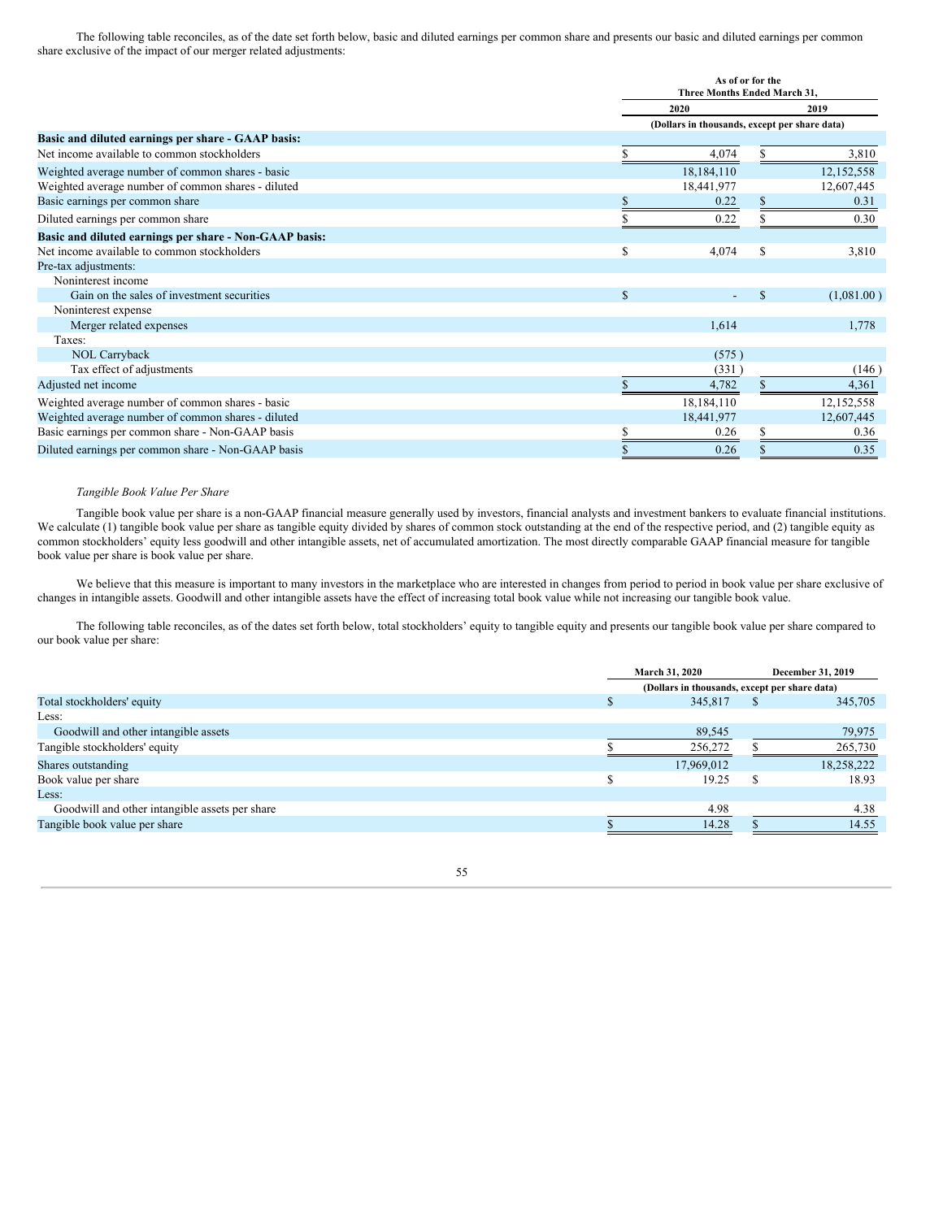The following table reconciles, as of the date set forth below, basic and diluted earnings per common share and presents our basic and diluted earnings per common share exclusive of the impact of our merger related adjustments:

| | As of or for the Three Months Ended March 31, | |
|---|---|---|
| | 2020 | 2019 |
| | (Dollars in thousands, except per share data) | |
| **Basic and diluted earnings per share - GAAP basis:** | | |
| Net income available to common stockholders | $ 4,074 | $ 3,810 |
| Weighted average number of common shares - basic | 18,184,110 | 12,152,558 |
| Weighted average number of common shares - diluted | 18,441,977 | 12,607,445 |
| Basic earnings per common share | $ 0.22 | $ 0.31 |
| Diluted earnings per common share | $ 0.22 | $ 0.30 |
| **Basic and diluted earnings per share - Non-GAAP basis:** | | |
| Net income available to common stockholders | $ 4,074 | $ 3,810 |
| Pre-tax adjustments: | | |
| Noninterest income | | |
| Gain on the sales of investment securities | $ - | $ (1,081.00) |
| Noninterest expense | | |
| Merger related expenses | 1,614 | 1,778 |
| Taxes: | | |
| NOL Carryback | (575) | |
| Tax effect of adjustments | (331) | (146) |
| Adjusted net income | $ 4,782 | $ 4,361 |
| Weighted average number of common shares - basic | 18,184,110 | 12,152,558 |
| Weighted average number of common shares - diluted | 18,441,977 | 12,607,445 |
| Basic earnings per common share - Non-GAAP basis | $ 0.26 | $ 0.36 |
| Diluted earnings per common share - Non-GAAP basis | $ 0.26 | $ 0.35 |

*Tangible Book Value Per Share*

Tangible book value per share is a non-GAAP financial measure generally used by investors, financial analysts and investment bankers to evaluate financial institutions. We calculate (1) tangible book value per share as tangible equity divided by shares of common stock outstanding at the end of the respective period, and (2) tangible equity as common stockholders' equity less goodwill and other intangible assets, net of accumulated amortization. The most directly comparable GAAP financial measure for tangible book value per share is book value per share.

We believe that this measure is important to many investors in the marketplace who are interested in changes from period to period in book value per share exclusive of changes in intangible assets. Goodwill and other intangible assets have the effect of increasing total book value while not increasing our tangible book value.

The following table reconciles, as of the dates set forth below, total stockholders' equity to tangible equity and presents our tangible book value per share compared to our book value per share:

| | March 31, 2020 | December 31, 2019 |
|---|---|---|
| | (Dollars in thousands, except per share data) | |
| Total stockholders' equity | $ 345,817 | $ 345,705 |
| Less: | | |
| Goodwill and other intangible assets | 89,545 | 79,975 |
| Tangible stockholders' equity | $ 256,272 | $ 265,730 |
| Shares outstanding | 17,969,012 | 18,258,222 |
| Book value per share | $ 19.25 | $ 18.93 |
| Less: | | |
| Goodwill and other intangible assets per share | 4.98 | 4.38 |
| Tangible book value per share | $ 14.28 | $ 14.55 |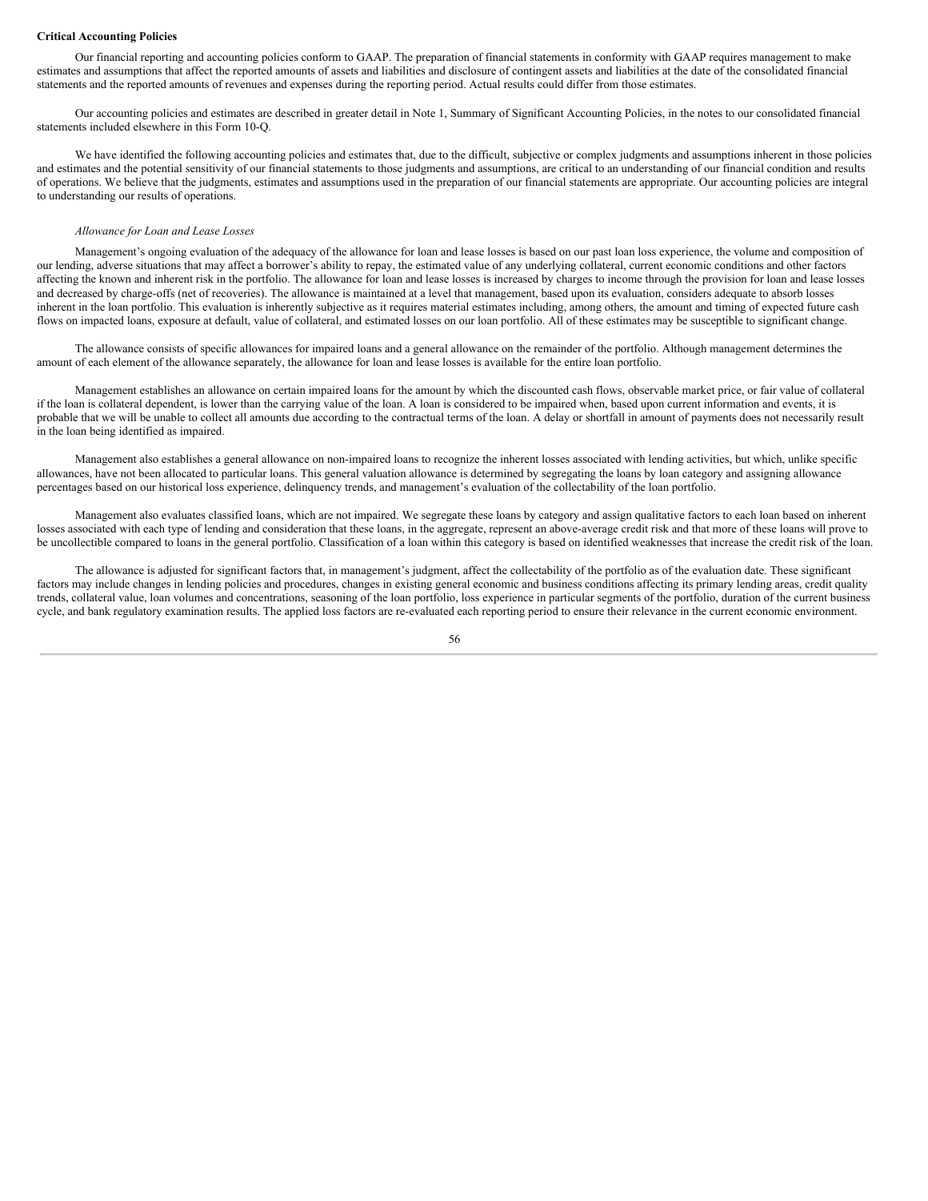**Critical Accounting Policies**

Our financial reporting and accounting policies conform to GAAP. The preparation of financial statements in conformity with GAAP requires management to make estimates and assumptions that affect the reported amounts of assets and liabilities and disclosure of contingent assets and liabilities at the date of the consolidated financial statements and the reported amounts of revenues and expenses during the reporting period. Actual results could differ from those estimates.

Our accounting policies and estimates are described in greater detail in Note 1, Summary of Significant Accounting Policies, in the notes to our consolidated financial statements included elsewhere in this Form 10-Q.

We have identified the following accounting policies and estimates that, due to the difficult, subjective or complex judgments and assumptions inherent in those policies and estimates and the potential sensitivity of our financial statements to those judgments and assumptions, are critical to an understanding of our financial condition and results of operations. We believe that the judgments, estimates and assumptions used in the preparation of our financial statements are appropriate. Our accounting policies are integral to understanding our results of operations.

*Allowance for Loan and Lease Losses*

Management's ongoing evaluation of the adequacy of the allowance for loan and lease losses is based on our past loan loss experience, the volume and composition of our lending, adverse situations that may affect a borrower's ability to repay, the estimated value of any underlying collateral, current economic conditions and other factors affecting the known and inherent risk in the portfolio. The allowance for loan and lease losses is increased by charges to income through the provision for loan and lease losses and decreased by charge-offs (net of recoveries). The allowance is maintained at a level that management, based upon its evaluation, considers adequate to absorb losses inherent in the loan portfolio. This evaluation is inherently subjective as it requires material estimates including, among others, the amount and timing of expected future cash flows on impacted loans, exposure at default, value of collateral, and estimated losses on our loan portfolio. All of these estimates may be susceptible to significant change.

The allowance consists of specific allowances for impaired loans and a general allowance on the remainder of the portfolio. Although management determines the amount of each element of the allowance separately, the allowance for loan and lease losses is available for the entire loan portfolio.

Management establishes an allowance on certain impaired loans for the amount by which the discounted cash flows, observable market price, or fair value of collateral if the loan is collateral dependent, is lower than the carrying value of the loan. A loan is considered to be impaired when, based upon current information and events, it is probable that we will be unable to collect all amounts due according to the contractual terms of the loan. A delay or shortfall in amount of payments does not necessarily result in the loan being identified as impaired.

Management also establishes a general allowance on non-impaired loans to recognize the inherent losses associated with lending activities, but which, unlike specific allowances, have not been allocated to particular loans. This general valuation allowance is determined by segregating the loans by loan category and assigning allowance percentages based on our historical loss experience, delinquency trends, and management's evaluation of the collectability of the loan portfolio.

Management also evaluates classified loans, which are not impaired. We segregate these loans by category and assign qualitative factors to each loan based on inherent losses associated with each type of lending and consideration that these loans, in the aggregate, represent an above-average credit risk and that more of these loans will prove to be uncollectible compared to loans in the general portfolio. Classification of a loan within this category is based on identified weaknesses that increase the credit risk of the loan.

The allowance is adjusted for significant factors that, in management's judgment, affect the collectability of the portfolio as of the evaluation date. These significant factors may include changes in lending policies and procedures, changes in existing general economic and business conditions affecting its primary lending areas, credit quality trends, collateral value, loan volumes and concentrations, seasoning of the loan portfolio, loss experience in particular segments of the portfolio, duration of the current business cycle, and bank regulatory examination results. The applied loss factors are re-evaluated each reporting period to ensure their relevance in the current economic environment.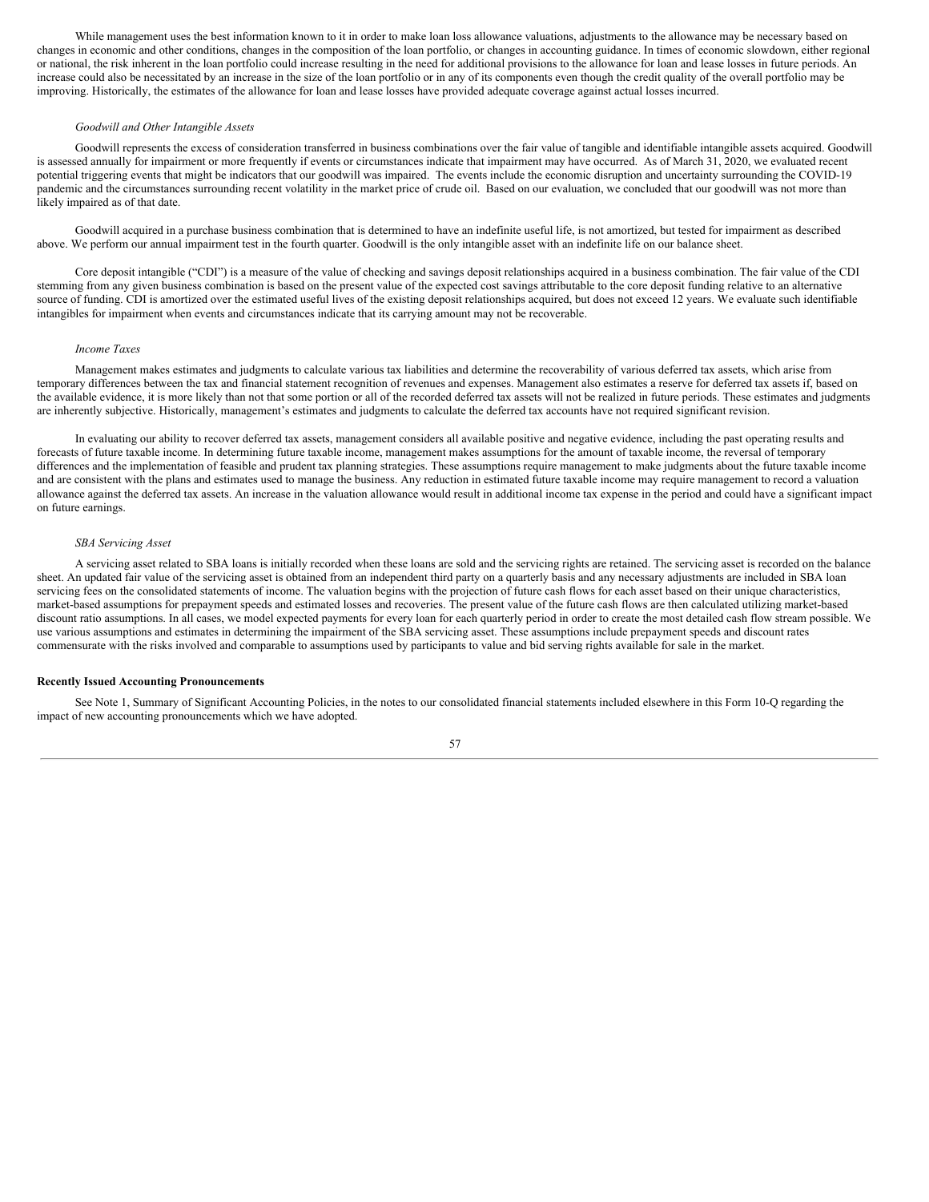While management uses the best information known to it in order to make loan loss allowance valuations, adjustments to the allowance may be necessary based on changes in economic and other conditions, changes in the composition of the loan portfolio, or changes in accounting guidance. In times of economic slowdown, either regional or national, the risk inherent in the loan portfolio could increase resulting in the need for additional provisions to the allowance for loan and lease losses in future periods. An increase could also be necessitated by an increase in the size of the loan portfolio or in any of its components even though the credit quality of the overall portfolio may be improving. Historically, the estimates of the allowance for loan and lease losses have provided adequate coverage against actual losses incurred.

*Goodwill and Other Intangible Assets*

Goodwill represents the excess of consideration transferred in business combinations over the fair value of tangible and identifiable intangible assets acquired. Goodwill is assessed annually for impairment or more frequently if events or circumstances indicate that impairment may have occurred. As of March 31, 2020, we evaluated recent potential triggering events that might be indicators that our goodwill was impaired. The events include the economic disruption and uncertainty surrounding the COVID-19 pandemic and the circumstances surrounding recent volatility in the market price of crude oil. Based on our evaluation, we concluded that our goodwill was not more than likely impaired as of that date.

Goodwill acquired in a purchase business combination that is determined to have an indefinite useful life, is not amortized, but tested for impairment as described above. We perform our annual impairment test in the fourth quarter. Goodwill is the only intangible asset with an indefinite life on our balance sheet.

Core deposit intangible ("CDI") is a measure of the value of checking and savings deposit relationships acquired in a business combination. The fair value of the CDI stemming from any given business combination is based on the present value of the expected cost savings attributable to the core deposit funding relative to an alternative source of funding. CDI is amortized over the estimated useful lives of the existing deposit relationships acquired, but does not exceed 12 years. We evaluate such identifiable intangibles for impairment when events and circumstances indicate that its carrying amount may not be recoverable.

*Income Taxes*

Management makes estimates and judgments to calculate various tax liabilities and determine the recoverability of various deferred tax assets, which arise from temporary differences between the tax and financial statement recognition of revenues and expenses. Management also estimates a reserve for deferred tax assets if, based on the available evidence, it is more likely than not that some portion or all of the recorded deferred tax assets will not be realized in future periods. These estimates and judgments are inherently subjective. Historically, management's estimates and judgments to calculate the deferred tax accounts have not required significant revision.

In evaluating our ability to recover deferred tax assets, management considers all available positive and negative evidence, including the past operating results and forecasts of future taxable income. In determining future taxable income, management makes assumptions for the amount of taxable income, the reversal of temporary differences and the implementation of feasible and prudent tax planning strategies. These assumptions require management to make judgments about the future taxable income and are consistent with the plans and estimates used to manage the business. Any reduction in estimated future taxable income may require management to record a valuation allowance against the deferred tax assets. An increase in the valuation allowance would result in additional income tax expense in the period and could have a significant impact on future earnings.

*SBA Servicing Asset*

A servicing asset related to SBA loans is initially recorded when these loans are sold and the servicing rights are retained. The servicing asset is recorded on the balance sheet. An updated fair value of the servicing asset is obtained from an independent third party on a quarterly basis and any necessary adjustments are included in SBA loan servicing fees on the consolidated statements of income. The valuation begins with the projection of future cash flows for each asset based on their unique characteristics, market-based assumptions for prepayment speeds and estimated losses and recoveries. The present value of the future cash flows are then calculated utilizing market-based discount ratio assumptions. In all cases, we model expected payments for every loan for each quarterly period in order to create the most detailed cash flow stream possible. We use various assumptions and estimates in determining the impairment of the SBA servicing asset. These assumptions include prepayment speeds and discount rates commensurate with the risks involved and comparable to assumptions used by participants to value and bid serving rights available for sale in the market.

**Recently Issued Accounting Pronouncements**

See Note 1, Summary of Significant Accounting Policies, in the notes to our consolidated financial statements included elsewhere in this Form 10-Q regarding the impact of new accounting pronouncements which we have adopted.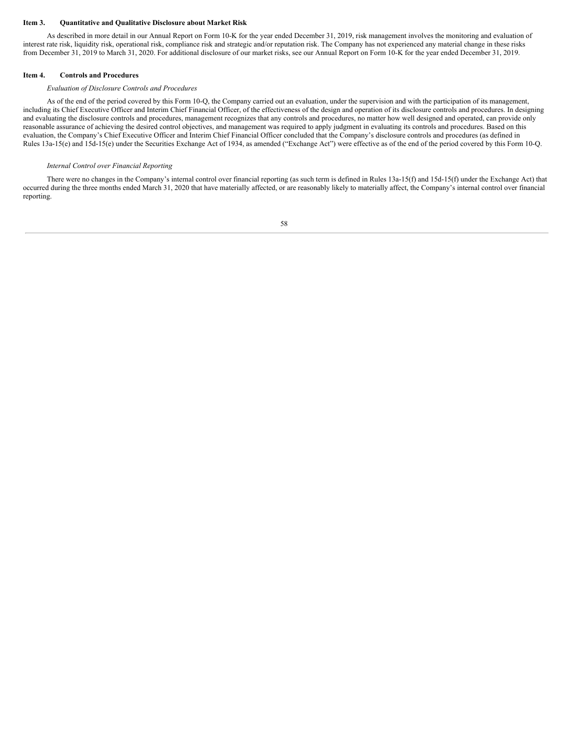## Item 3. Quantitative and Qualitative Disclosure about Market Risk

As described in more detail in our Annual Report on Form 10-K for the year ended December 31, 2019, risk management involves the monitoring and evaluation of interest rate risk, liquidity risk, operational risk, compliance risk and strategic and/or reputation risk. The Company has not experienced any material change in these risks from December 31, 2019 to March 31, 2020. For additional disclosure of our market risks, see our Annual Report on Form 10-K for the year ended December 31, 2019.

## Item 4. Controls and Procedures

*Evaluation of Disclosure Controls and Procedures*

As of the end of the period covered by this Form 10-Q, the Company carried out an evaluation, under the supervision and with the participation of its management, including its Chief Executive Officer and Interim Chief Financial Officer, of the effectiveness of the design and operation of its disclosure controls and procedures. In designing and evaluating the disclosure controls and procedures, management recognizes that any controls and procedures, no matter how well designed and operated, can provide only reasonable assurance of achieving the desired control objectives, and management was required to apply judgment in evaluating its controls and procedures. Based on this evaluation, the Company's Chief Executive Officer and Interim Chief Financial Officer concluded that the Company's disclosure controls and procedures (as defined in Rules 13a-15(e) and 15d-15(e) under the Securities Exchange Act of 1934, as amended ("Exchange Act") were effective as of the end of the period covered by this Form 10-Q.

*Internal Control over Financial Reporting*

There were no changes in the Company's internal control over financial reporting (as such term is defined in Rules 13a-15(f) and 15d-15(f) under the Exchange Act) that occurred during the three months ended March 31, 2020 that have materially affected, or are reasonably likely to materially affect, the Company's internal control over financial reporting.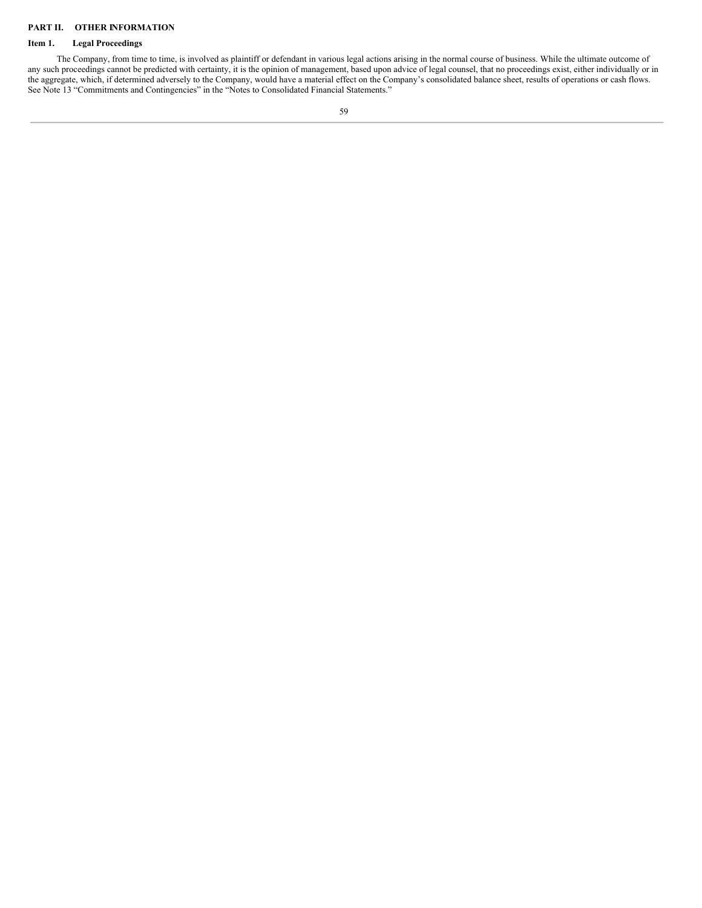## PART II. OTHER INFORMATION

### Item 1. Legal Proceedings

The Company, from time to time, is involved as plaintiff or defendant in various legal actions arising in the normal course of business. While the ultimate outcome of any such proceedings cannot be predicted with certainty, it is the opinion of management, based upon advice of legal counsel, that no proceedings exist, either individually or in the aggregate, which, if determined adversely to the Company, would have a material effect on the Company's consolidated balance sheet, results of operations or cash flows. See Note 13 "Commitments and Contingencies" in the "Notes to Consolidated Financial Statements."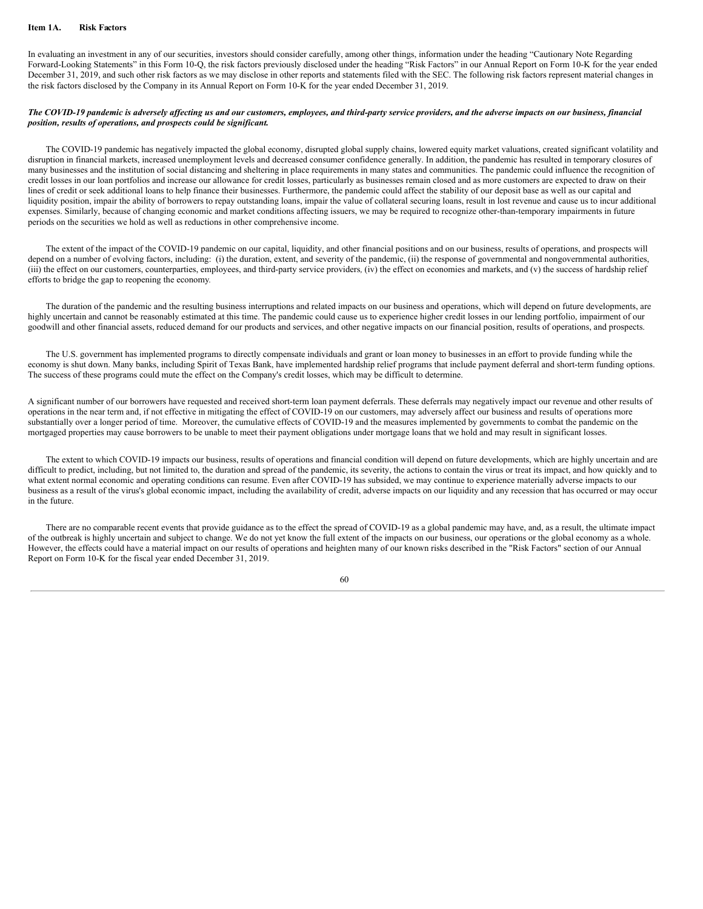## Item 1A. Risk Factors

In evaluating an investment in any of our securities, investors should consider carefully, among other things, information under the heading "Cautionary Note Regarding Forward-Looking Statements" in this Form 10-Q, the risk factors previously disclosed under the heading "Risk Factors" in our Annual Report on Form 10-K for the year ended December 31, 2019, and such other risk factors as we may disclose in other reports and statements filed with the SEC. The following risk factors represent material changes in the risk factors disclosed by the Company in its Annual Report on Form 10-K for the year ended December 31, 2019.

***The COVID-19 pandemic is adversely affecting us and our customers, employees, and third-party service providers, and the adverse impacts on our business, financial position, results of operations, and prospects could be significant.***

The COVID-19 pandemic has negatively impacted the global economy, disrupted global supply chains, lowered equity market valuations, created significant volatility and disruption in financial markets, increased unemployment levels and decreased consumer confidence generally. In addition, the pandemic has resulted in temporary closures of many businesses and the institution of social distancing and sheltering in place requirements in many states and communities. The pandemic could influence the recognition of credit losses in our loan portfolios and increase our allowance for credit losses, particularly as businesses remain closed and as more customers are expected to draw on their lines of credit or seek additional loans to help finance their businesses. Furthermore, the pandemic could affect the stability of our deposit base as well as our capital and liquidity position, impair the ability of borrowers to repay outstanding loans, impair the value of collateral securing loans, result in lost revenue and cause us to incur additional expenses. Similarly, because of changing economic and market conditions affecting issuers, we may be required to recognize other-than-temporary impairments in future periods on the securities we hold as well as reductions in other comprehensive income.

The extent of the impact of the COVID-19 pandemic on our capital, liquidity, and other financial positions and on our business, results of operations, and prospects will depend on a number of evolving factors, including: (i) the duration, extent, and severity of the pandemic, (ii) the response of governmental and nongovernmental authorities, (iii) the effect on our customers, counterparties, employees, and third-party service providers, (iv) the effect on economies and markets, and (v) the success of hardship relief efforts to bridge the gap to reopening the economy.

The duration of the pandemic and the resulting business interruptions and related impacts on our business and operations, which will depend on future developments, are highly uncertain and cannot be reasonably estimated at this time. The pandemic could cause us to experience higher credit losses in our lending portfolio, impairment of our goodwill and other financial assets, reduced demand for our products and services, and other negative impacts on our financial position, results of operations, and prospects.

The U.S. government has implemented programs to directly compensate individuals and grant or loan money to businesses in an effort to provide funding while the economy is shut down. Many banks, including Spirit of Texas Bank, have implemented hardship relief programs that include payment deferral and short-term funding options. The success of these programs could mute the effect on the Company's credit losses, which may be difficult to determine.

A significant number of our borrowers have requested and received short-term loan payment deferrals. These deferrals may negatively impact our revenue and other results of operations in the near term and, if not effective in mitigating the effect of COVID-19 on our customers, may adversely affect our business and results of operations more substantially over a longer period of time. Moreover, the cumulative effects of COVID-19 and the measures implemented by governments to combat the pandemic on the mortgaged properties may cause borrowers to be unable to meet their payment obligations under mortgage loans that we hold and may result in significant losses.

The extent to which COVID-19 impacts our business, results of operations and financial condition will depend on future developments, which are highly uncertain and are difficult to predict, including, but not limited to, the duration and spread of the pandemic, its severity, the actions to contain the virus or treat its impact, and how quickly and to what extent normal economic and operating conditions can resume. Even after COVID-19 has subsided, we may continue to experience materially adverse impacts to our business as a result of the virus's global economic impact, including the availability of credit, adverse impacts on our liquidity and any recession that has occurred or may occur in the future.

There are no comparable recent events that provide guidance as to the effect the spread of COVID-19 as a global pandemic may have, and, as a result, the ultimate impact of the outbreak is highly uncertain and subject to change. We do not yet know the full extent of the impacts on our business, our operations or the global economy as a whole. However, the effects could have a material impact on our results of operations and heighten many of our known risks described in the "Risk Factors" section of our Annual Report on Form 10-K for the fiscal year ended December 31, 2019.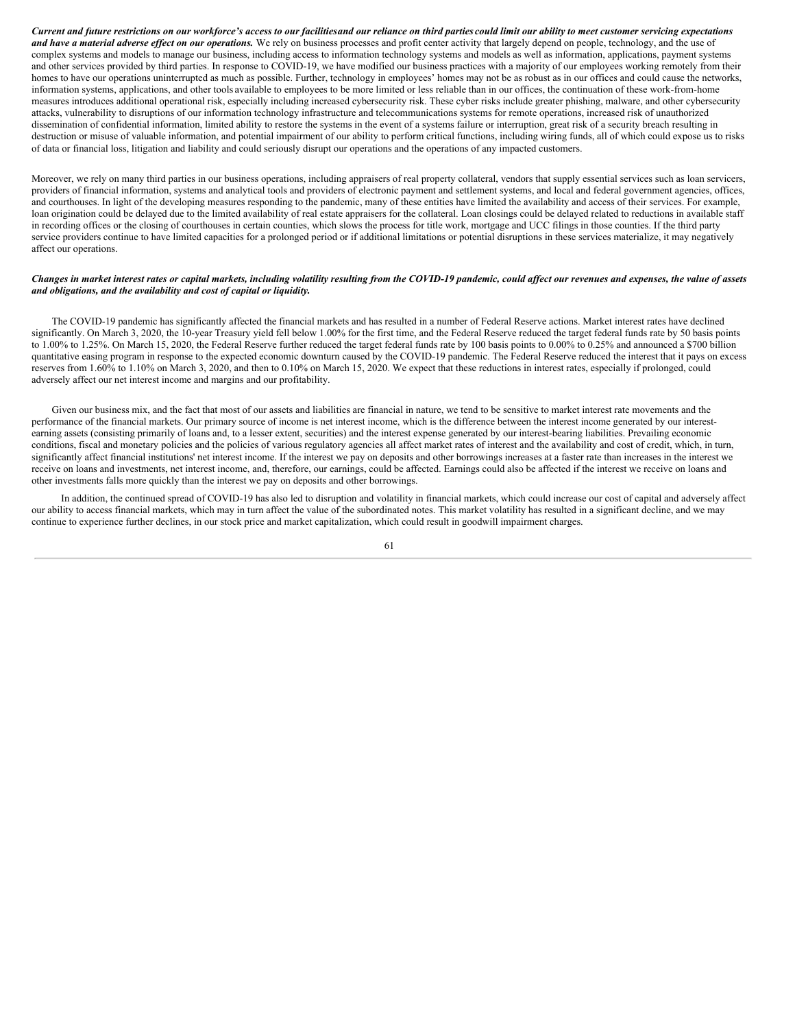***Current and future restrictions on our workforce's access to our facilities and our reliance on third parties could limit our ability to meet customer servicing expectations and have a material adverse effect on our operations.*** We rely on business processes and profit center activity that largely depend on people, technology, and the use of complex systems and models to manage our business, including access to information technology systems and models as well as information, applications, payment systems and other services provided by third parties. In response to COVID-19, we have modified our business practices with a majority of our employees working remotely from their homes to have our operations uninterrupted as much as possible. Further, technology in employees' homes may not be as robust as in our offices and could cause the networks, information systems, applications, and other tools available to employees to be more limited or less reliable than in our offices, the continuation of these work-from-home measures introduces additional operational risk, especially including increased cybersecurity risk. These cyber risks include greater phishing, malware, and other cybersecurity attacks, vulnerability to disruptions of our information technology infrastructure and telecommunications systems for remote operations, increased risk of unauthorized dissemination of confidential information, limited ability to restore the systems in the event of a systems failure or interruption, great risk of a security breach resulting in destruction or misuse of valuable information, and potential impairment of our ability to perform critical functions, including wiring funds, all of which could expose us to risks of data or financial loss, litigation and liability and could seriously disrupt our operations and the operations of any impacted customers.

Moreover, we rely on many third parties in our business operations, including appraisers of real property collateral, vendors that supply essential services such as loan servicers, providers of financial information, systems and analytical tools and providers of electronic payment and settlement systems, and local and federal government agencies, offices, and courthouses. In light of the developing measures responding to the pandemic, many of these entities have limited the availability and access of their services. For example, loan origination could be delayed due to the limited availability of real estate appraisers for the collateral. Loan closings could be delayed related to reductions in available staff in recording offices or the closing of courthouses in certain counties, which slows the process for title work, mortgage and UCC filings in those counties. If the third party service providers continue to have limited capacities for a prolonged period or if additional limitations or potential disruptions in these services materialize, it may negatively affect our operations.

***Changes in market interest rates or capital markets, including volatility resulting from the COVID-19 pandemic, could affect our revenues and expenses, the value of assets and obligations, and the availability and cost of capital or liquidity.***

The COVID-19 pandemic has significantly affected the financial markets and has resulted in a number of Federal Reserve actions. Market interest rates have declined significantly. On March 3, 2020, the 10-year Treasury yield fell below 1.00% for the first time, and the Federal Reserve reduced the target federal funds rate by 50 basis points to 1.00% to 1.25%. On March 15, 2020, the Federal Reserve further reduced the target federal funds rate by 100 basis points to 0.00% to 0.25% and announced a $700 billion quantitative easing program in response to the expected economic downturn caused by the COVID-19 pandemic. The Federal Reserve reduced the interest that it pays on excess reserves from 1.60% to 1.10% on March 3, 2020, and then to 0.10% on March 15, 2020. We expect that these reductions in interest rates, especially if prolonged, could adversely affect our net interest income and margins and our profitability.

Given our business mix, and the fact that most of our assets and liabilities are financial in nature, we tend to be sensitive to market interest rate movements and the performance of the financial markets. Our primary source of income is net interest income, which is the difference between the interest income generated by our interest-earning assets (consisting primarily of loans and, to a lesser extent, securities) and the interest expense generated by our interest-bearing liabilities. Prevailing economic conditions, fiscal and monetary policies and the policies of various regulatory agencies all affect market rates of interest and the availability and cost of credit, which, in turn, significantly affect financial institutions' net interest income. If the interest we pay on deposits and other borrowings increases at a faster rate than increases in the interest we receive on loans and investments, net interest income, and, therefore, our earnings, could be affected. Earnings could also be affected if the interest we receive on loans and other investments falls more quickly than the interest we pay on deposits and other borrowings.

In addition, the continued spread of COVID-19 has also led to disruption and volatility in financial markets, which could increase our cost of capital and adversely affect our ability to access financial markets, which may in turn affect the value of the subordinated notes. This market volatility has resulted in a significant decline, and we may continue to experience further declines, in our stock price and market capitalization, which could result in goodwill impairment charges.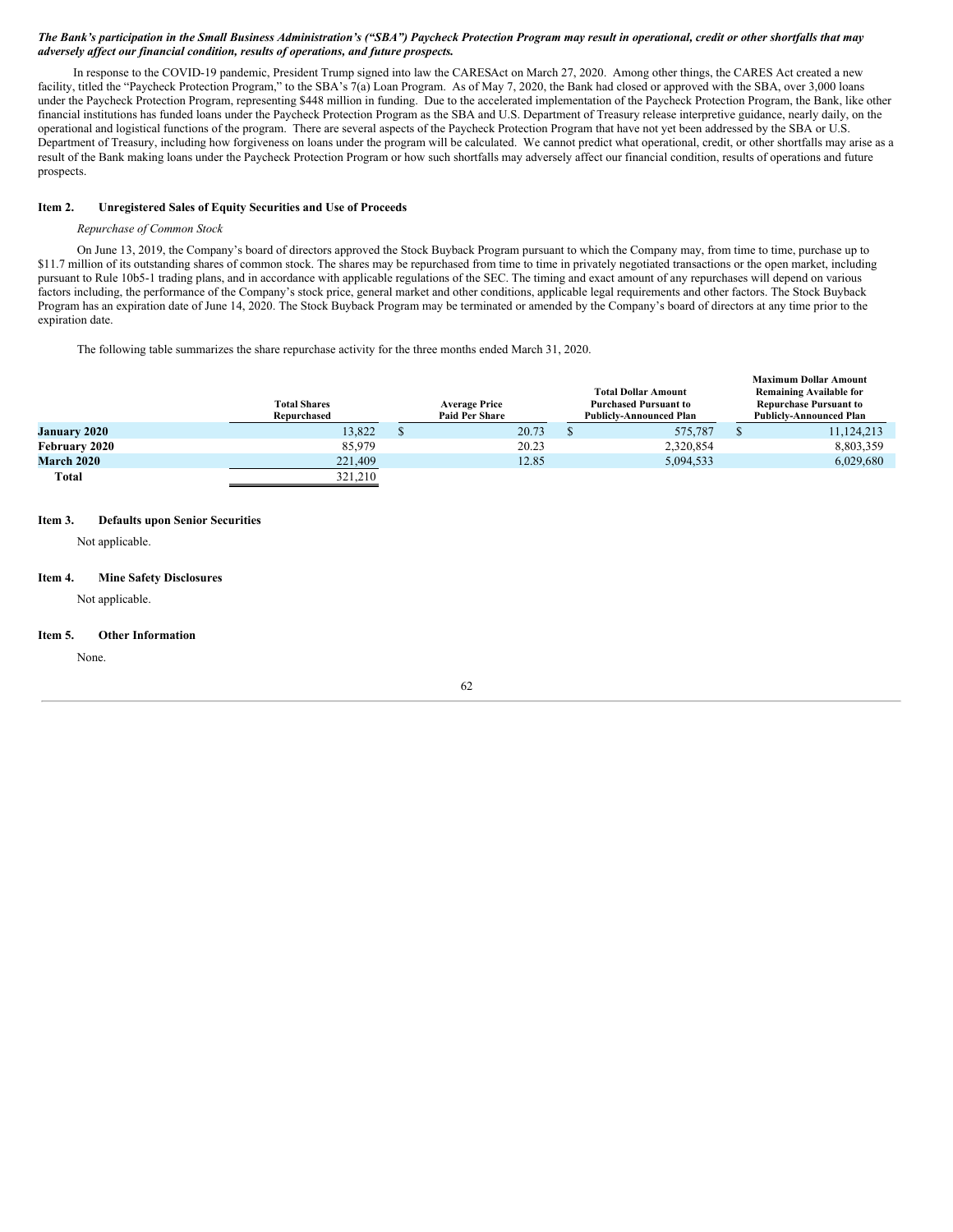***The Bank's participation in the Small Business Administration's ("SBA") Paycheck Protection Program may result in operational, credit or other shortfalls that may adversely affect our financial condition, results of operations, and future prospects.***

In response to the COVID-19 pandemic, President Trump signed into law the CARESAct on March 27, 2020. Among other things, the CARES Act created a new facility, titled the "Paycheck Protection Program," to the SBA's 7(a) Loan Program. As of May 7, 2020, the Bank had closed or approved with the SBA, over 3,000 loans under the Paycheck Protection Program, representing $448 million in funding. Due to the accelerated implementation of the Paycheck Protection Program, the Bank, like other financial institutions has funded loans under the Paycheck Protection Program as the SBA and U.S. Department of Treasury release interpretive guidance, nearly daily, on the operational and logistical functions of the program. There are several aspects of the Paycheck Protection Program that have not yet been addressed by the SBA or U.S. Department of Treasury, including how forgiveness on loans under the program will be calculated. We cannot predict what operational, credit, or other shortfalls may arise as a result of the Bank making loans under the Paycheck Protection Program or how such shortfalls may adversely affect our financial condition, results of operations and future prospects.

## Item 2. Unregistered Sales of Equity Securities and Use of Proceeds

*Repurchase of Common Stock*

On June 13, 2019, the Company's board of directors approved the Stock Buyback Program pursuant to which the Company may, from time to time, purchase up to $11.7 million of its outstanding shares of common stock. The shares may be repurchased from time to time in privately negotiated transactions or the open market, including pursuant to Rule 10b5-1 trading plans, and in accordance with applicable regulations of the SEC. The timing and exact amount of any repurchases will depend on various factors including, the performance of the Company's stock price, general market and other conditions, applicable legal requirements and other factors. The Stock Buyback Program has an expiration date of June 14, 2020. The Stock Buyback Program may be terminated or amended by the Company's board of directors at any time prior to the expiration date.

The following table summarizes the share repurchase activity for the three months ended March 31, 2020.

| | Total Shares Repurchased | Average Price Paid Per Share | Total Dollar Amount Purchased Pursuant to Publicly-Announced Plan | Maximum Dollar Amount Remaining Available for Repurchase Pursuant to Publicly-Announced Plan |
|---|---|---|---|---|
| **January 2020** | 13,822 | $ 20.73 | $ 575,787 | $ 11,124,213 |
| **February 2020** | 85,979 | 20.23 | 2,320,854 | 8,803,359 |
| **March 2020** | 221,409 | 12.85 | 5,094,533 | 6,029,680 |
| **Total** | 321,210 | | | |

## Item 3. Defaults upon Senior Securities

Not applicable.

## Item 4. Mine Safety Disclosures

Not applicable.

## Item 5. Other Information

None.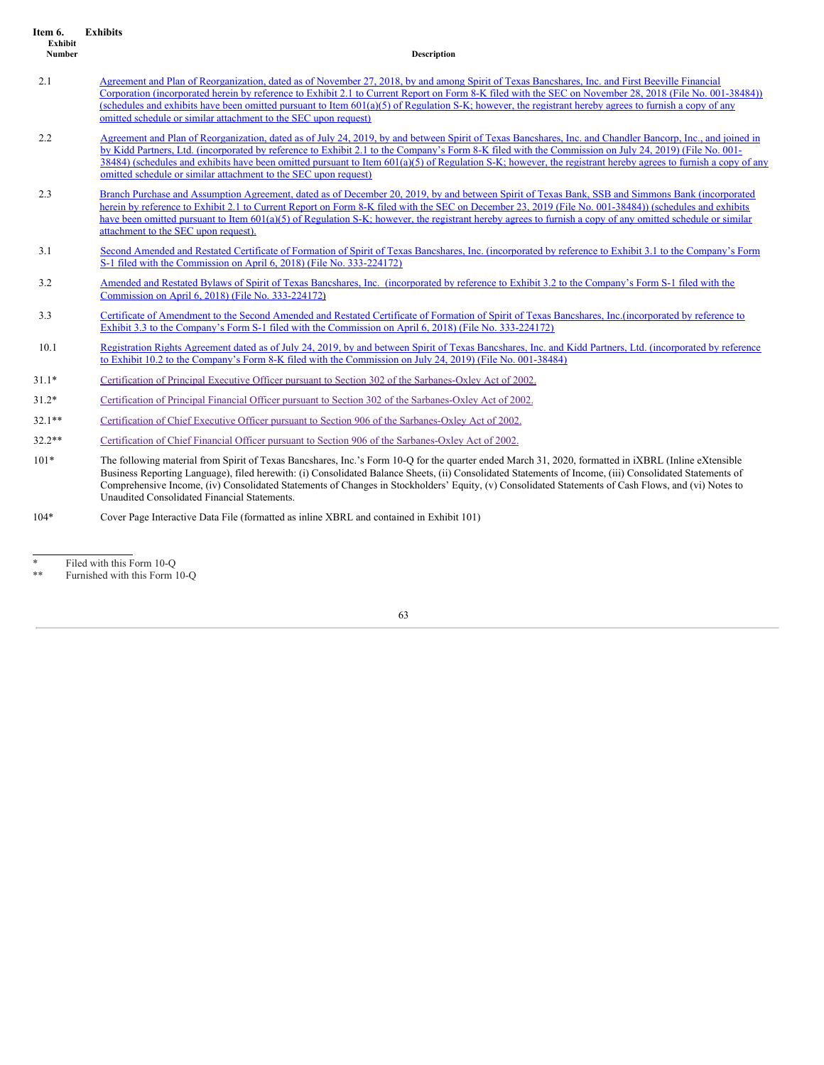## Item 6. Exhibits

| Exhibit Number | Description |
|---|---|
| 2.1 | Agreement and Plan of Reorganization, dated as of November 27, 2018, by and among Spirit of Texas Bancshares, Inc. and First Beeville Financial Corporation (incorporated herein by reference to Exhibit 2.1 to Current Report on Form 8-K filed with the SEC on November 28, 2018 (File No. 001-38484)) (schedules and exhibits have been omitted pursuant to Item 601(a)(5) of Regulation S-K; however, the registrant hereby agrees to furnish a copy of any omitted schedule or similar attachment to the SEC upon request) |
| 2.2 | Agreement and Plan of Reorganization, dated as of July 24, 2019, by and between Spirit of Texas Bancshares, Inc. and Chandler Bancorp, Inc., and joined in by Kidd Partners, Ltd. (incorporated by reference to Exhibit 2.1 to the Company's Form 8-K filed with the Commission on July 24, 2019) (File No. 001-38484) (schedules and exhibits have been omitted pursuant to Item 601(a)(5) of Regulation S-K; however, the registrant hereby agrees to furnish a copy of any omitted schedule or similar attachment to the SEC upon request) |
| 2.3 | Branch Purchase and Assumption Agreement, dated as of December 20, 2019, by and between Spirit of Texas Bank, SSB and Simmons Bank (incorporated herein by reference to Exhibit 2.1 to Current Report on Form 8-K filed with the SEC on December 23, 2019 (File No. 001-38484)) (schedules and exhibits have been omitted pursuant to Item 601(a)(5) of Regulation S-K; however, the registrant hereby agrees to furnish a copy of any omitted schedule or similar attachment to the SEC upon request). |
| 3.1 | Second Amended and Restated Certificate of Formation of Spirit of Texas Bancshares, Inc. (incorporated by reference to Exhibit 3.1 to the Company's Form S-1 filed with the Commission on April 6, 2018) (File No. 333-224172) |
| 3.2 | Amended and Restated Bylaws of Spirit of Texas Bancshares, Inc. (incorporated by reference to Exhibit 3.2 to the Company's Form S-1 filed with the Commission on April 6, 2018) (File No. 333-224172) |
| 3.3 | Certificate of Amendment to the Second Amended and Restated Certificate of Formation of Spirit of Texas Bancshares, Inc.(incorporated by reference to Exhibit 3.3 to the Company's Form S-1 filed with the Commission on April 6, 2018) (File No. 333-224172) |
| 10.1 | Registration Rights Agreement dated as of July 24, 2019, by and between Spirit of Texas Bancshares, Inc. and Kidd Partners, Ltd. (incorporated by reference to Exhibit 10.2 to the Company's Form 8-K filed with the Commission on July 24, 2019) (File No. 001-38484) |
| 31.1* | Certification of Principal Executive Officer pursuant to Section 302 of the Sarbanes-Oxley Act of 2002. |
| 31.2* | Certification of Principal Financial Officer pursuant to Section 302 of the Sarbanes-Oxley Act of 2002. |
| 32.1** | Certification of Chief Executive Officer pursuant to Section 906 of the Sarbanes-Oxley Act of 2002. |
| 32.2** | Certification of Chief Financial Officer pursuant to Section 906 of the Sarbanes-Oxley Act of 2002. |
| 101* | The following material from Spirit of Texas Bancshares, Inc.'s Form 10-Q for the quarter ended March 31, 2020, formatted in iXBRL (Inline eXtensible Business Reporting Language), filed herewith: (i) Consolidated Balance Sheets, (ii) Consolidated Statements of Income, (iii) Consolidated Statements of Comprehensive Income, (iv) Consolidated Statements of Changes in Stockholders' Equity, (v) Consolidated Statements of Cash Flows, and (vi) Notes to Unaudited Consolidated Financial Statements. |
| 104* | Cover Page Interactive Data File (formatted as inline XBRL and contained in Exhibit 101) |

\* Filed with this Form 10-Q

\** Furnished with this Form 10-Q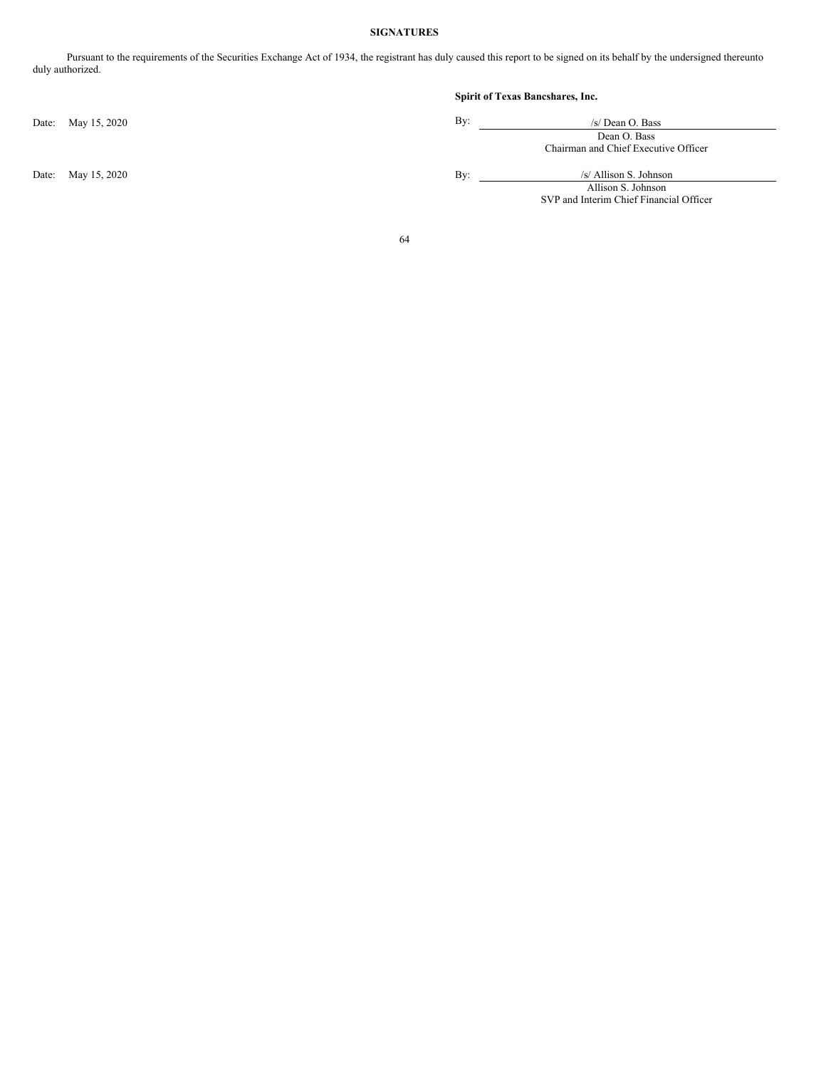**SIGNATURES**

Pursuant to the requirements of the Securities Exchange Act of 1934, the registrant has duly caused this report to be signed on its behalf by the undersigned thereunto duly authorized.

**Spirit of Texas Bancshares, Inc.**

Date: May 15, 2020

By: /s/ Dean O. Bass
Dean O. Bass
Chairman and Chief Executive Officer

Date: May 15, 2020

By: /s/ Allison S. Johnson
Allison S. Johnson
SVP and Interim Chief Financial Officer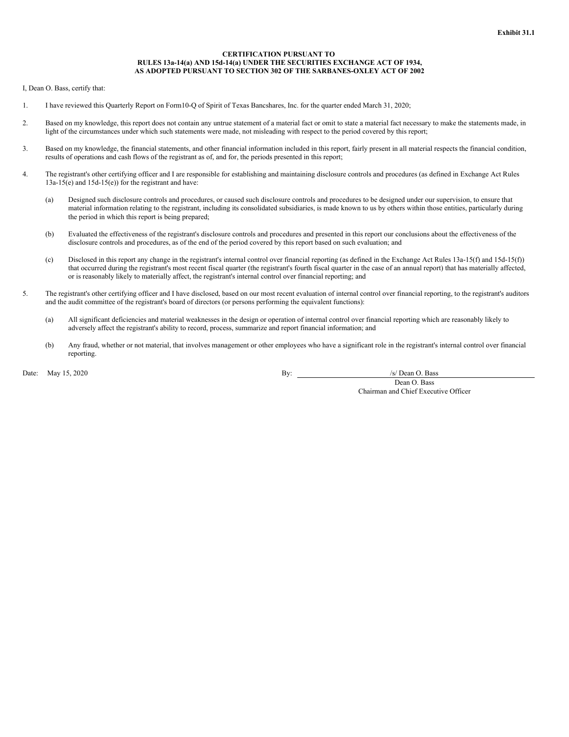**Exhibit 31.1**

**CERTIFICATION PURSUANT TO**
**RULES 13a-14(a) AND 15d-14(a) UNDER THE SECURITIES EXCHANGE ACT OF 1934,**
**AS ADOPTED PURSUANT TO SECTION 302 OF THE SARBANES-OXLEY ACT OF 2002**

I, Dean O. Bass, certify that:

1. I have reviewed this Quarterly Report on Form10-Q of Spirit of Texas Bancshares, Inc. for the quarter ended March 31, 2020;

2. Based on my knowledge, this report does not contain any untrue statement of a material fact or omit to state a material fact necessary to make the statements made, in light of the circumstances under which such statements were made, not misleading with respect to the period covered by this report;

3. Based on my knowledge, the financial statements, and other financial information included in this report, fairly present in all material respects the financial condition, results of operations and cash flows of the registrant as of, and for, the periods presented in this report;

4. The registrant's other certifying officer and I are responsible for establishing and maintaining disclosure controls and procedures (as defined in Exchange Act Rules 13a-15(e) and 15d-15(e)) for the registrant and have:

   (a) Designed such disclosure controls and procedures, or caused such disclosure controls and procedures to be designed under our supervision, to ensure that material information relating to the registrant, including its consolidated subsidiaries, is made known to us by others within those entities, particularly during the period in which this report is being prepared;

   (b) Evaluated the effectiveness of the registrant's disclosure controls and procedures and presented in this report our conclusions about the effectiveness of the disclosure controls and procedures, as of the end of the period covered by this report based on such evaluation; and

   (c) Disclosed in this report any change in the registrant's internal control over financial reporting (as defined in the Exchange Act Rules 13a-15(f) and 15d-15(f)) that occurred during the registrant's most recent fiscal quarter (the registrant's fourth fiscal quarter in the case of an annual report) that has materially affected, or is reasonably likely to materially affect, the registrant's internal control over financial reporting; and

5. The registrant's other certifying officer and I have disclosed, based on our most recent evaluation of internal control over financial reporting, to the registrant's auditors and the audit committee of the registrant's board of directors (or persons performing the equivalent functions):

   (a) All significant deficiencies and material weaknesses in the design or operation of internal control over financial reporting which are reasonably likely to adversely affect the registrant's ability to record, process, summarize and report financial information; and

   (b) Any fraud, whether or not material, that involves management or other employees who have a significant role in the registrant's internal control over financial reporting.

Date: May 15, 2020

By: /s/ Dean O. Bass
Dean O. Bass
Chairman and Chief Executive Officer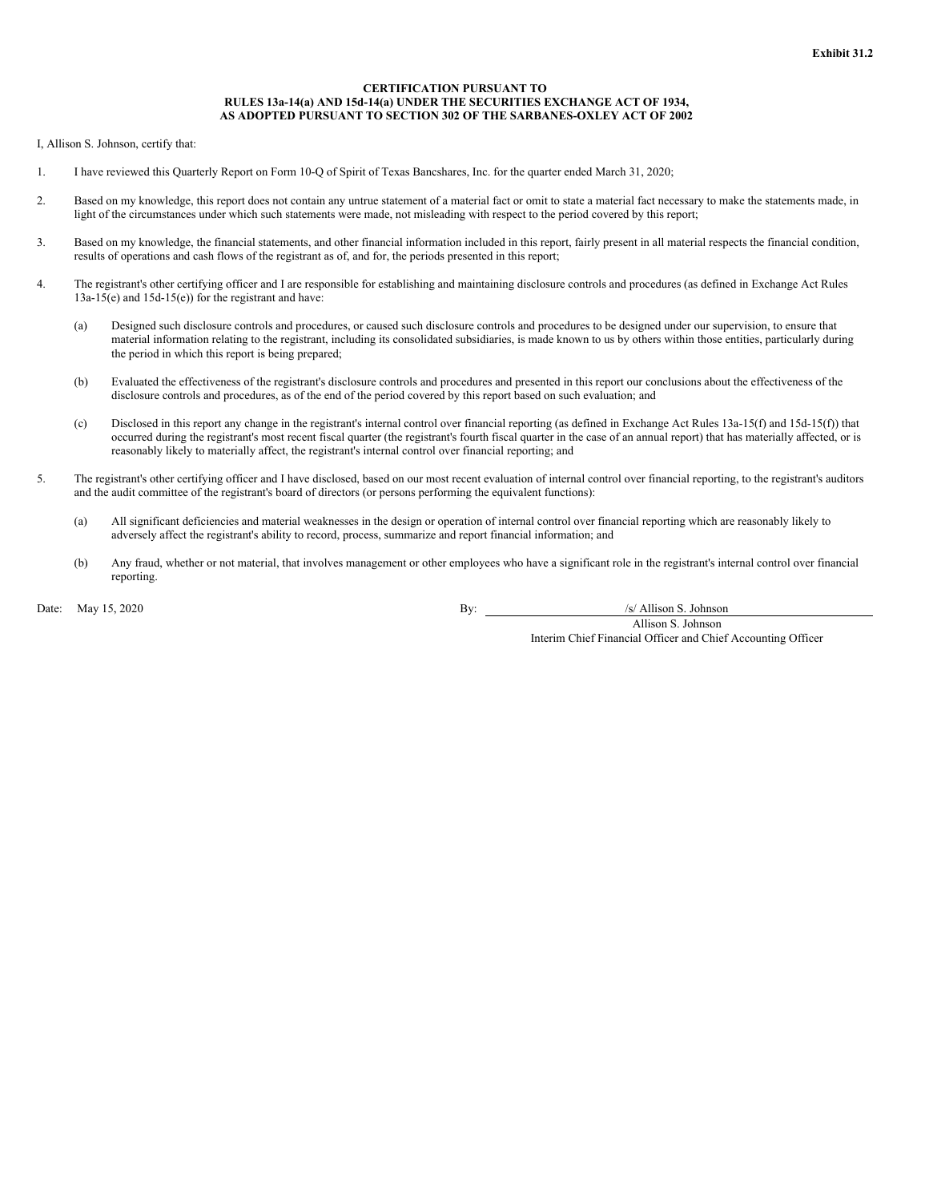**Exhibit 31.2**

**CERTIFICATION PURSUANT TO**
**RULES 13a-14(a) AND 15d-14(a) UNDER THE SECURITIES EXCHANGE ACT OF 1934,**
**AS ADOPTED PURSUANT TO SECTION 302 OF THE SARBANES-OXLEY ACT OF 2002**

I, Allison S. Johnson, certify that:

1. I have reviewed this Quarterly Report on Form 10-Q of Spirit of Texas Bancshares, Inc. for the quarter ended March 31, 2020;

2. Based on my knowledge, this report does not contain any untrue statement of a material fact or omit to state a material fact necessary to make the statements made, in light of the circumstances under which such statements were made, not misleading with respect to the period covered by this report;

3. Based on my knowledge, the financial statements, and other financial information included in this report, fairly present in all material respects the financial condition, results of operations and cash flows of the registrant as of, and for, the periods presented in this report;

4. The registrant's other certifying officer and I are responsible for establishing and maintaining disclosure controls and procedures (as defined in Exchange Act Rules 13a-15(e) and 15d-15(e)) for the registrant and have:

   (a) Designed such disclosure controls and procedures, or caused such disclosure controls and procedures to be designed under our supervision, to ensure that material information relating to the registrant, including its consolidated subsidiaries, is made known to us by others within those entities, particularly during the period in which this report is being prepared;

   (b) Evaluated the effectiveness of the registrant's disclosure controls and procedures and presented in this report our conclusions about the effectiveness of the disclosure controls and procedures, as of the end of the period covered by this report based on such evaluation; and

   (c) Disclosed in this report any change in the registrant's internal control over financial reporting (as defined in Exchange Act Rules 13a-15(f) and 15d-15(f)) that occurred during the registrant's most recent fiscal quarter (the registrant's fourth fiscal quarter in the case of an annual report) that has materially affected, or is reasonably likely to materially affect, the registrant's internal control over financial reporting; and

5. The registrant's other certifying officer and I have disclosed, based on our most recent evaluation of internal control over financial reporting, to the registrant's auditors and the audit committee of the registrant's board of directors (or persons performing the equivalent functions):

   (a) All significant deficiencies and material weaknesses in the design or operation of internal control over financial reporting which are reasonably likely to adversely affect the registrant's ability to record, process, summarize and report financial information; and

   (b) Any fraud, whether or not material, that involves management or other employees who have a significant role in the registrant's internal control over financial reporting.

Date: May 15, 2020

By: /s/ Allison S. Johnson
Allison S. Johnson
Interim Chief Financial Officer and Chief Accounting Officer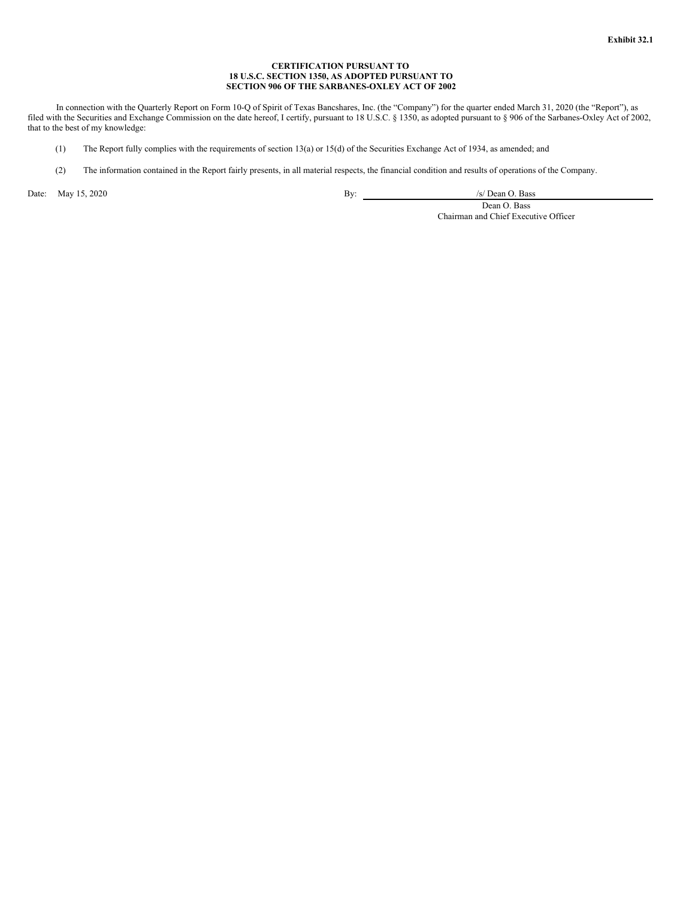**Exhibit 32.1**

**CERTIFICATION PURSUANT TO**
**18 U.S.C. SECTION 1350, AS ADOPTED PURSUANT TO**
**SECTION 906 OF THE SARBANES-OXLEY ACT OF 2002**

In connection with the Quarterly Report on Form 10-Q of Spirit of Texas Bancshares, Inc. (the "Company") for the quarter ended March 31, 2020 (the "Report"), as filed with the Securities and Exchange Commission on the date hereof, I certify, pursuant to 18 U.S.C. § 1350, as adopted pursuant to § 906 of the Sarbanes-Oxley Act of 2002, that to the best of my knowledge:

(1) The Report fully complies with the requirements of section 13(a) or 15(d) of the Securities Exchange Act of 1934, as amended; and

(2) The information contained in the Report fairly presents, in all material respects, the financial condition and results of operations of the Company.

Date: May 15, 2020

By: /s/ Dean O. Bass
Dean O. Bass
Chairman and Chief Executive Officer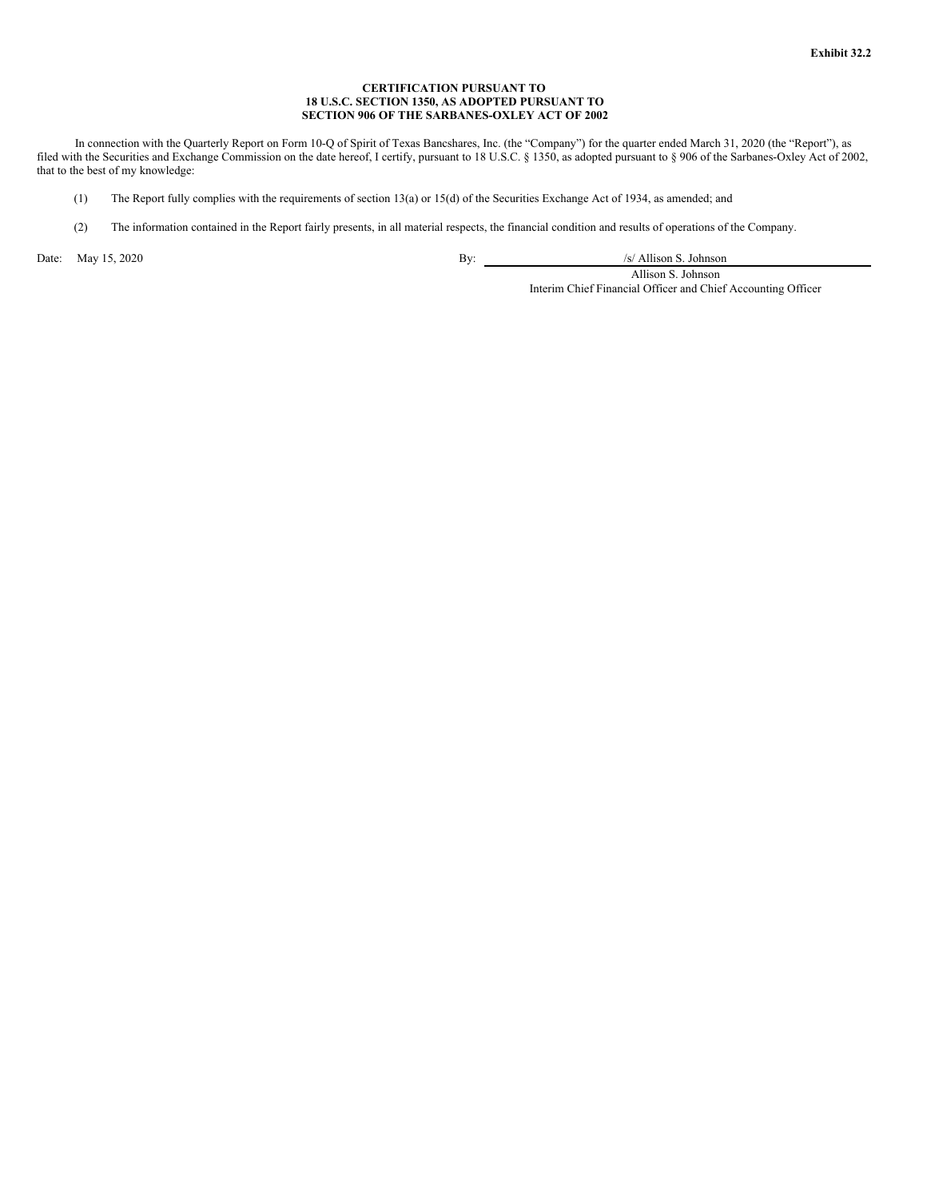**Exhibit 32.2**

**CERTIFICATION PURSUANT TO**
**18 U.S.C. SECTION 1350, AS ADOPTED PURSUANT TO**
**SECTION 906 OF THE SARBANES-OXLEY ACT OF 2002**

In connection with the Quarterly Report on Form 10-Q of Spirit of Texas Bancshares, Inc. (the "Company") for the quarter ended March 31, 2020 (the "Report"), as filed with the Securities and Exchange Commission on the date hereof, I certify, pursuant to 18 U.S.C. § 1350, as adopted pursuant to § 906 of the Sarbanes-Oxley Act of 2002, that to the best of my knowledge:

(1) The Report fully complies with the requirements of section 13(a) or 15(d) of the Securities Exchange Act of 1934, as amended; and

(2) The information contained in the Report fairly presents, in all material respects, the financial condition and results of operations of the Company.

Date: May 15, 2020

By: /s/ Allison S. Johnson

Allison S. Johnson

Interim Chief Financial Officer and Chief Accounting Officer